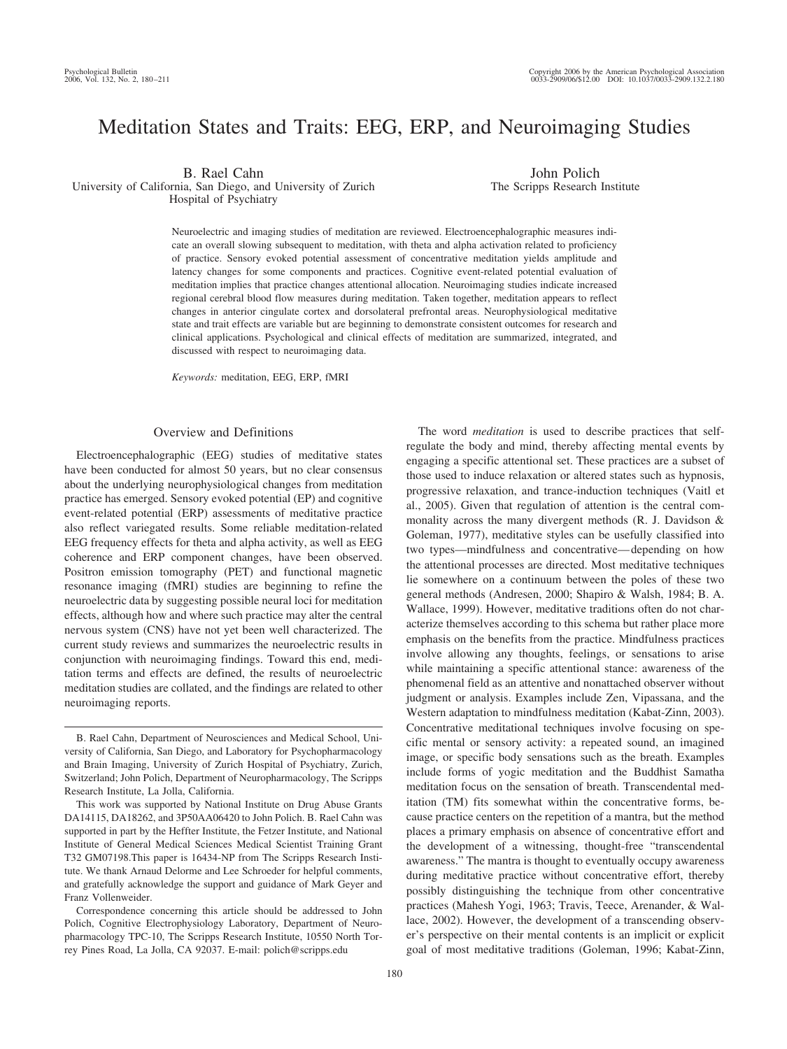# Meditation States and Traits: EEG, ERP, and Neuroimaging Studies

B. Rael Cahn
University of California, San Diego, and University of Zurich Hospital of Psychiatry

John Polich
The Scripps Research Institute

Neuroelectric and imaging studies of meditation are reviewed. Electroencephalographic measures indicate an overall slowing subsequent to meditation, with theta and alpha activation related to proficiency of practice. Sensory evoked potential assessment of concentrative meditation yields amplitude and latency changes for some components and practices. Cognitive event-related potential evaluation of meditation implies that practice changes attentional allocation. Neuroimaging studies indicate increased regional cerebral blood flow measures during meditation. Taken together, meditation appears to reflect changes in anterior cingulate cortex and dorsolateral prefrontal areas. Neurophysiological meditative state and trait effects are variable but are beginning to demonstrate consistent outcomes for research and clinical applications. Psychological and clinical effects of meditation are summarized, integrated, and discussed with respect to neuroimaging data.

*Keywords:* meditation, EEG, ERP, fMRI

## Overview and Definitions

Electroencephalographic (EEG) studies of meditative states have been conducted for almost 50 years, but no clear consensus about the underlying neurophysiological changes from meditation practice has emerged. Sensory evoked potential (EP) and cognitive event-related potential (ERP) assessments of meditative practice also reflect variegated results. Some reliable meditation-related EEG frequency effects for theta and alpha activity, as well as EEG coherence and ERP component changes, have been observed. Positron emission tomography (PET) and functional magnetic resonance imaging (fMRI) studies are beginning to refine the neuroelectric data by suggesting possible neural loci for meditation effects, although how and where such practice may alter the central nervous system (CNS) have not yet been well characterized. The current study reviews and summarizes the neuroelectric results in conjunction with neuroimaging findings. Toward this end, meditation terms and effects are defined, the results of neuroelectric meditation studies are collated, and the findings are related to other neuroimaging reports.

The word *meditation* is used to describe practices that self-regulate the body and mind, thereby affecting mental events by engaging a specific attentional set. These practices are a subset of those used to induce relaxation or altered states such as hypnosis, progressive relaxation, and trance-induction techniques (Vaitl et al., 2005). Given that regulation of attention is the central commonality across the many divergent methods (R. J. Davidson & Goleman, 1977), meditative styles can be usefully classified into two types—mindfulness and concentrative—depending on how the attentional processes are directed. Most meditative techniques lie somewhere on a continuum between the poles of these two general methods (Andresen, 2000; Shapiro & Walsh, 1984; B. A. Wallace, 1999). However, meditative traditions often do not characterize themselves according to this schema but rather place more emphasis on the benefits from the practice. Mindfulness practices involve allowing any thoughts, feelings, or sensations to arise while maintaining a specific attentional stance: awareness of the phenomenal field as an attentive and nonattached observer without judgment or analysis. Examples include Zen, Vipassana, and the Western adaptation to mindfulness meditation (Kabat-Zinn, 2003). Concentrative meditational techniques involve focusing on specific mental or sensory activity: a repeated sound, an imagined image, or specific body sensations such as the breath. Examples include forms of yogic meditation and the Buddhist Samatha meditation focus on the sensation of breath. Transcendental meditation (TM) fits somewhat within the concentrative forms, because practice centers on the repetition of a mantra, but the method places a primary emphasis on absence of concentrative effort and the development of a witnessing, thought-free "transcendental awareness." The mantra is thought to eventually occupy awareness during meditative practice without concentrative effort, thereby possibly distinguishing the technique from other concentrative practices (Mahesh Yogi, 1963; Travis, Teece, Arenander, & Wallace, 2002). However, the development of a transcending observer's perspective on their mental contents is an implicit or explicit goal of most meditative traditions (Goleman, 1996; Kabat-Zinn,

---

B. Rael Cahn, Department of Neurosciences and Medical School, University of California, San Diego, and Laboratory for Psychopharmacology and Brain Imaging, University of Zurich Hospital of Psychiatry, Zurich, Switzerland; John Polich, Department of Neuropharmacology, The Scripps Research Institute, La Jolla, California.

This work was supported by National Institute on Drug Abuse Grants DA14115, DA18262, and 3P50AA06420 to John Polich. B. Rael Cahn was supported in part by the Heffter Institute, the Fetzer Institute, and National Institute of General Medical Sciences Medical Scientist Training Grant T32 GM07198.This paper is 16434-NP from The Scripps Research Institute. We thank Arnaud Delorme and Lee Schroeder for helpful comments, and gratefully acknowledge the support and guidance of Mark Geyer and Franz Vollenweider.

Correspondence concerning this article should be addressed to John Polich, Cognitive Electrophysiology Laboratory, Department of Neuropharmacology TPC-10, The Scripps Research Institute, 10550 North Torrey Pines Road, La Jolla, CA 92037. E-mail: polich@scripps.edu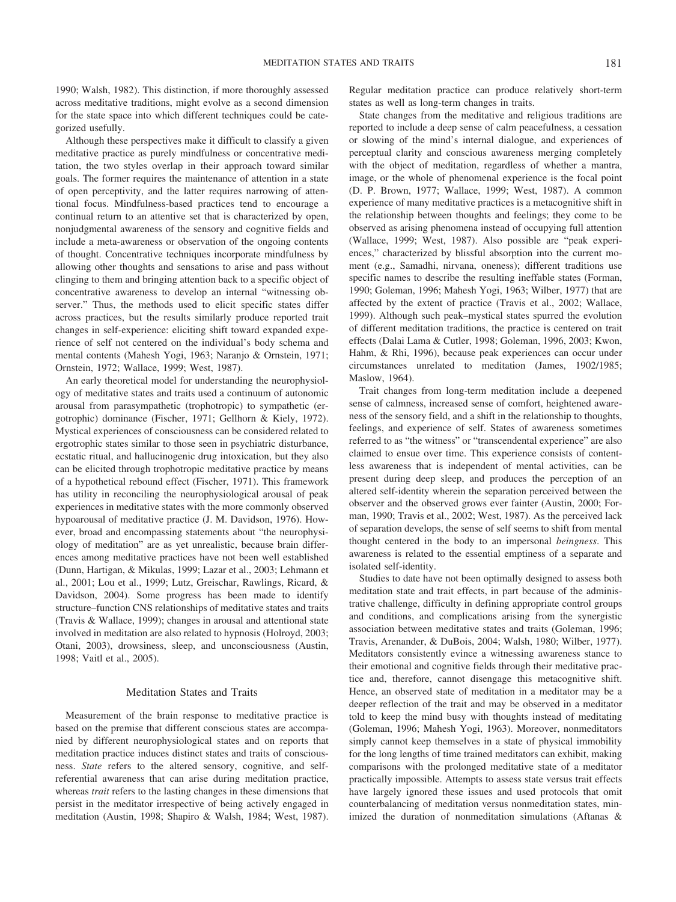1990; Walsh, 1982). This distinction, if more thoroughly assessed across meditative traditions, might evolve as a second dimension for the state space into which different techniques could be categorized usefully.

Although these perspectives make it difficult to classify a given meditative practice as purely mindfulness or concentrative meditation, the two styles overlap in their approach toward similar goals. The former requires the maintenance of attention in a state of open perceptivity, and the latter requires narrowing of attentional focus. Mindfulness-based practices tend to encourage a continual return to an attentive set that is characterized by open, nonjudgmental awareness of the sensory and cognitive fields and include a meta-awareness or observation of the ongoing contents of thought. Concentrative techniques incorporate mindfulness by allowing other thoughts and sensations to arise and pass without clinging to them and bringing attention back to a specific object of concentrative awareness to develop an internal "witnessing observer." Thus, the methods used to elicit specific states differ across practices, but the results similarly produce reported trait changes in self-experience: eliciting shift toward expanded experience of self not centered on the individual's body schema and mental contents (Mahesh Yogi, 1963; Naranjo & Ornstein, 1971; Ornstein, 1972; Wallace, 1999; West, 1987).

An early theoretical model for understanding the neurophysiology of meditative states and traits used a continuum of autonomic arousal from parasympathetic (trophotropic) to sympathetic (ergotrophic) dominance (Fischer, 1971; Gellhorn & Kiely, 1972). Mystical experiences of consciousness can be considered related to ergotrophic states similar to those seen in psychiatric disturbance, ecstatic ritual, and hallucinogenic drug intoxication, but they also can be elicited through trophotropic meditative practice by means of a hypothetical rebound effect (Fischer, 1971). This framework has utility in reconciling the neurophysiological arousal of peak experiences in meditative states with the more commonly observed hypoarousal of meditative practice (J. M. Davidson, 1976). However, broad and encompassing statements about "the neurophysiology of meditation" are as yet unrealistic, because brain differences among meditative practices have not been well established (Dunn, Hartigan, & Mikulas, 1999; Lazar et al., 2003; Lehmann et al., 2001; Lou et al., 1999; Lutz, Greischar, Rawlings, Ricard, & Davidson, 2004). Some progress has been made to identify structure–function CNS relationships of meditative states and traits (Travis & Wallace, 1999); changes in arousal and attentional state involved in meditation are also related to hypnosis (Holroyd, 2003; Otani, 2003), drowsiness, sleep, and unconsciousness (Austin, 1998; Vaitl et al., 2005).

## Meditation States and Traits

Measurement of the brain response to meditative practice is based on the premise that different conscious states are accompanied by different neurophysiological states and on reports that meditation practice induces distinct states and traits of consciousness. *State* refers to the altered sensory, cognitive, and self-referential awareness that can arise during meditation practice, whereas *trait* refers to the lasting changes in these dimensions that persist in the meditator irrespective of being actively engaged in meditation (Austin, 1998; Shapiro & Walsh, 1984; West, 1987). Regular meditation practice can produce relatively short-term states as well as long-term changes in traits.

State changes from the meditative and religious traditions are reported to include a deep sense of calm peacefulness, a cessation or slowing of the mind's internal dialogue, and experiences of perceptual clarity and conscious awareness merging completely with the object of meditation, regardless of whether a mantra, image, or the whole of phenomenal experience is the focal point (D. P. Brown, 1977; Wallace, 1999; West, 1987). A common experience of many meditative practices is a metacognitive shift in the relationship between thoughts and feelings; they come to be observed as arising phenomena instead of occupying full attention (Wallace, 1999; West, 1987). Also possible are "peak experiences," characterized by blissful absorption into the current moment (e.g., Samadhi, nirvana, oneness); different traditions use specific names to describe the resulting ineffable states (Forman, 1990; Goleman, 1996; Mahesh Yogi, 1963; Wilber, 1977) that are affected by the extent of practice (Travis et al., 2002; Wallace, 1999). Although such peak–mystical states spurred the evolution of different meditation traditions, the practice is centered on trait effects (Dalai Lama & Cutler, 1998; Goleman, 1996, 2003; Kwon, Hahm, & Rhi, 1996), because peak experiences can occur under circumstances unrelated to meditation (James, 1902/1985; Maslow, 1964).

Trait changes from long-term meditation include a deepened sense of calmness, increased sense of comfort, heightened awareness of the sensory field, and a shift in the relationship to thoughts, feelings, and experience of self. States of awareness sometimes referred to as "the witness" or "transcendental experience" are also claimed to ensue over time. This experience consists of contentless awareness that is independent of mental activities, can be present during deep sleep, and produces the perception of an altered self-identity wherein the separation perceived between the observer and the observed grows ever fainter (Austin, 2000; Forman, 1990; Travis et al., 2002; West, 1987). As the perceived lack of separation develops, the sense of self seems to shift from mental thought centered in the body to an impersonal *beingness*. This awareness is related to the essential emptiness of a separate and isolated self-identity.

Studies to date have not been optimally designed to assess both meditation state and trait effects, in part because of the administrative challenge, difficulty in defining appropriate control groups and conditions, and complications arising from the synergistic association between meditative states and traits (Goleman, 1996; Travis, Arenander, & DuBois, 2004; Walsh, 1980; Wilber, 1977). Meditators consistently evince a witnessing awareness stance to their emotional and cognitive fields through their meditative practice and, therefore, cannot disengage this metacognitive shift. Hence, an observed state of meditation in a meditator may be a deeper reflection of the trait and may be observed in a meditator told to keep the mind busy with thoughts instead of meditating (Goleman, 1996; Mahesh Yogi, 1963). Moreover, nonmeditators simply cannot keep themselves in a state of physical immobility for the long lengths of time trained meditators can exhibit, making comparisons with the prolonged meditative state of a meditator practically impossible. Attempts to assess state versus trait effects have largely ignored these issues and used protocols that omit counterbalancing of meditation versus nonmeditation states, minimized the duration of nonmeditation simulations (Aftanas &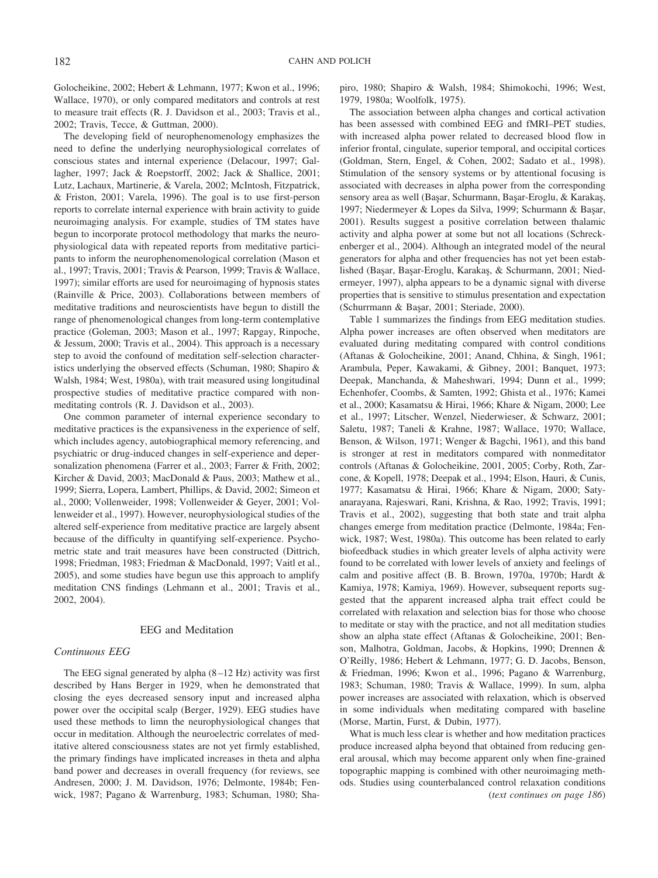Golocheikine, 2002; Hebert & Lehmann, 1977; Kwon et al., 1996; Wallace, 1970), or only compared meditators and controls at rest to measure trait effects (R. J. Davidson et al., 2003; Travis et al., 2002; Travis, Tecce, & Guttman, 2000).

The developing field of neurophenomenology emphasizes the need to define the underlying neurophysiological correlates of conscious states and internal experience (Delacour, 1997; Gallagher, 1997; Jack & Roepstorff, 2002; Jack & Shallice, 2001; Lutz, Lachaux, Martinerie, & Varela, 2002; McIntosh, Fitzpatrick, & Friston, 2001; Varela, 1996). The goal is to use first-person reports to correlate internal experience with brain activity to guide neuroimaging analysis. For example, studies of TM states have begun to incorporate protocol methodology that marks the neurophysiological data with repeated reports from meditative participants to inform the neurophenomenological correlation (Mason et al., 1997; Travis, 2001; Travis & Pearson, 1999; Travis & Wallace, 1997); similar efforts are used for neuroimaging of hypnosis states (Rainville & Price, 2003). Collaborations between members of meditative traditions and neuroscientists have begun to distill the range of phenomenological changes from long-term contemplative practice (Goleman, 2003; Mason et al., 1997; Rapgay, Rinpoche, & Jessum, 2000; Travis et al., 2004). This approach is a necessary step to avoid the confound of meditation self-selection characteristics underlying the observed effects (Schuman, 1980; Shapiro & Walsh, 1984; West, 1980a), with trait measured using longitudinal prospective studies of meditative practice compared with nonmeditating controls (R. J. Davidson et al., 2003).

One common parameter of internal experience secondary to meditative practices is the expansiveness in the experience of self, which includes agency, autobiographical memory referencing, and psychiatric or drug-induced changes in self-experience and depersonalization phenomena (Farrer et al., 2003; Farrer & Frith, 2002; Kircher & David, 2003; MacDonald & Paus, 2003; Mathew et al., 1999; Sierra, Lopera, Lambert, Phillips, & David, 2002; Simeon et al., 2000; Vollenweider, 1998; Vollenweider & Geyer, 2001; Vollenweider et al., 1997). However, neurophysiological studies of the altered self-experience from meditative practice are largely absent because of the difficulty in quantifying self-experience. Psychometric state and trait measures have been constructed (Dittrich, 1998; Friedman, 1983; Friedman & MacDonald, 1997; Vaitl et al., 2005), and some studies have begun use this approach to amplify meditation CNS findings (Lehmann et al., 2001; Travis et al., 2002, 2004).

## EEG and Meditation

### *Continuous EEG*

The EEG signal generated by alpha (8–12 Hz) activity was first described by Hans Berger in 1929, when he demonstrated that closing the eyes decreased sensory input and increased alpha power over the occipital scalp (Berger, 1929). EEG studies have used these methods to limn the neurophysiological changes that occur in meditation. Although the neuroelectric correlates of meditative altered consciousness states are not yet firmly established, the primary findings have implicated increases in theta and alpha band power and decreases in overall frequency (for reviews, see Andresen, 2000; J. M. Davidson, 1976; Delmonte, 1984b; Fenwick, 1987; Pagano & Warrenburg, 1983; Schuman, 1980; Shapiro, 1980; Shapiro & Walsh, 1984; Shimokochi, 1996; West, 1979, 1980a; Woolfolk, 1975).

The association between alpha changes and cortical activation has been assessed with combined EEG and fMRI–PET studies, with increased alpha power related to decreased blood flow in inferior frontal, cingulate, superior temporal, and occipital cortices (Goldman, Stern, Engel, & Cohen, 2002; Sadato et al., 1998). Stimulation of the sensory systems or by attentional focusing is associated with decreases in alpha power from the corresponding sensory area as well (Başar, Schurmann, Başar-Eroglu, & Karakaş, 1997; Niedermeyer & Lopes da Silva, 1999; Schurmann & Başar, 2001). Results suggest a positive correlation between thalamic activity and alpha power at some but not all locations (Schreckenberger et al., 2004). Although an integrated model of the neural generators for alpha and other frequencies has not yet been established (Başar, Başar-Eroglu, Karakaş, & Schurmann, 2001; Niedermeyer, 1997), alpha appears to be a dynamic signal with diverse properties that is sensitive to stimulus presentation and expectation (Schurrmann & Başar, 2001; Steriade, 2000).

Table 1 summarizes the findings from EEG meditation studies. Alpha power increases are often observed when meditators are evaluated during meditating compared with control conditions (Aftanas & Golocheikine, 2001; Anand, Chhina, & Singh, 1961; Arambula, Peper, Kawakami, & Gibney, 2001; Banquet, 1973; Deepak, Manchanda, & Maheshwari, 1994; Dunn et al., 1999; Echenhofer, Coombs, & Samten, 1992; Ghista et al., 1976; Kamei et al., 2000; Kasamatsu & Hirai, 1966; Khare & Nigam, 2000; Lee et al., 1997; Litscher, Wenzel, Niederwieser, & Schwarz, 2001; Saletu, 1987; Taneli & Krahne, 1987; Wallace, 1970; Wallace, Benson, & Wilson, 1971; Wenger & Bagchi, 1961), and this band is stronger at rest in meditators compared with nonmeditator controls (Aftanas & Golocheikine, 2001, 2005; Corby, Roth, Zarcone, & Kopell, 1978; Deepak et al., 1994; Elson, Hauri, & Cunis, 1977; Kasamatsu & Hirai, 1966; Khare & Nigam, 2000; Satyanarayana, Rajeswari, Rani, Krishna, & Rao, 1992; Travis, 1991; Travis et al., 2002), suggesting that both state and trait alpha changes emerge from meditation practice (Delmonte, 1984a; Fenwick, 1987; West, 1980a). This outcome has been related to early biofeedback studies in which greater levels of alpha activity were found to be correlated with lower levels of anxiety and feelings of calm and positive affect (B. B. Brown, 1970a, 1970b; Hardt & Kamiya, 1978; Kamiya, 1969). However, subsequent reports suggested that the apparent increased alpha trait effect could be correlated with relaxation and selection bias for those who choose to meditate or stay with the practice, and not all meditation studies show an alpha state effect (Aftanas & Golocheikine, 2001; Benson, Malhotra, Goldman, Jacobs, & Hopkins, 1990; Drennen & O'Reilly, 1986; Hebert & Lehmann, 1977; G. D. Jacobs, Benson, & Friedman, 1996; Kwon et al., 1996; Pagano & Warrenburg, 1983; Schuman, 1980; Travis & Wallace, 1999). In sum, alpha power increases are associated with relaxation, which is observed in some individuals when meditating compared with baseline (Morse, Martin, Furst, & Dubin, 1977).

What is much less clear is whether and how meditation practices produce increased alpha beyond that obtained from reducing general arousal, which may become apparent only when fine-grained topographic mapping is combined with other neuroimaging methods. Studies using counterbalanced control relaxation conditions (*text continues on page 186*)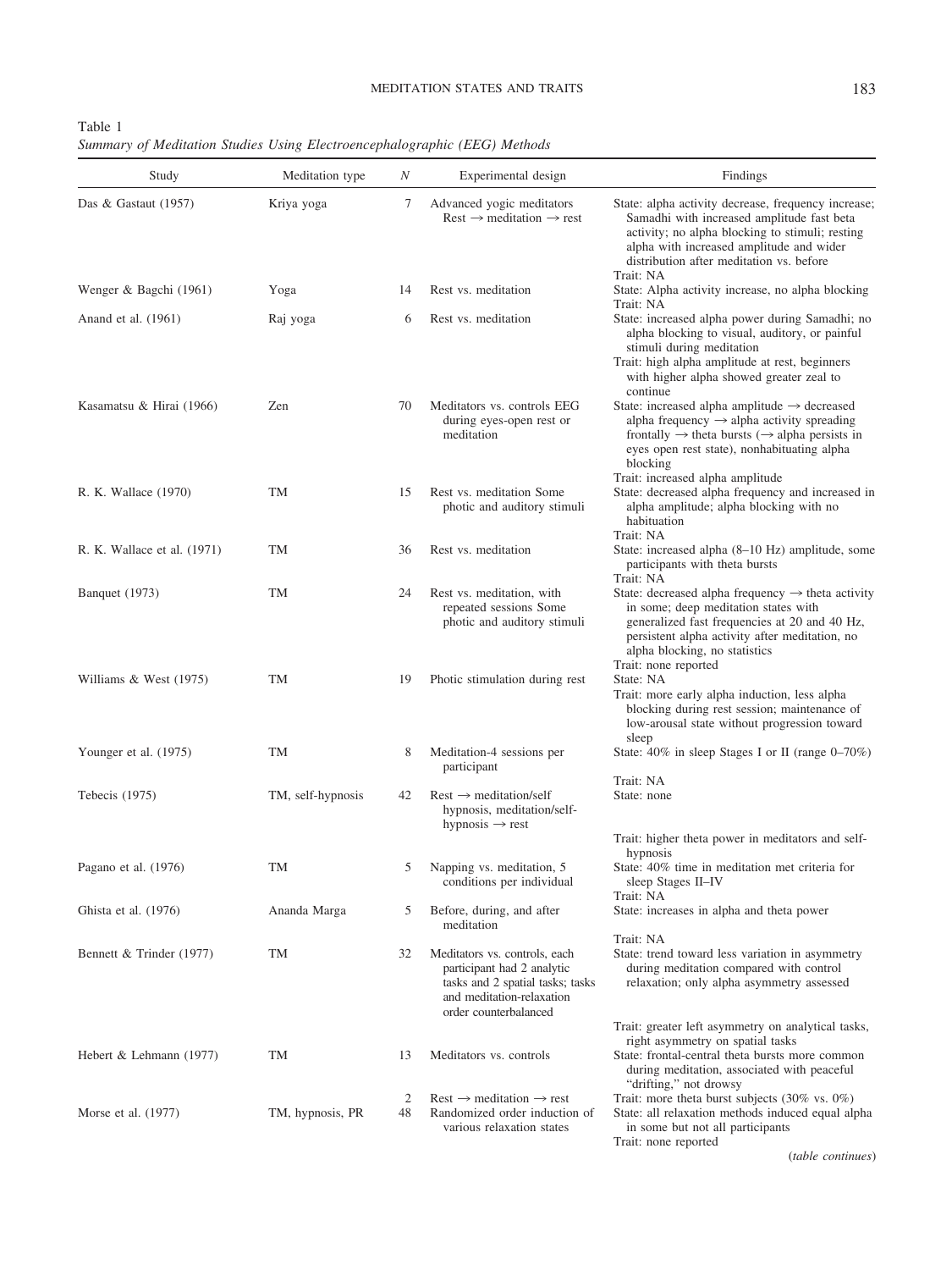Table 1
*Summary of Meditation Studies Using Electroencephalographic (EEG) Methods*

| Study | Meditation type | *N* | Experimental design | Findings |
|---|---|---|---|---|
| Das & Gastaut (1957) | Kriya yoga | 7 | Advanced yogic meditators Rest → meditation → rest | State: alpha activity decrease, frequency increase; Samadhi with increased amplitude fast beta activity; no alpha blocking to stimuli; resting alpha with increased amplitude and wider distribution after meditation vs. before<br>Trait: NA |
| Wenger & Bagchi (1961) | Yoga | 14 | Rest vs. meditation | State: Alpha activity increase, no alpha blocking<br>Trait: NA |
| Anand et al. (1961) | Raj yoga | 6 | Rest vs. meditation | State: increased alpha power during Samadhi; no alpha blocking to visual, auditory, or painful stimuli during meditation<br>Trait: high alpha amplitude at rest, beginners with higher alpha showed greater zeal to continue |
| Kasamatsu & Hirai (1966) | Zen | 70 | Meditators vs. controls EEG during eyes-open rest or meditation | State: increased alpha amplitude → decreased alpha frequency → alpha activity spreading frontally → theta bursts (→ alpha persists in eyes open rest state), nonhabituating alpha blocking<br>Trait: increased alpha amplitude |
| R. K. Wallace (1970) | TM | 15 | Rest vs. meditation Some photic and auditory stimuli | State: decreased alpha frequency and increased in alpha amplitude; alpha blocking with no habituation<br>Trait: NA |
| R. K. Wallace et al. (1971) | TM | 36 | Rest vs. meditation | State: increased alpha (8–10 Hz) amplitude, some participants with theta bursts<br>Trait: NA |
| Banquet (1973) | TM | 24 | Rest vs. meditation, with repeated sessions Some photic and auditory stimuli | State: decreased alpha frequency → theta activity in some; deep meditation states with generalized fast frequencies at 20 and 40 Hz, persistent alpha activity after meditation, no alpha blocking, no statistics<br>Trait: none reported |
| Williams & West (1975) | TM | 19 | Photic stimulation during rest | State: NA<br>Trait: more early alpha induction, less alpha blocking during rest session; maintenance of low-arousal state without progression toward sleep |
| Younger et al. (1975) | TM | 8 | Meditation-4 sessions per participant | State: 40% in sleep Stages I or II (range 0–70%)<br>Trait: NA |
| Tebecis (1975) | TM, self-hypnosis | 42 | Rest → meditation/self hypnosis, meditation/self-hypnosis → rest | State: none<br>Trait: higher theta power in meditators and self-hypnosis |
| Pagano et al. (1976) | TM | 5 | Napping vs. meditation, 5 conditions per individual | State: 40% time in meditation met criteria for sleep Stages II–IV<br>Trait: NA |
| Ghista et al. (1976) | Ananda Marga | 5 | Before, during, and after meditation | State: increases in alpha and theta power<br>Trait: NA |
| Bennett & Trinder (1977) | TM | 32 | Meditators vs. controls, each participant had 2 analytic tasks and 2 spatial tasks; tasks and meditation-relaxation order counterbalanced | State: trend toward less variation in asymmetry during meditation compared with control relaxation; only alpha asymmetry assessed<br>Trait: greater left asymmetry on analytical tasks, right asymmetry on spatial tasks |
| Hebert & Lehmann (1977) | TM | 13 | Meditators vs. controls | State: frontal-central theta bursts more common during meditation, associated with peaceful "drifting," not drowsy |
| | | 2 | Rest → meditation → rest | Trait: more theta burst subjects (30% vs. 0%) |
| Morse et al. (1977) | TM, hypnosis, PR | 48 | Randomized order induction of various relaxation states | State: all relaxation methods induced equal alpha in some but not all participants<br>Trait: none reported |

(*table continues*)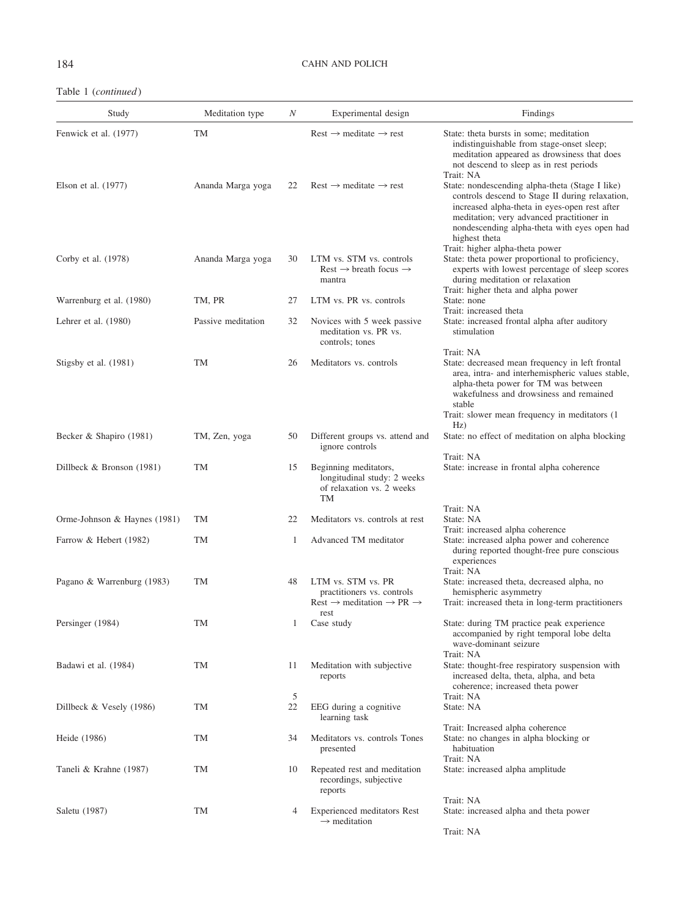Table 1 (*continued*)

| Study | Meditation type | $N$ | Experimental design | Findings |
|---|---|---|---|---|
| Fenwick et al. (1977) | TM | | Rest → meditate → rest | State: theta bursts in some; meditation indistinguishable from stage-onset sleep; meditation appeared as drowsiness that does not descend to sleep as in rest periods<br>Trait: NA |
| Elson et al. (1977) | Ananda Marga yoga | 22 | Rest → meditate → rest | State: nondescending alpha-theta (Stage I like) controls descend to Stage II during relaxation, increased alpha-theta in eyes-open rest after meditation; very advanced practitioner in nondescending alpha-theta with eyes open had highest theta<br>Trait: higher alpha-theta power |
| Corby et al. (1978) | Ananda Marga yoga | 30 | LTM vs. STM vs. controls Rest → breath focus → mantra | State: theta power proportional to proficiency, experts with lowest percentage of sleep scores during meditation or relaxation<br>Trait: higher theta and alpha power |
| Warrenburg et al. (1980) | TM, PR | 27 | LTM vs. PR vs. controls | State: none<br>Trait: increased theta |
| Lehrer et al. (1980) | Passive meditation | 32 | Novices with 5 week passive meditation vs. PR vs. controls; tones | State: increased frontal alpha after auditory stimulation<br>Trait: NA |
| Stigsby et al. (1981) | TM | 26 | Meditators vs. controls | State: decreased mean frequency in left frontal area, intra- and interhemispheric values stable, alpha-theta power for TM was between wakefulness and drowsiness and remained stable<br>Trait: slower mean frequency in meditators (1 Hz) |
| Becker & Shapiro (1981) | TM, Zen, yoga | 50 | Different groups vs. attend and ignore controls | State: no effect of meditation on alpha blocking<br>Trait: NA |
| Dillbeck & Bronson (1981) | TM | 15 | Beginning meditators, longitudinal study: 2 weeks of relaxation vs. 2 weeks TM | State: increase in frontal alpha coherence<br>Trait: NA |
| Orme-Johnson & Haynes (1981) | TM | 22 | Meditators vs. controls at rest | State: NA<br>Trait: increased alpha coherence |
| Farrow & Hebert (1982) | TM | 1 | Advanced TM meditator | State: increased alpha power and coherence during reported thought-free pure conscious experiences<br>Trait: NA |
| Pagano & Warrenburg (1983) | TM | 48 | LTM vs. STM vs. PR practitioners vs. controls Rest → meditation → PR → rest | State: increased theta, decreased alpha, no hemispheric asymmetry<br>Trait: increased theta in long-term practitioners |
| Persinger (1984) | TM | 1 | Case study | State: during TM practice peak experience accompanied by right temporal lobe delta wave-dominant seizure<br>Trait: NA |
| Badawi et al. (1984) | TM | 11<br>5 | Meditation with subjective reports | State: thought-free respiratory suspension with increased delta, theta, alpha, and beta coherence; increased theta power<br>Trait: NA |
| Dillbeck & Vesely (1986) | TM | 22 | EEG during a cognitive learning task | State: NA<br>Trait: Increased alpha coherence |
| Heide (1986) | TM | 34 | Meditators vs. controls Tones presented | State: no changes in alpha blocking or habituation<br>Trait: NA |
| Taneli & Krahne (1987) | TM | 10 | Repeated rest and meditation recordings, subjective reports | State: increased alpha amplitude<br>Trait: NA |
| Saletu (1987) | TM | 4 | Experienced meditators Rest → meditation | State: increased alpha and theta power<br>Trait: NA |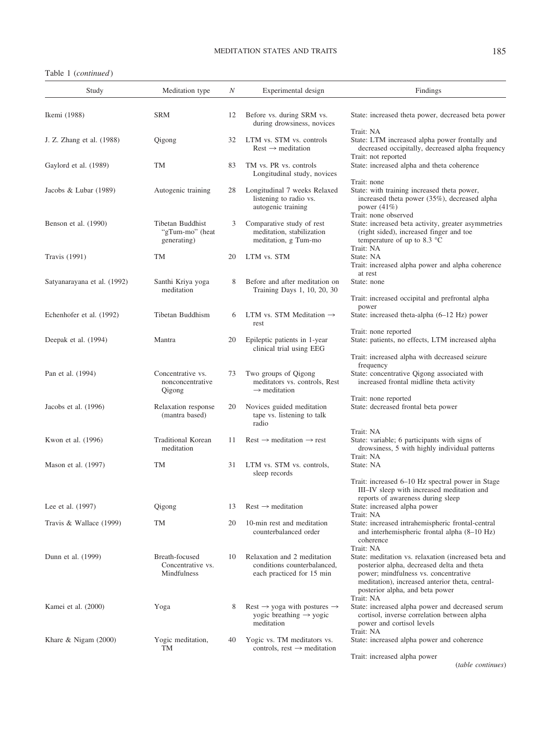Table 1 (*continued*)

| Study | Meditation type | $N$ | Experimental design | Findings |
|---|---|---|---|---|
| Ikemi (1988) | SRM | 12 | Before vs. during SRM vs. during drowsiness, novices | State: increased theta power, decreased beta power<br>Trait: NA |
| J. Z. Zhang et al. (1988) | Qigong | 32 | LTM vs. STM vs. controls Rest → meditation | State: LTM increased alpha power frontally and decreased occipitally, decreased alpha frequency<br>Trait: not reported |
| Gaylord et al. (1989) | TM | 83 | TM vs. PR vs. controls Longitudinal study, novices | State: increased alpha and theta coherence<br>Trait: none |
| Jacobs & Lubar (1989) | Autogenic training | 28 | Longitudinal 7 weeks Relaxed listening to radio vs. autogenic training | State: with training increased theta power, increased theta power (35%), decreased alpha power (41%)<br>Trait: none observed |
| Benson et al. (1990) | Tibetan Buddhist "gTum-mo" (heat generating) | 3 | Comparative study of rest meditation, stabilization meditation, g Tum-mo | State: increased beta activity, greater asymmetries (right sided), increased finger and toe temperature of up to 8.3 °C<br>Trait: NA |
| Travis (1991) | TM | 20 | LTM vs. STM | State: NA<br>Trait: increased alpha power and alpha coherence at rest |
| Satyanarayana et al. (1992) | Santhi Kriya yoga meditation | 8 | Before and after meditation on Training Days 1, 10, 20, 30 | State: none<br>Trait: increased occipital and prefrontal alpha power |
| Echenhofer et al. (1992) | Tibetan Buddhism | 6 | LTM vs. STM Meditation → rest | State: increased theta-alpha (6–12 Hz) power<br>Trait: none reported |
| Deepak et al. (1994) | Mantra | 20 | Epileptic patients in 1-year clinical trial using EEG | State: patients, no effects, LTM increased alpha<br>Trait: increased alpha with decreased seizure frequency |
| Pan et al. (1994) | Concentrative vs. nonconcentrative Qigong | 73 | Two groups of Qigong meditators vs. controls, Rest → meditation | State: concentrative Qigong associated with increased frontal midline theta activity<br>Trait: none reported |
| Jacobs et al. (1996) | Relaxation response (mantra based) | 20 | Novices guided meditation tape vs. listening to talk radio | State: decreased frontal beta power<br>Trait: NA |
| Kwon et al. (1996) | Traditional Korean meditation | 11 | Rest → meditation → rest | State: variable; 6 participants with signs of drowsiness, 5 with highly individual patterns<br>Trait: NA |
| Mason et al. (1997) | TM | 31 | LTM vs. STM vs. controls, sleep records | State: NA<br>Trait: increased 6–10 Hz spectral power in Stage III–IV sleep with increased meditation and reports of awareness during sleep |
| Lee et al. (1997) | Qigong | 13 | Rest → meditation | State: increased alpha power<br>Trait: NA |
| Travis & Wallace (1999) | TM | 20 | 10-min rest and meditation counterbalanced order | State: increased intrahemispheric frontal-central and interhemispheric frontal alpha (8–10 Hz) coherence<br>Trait: NA |
| Dunn et al. (1999) | Breath-focused Concentrative vs. Mindfulness | 10 | Relaxation and 2 meditation conditions counterbalanced, each practiced for 15 min | State: meditation vs. relaxation (increased beta and posterior alpha, decreased delta and theta power; mindfulness vs. concentrative meditation), increased anterior theta, central-posterior alpha, and beta power<br>Trait: NA |
| Kamei et al. (2000) | Yoga | 8 | Rest → yoga with postures → yogic breathing → yogic meditation | State: increased alpha power and decreased serum cortisol, inverse correlation between alpha power and cortisol levels<br>Trait: NA |
| Khare & Nigam (2000) | Yogic meditation, TM | 40 | Yogic vs. TM meditators vs. controls, rest → meditation | State: increased alpha power and coherence<br>Trait: increased alpha power |

(*table continues*)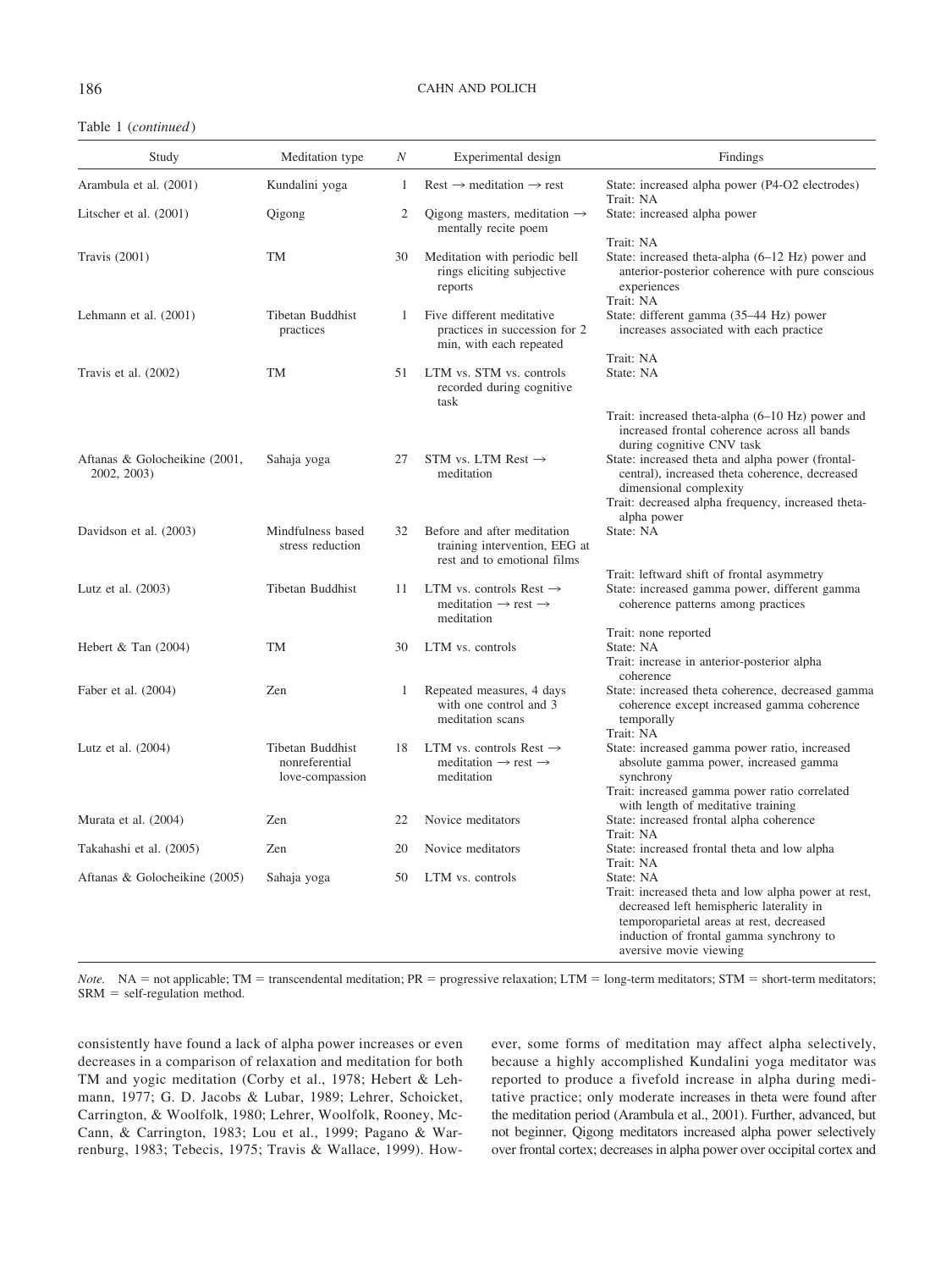Table 1 (*continued*)

| Study | Meditation type | N | Experimental design | Findings |
|---|---|---|---|---|
| Arambula et al. (2001) | Kundalini yoga | 1 | Rest → meditation → rest | State: increased alpha power (P4-O2 electrodes)<br>Trait: NA |
| Litscher et al. (2001) | Qigong | 2 | Qigong masters, meditation → mentally recite poem | State: increased alpha power<br>Trait: NA |
| Travis (2001) | TM | 30 | Meditation with periodic bell rings eliciting subjective reports | State: increased theta-alpha (6–12 Hz) power and anterior-posterior coherence with pure conscious experiences<br>Trait: NA |
| Lehmann et al. (2001) | Tibetan Buddhist practices | 1 | Five different meditative practices in succession for 2 min, with each repeated | State: different gamma (35–44 Hz) power increases associated with each practice<br>Trait: NA |
| Travis et al. (2002) | TM | 51 | LTM vs. STM vs. controls recorded during cognitive task | State: NA<br>Trait: increased theta-alpha (6–10 Hz) power and increased frontal coherence across all bands during cognitive CNV task |
| Aftanas & Golocheikine (2001, 2002, 2003) | Sahaja yoga | 27 | STM vs. LTM Rest → meditation | State: increased theta and alpha power (frontal-central), increased theta coherence, decreased dimensional complexity<br>Trait: decreased alpha frequency, increased theta-alpha power |
| Davidson et al. (2003) | Mindfulness based stress reduction | 32 | Before and after meditation training intervention, EEG at rest and to emotional films | State: NA<br>Trait: leftward shift of frontal asymmetry |
| Lutz et al. (2003) | Tibetan Buddhist | 11 | LTM vs. controls Rest → meditation → rest → meditation | State: increased gamma power, different gamma coherence patterns among practices<br>Trait: none reported |
| Hebert & Tan (2004) | TM | 30 | LTM vs. controls | State: NA<br>Trait: increase in anterior-posterior alpha coherence |
| Faber et al. (2004) | Zen | 1 | Repeated measures, 4 days with one control and 3 meditation scans | State: increased theta coherence, decreased gamma coherence except increased gamma coherence temporally<br>Trait: NA |
| Lutz et al. (2004) | Tibetan Buddhist nonreferential love-compassion | 18 | LTM vs. controls Rest → meditation → rest → meditation | State: increased gamma power ratio, increased absolute gamma power, increased gamma synchrony<br>Trait: increased gamma power ratio correlated with length of meditative training |
| Murata et al. (2004) | Zen | 22 | Novice meditators | State: increased frontal alpha coherence<br>Trait: NA |
| Takahashi et al. (2005) | Zen | 20 | Novice meditators | State: increased frontal theta and low alpha<br>Trait: NA |
| Aftanas & Golocheikine (2005) | Sahaja yoga | 50 | LTM vs. controls | State: NA<br>Trait: increased theta and low alpha power at rest, decreased left hemispheric laterality in temporoparietal areas at rest, decreased induction of frontal gamma synchrony to aversive movie viewing |

*Note.* NA = not applicable; TM = transcendental meditation; PR = progressive relaxation; LTM = long-term meditators; STM = short-term meditators; SRM = self-regulation method.

consistently have found a lack of alpha power increases or even decreases in a comparison of relaxation and meditation for both TM and yogic meditation (Corby et al., 1978; Hebert & Lehmann, 1977; G. D. Jacobs & Lubar, 1989; Lehrer, Schoicket, Carrington, & Woolfolk, 1980; Lehrer, Woolfolk, Rooney, McCann, & Carrington, 1983; Lou et al., 1999; Pagano & Warrenburg, 1983; Tebecis, 1975; Travis & Wallace, 1999). However, some forms of meditation may affect alpha selectively, because a highly accomplished Kundalini yoga meditator was reported to produce a fivefold increase in alpha during meditative practice; only moderate increases in theta were found after the meditation period (Arambula et al., 2001). Further, advanced, but not beginner, Qigong meditators increased alpha power selectively over frontal cortex; decreases in alpha power over occipital cortex and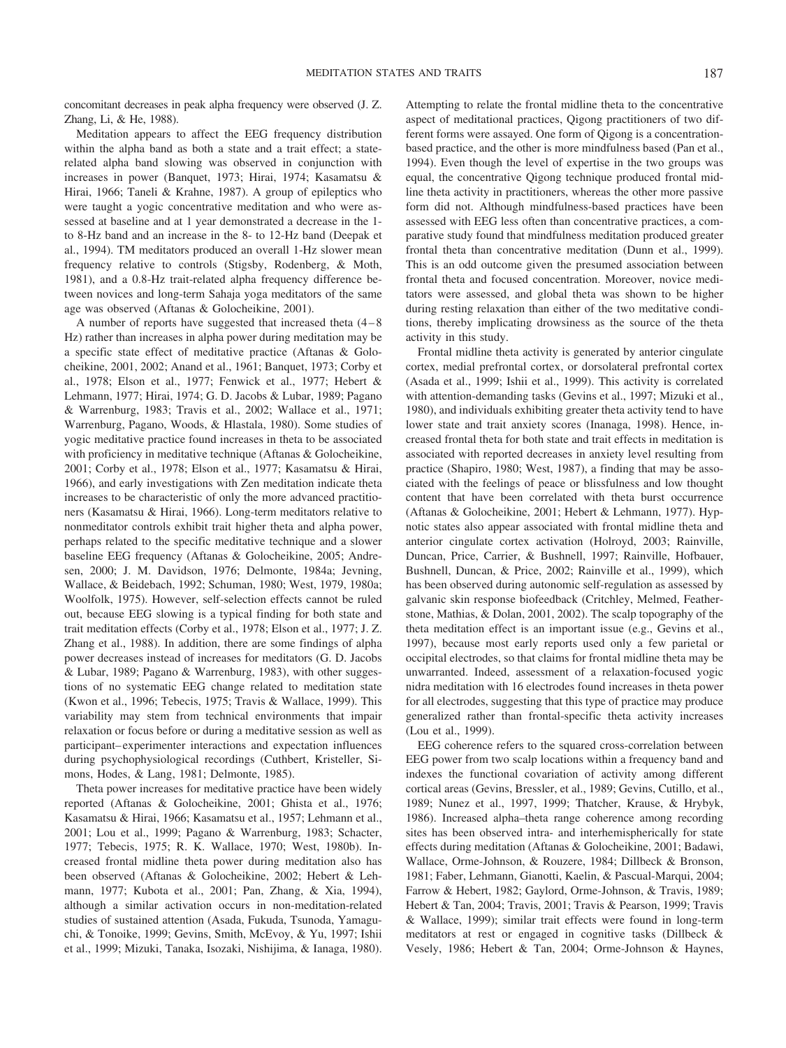concomitant decreases in peak alpha frequency were observed (J. Z. Zhang, Li, & He, 1988).

Meditation appears to affect the EEG frequency distribution within the alpha band as both a state and a trait effect; a state-related alpha band slowing was observed in conjunction with increases in power (Banquet, 1973; Hirai, 1974; Kasamatsu & Hirai, 1966; Taneli & Krahne, 1987). A group of epileptics who were taught a yogic concentrative meditation and who were assessed at baseline and at 1 year demonstrated a decrease in the 1- to 8-Hz band and an increase in the 8- to 12-Hz band (Deepak et al., 1994). TM meditators produced an overall 1-Hz slower mean frequency relative to controls (Stigsby, Rodenberg, & Moth, 1981), and a 0.8-Hz trait-related alpha frequency difference between novices and long-term Sahaja yoga meditators of the same age was observed (Aftanas & Golocheikine, 2001).

A number of reports have suggested that increased theta (4–8 Hz) rather than increases in alpha power during meditation may be a specific state effect of meditative practice (Aftanas & Golocheikine, 2001, 2002; Anand et al., 1961; Banquet, 1973; Corby et al., 1978; Elson et al., 1977; Fenwick et al., 1977; Hebert & Lehmann, 1977; Hirai, 1974; G. D. Jacobs & Lubar, 1989; Pagano & Warrenburg, 1983; Travis et al., 2002; Wallace et al., 1971; Warrenburg, Pagano, Woods, & Hlastala, 1980). Some studies of yogic meditative practice found increases in theta to be associated with proficiency in meditative technique (Aftanas & Golocheikine, 2001; Corby et al., 1978; Elson et al., 1977; Kasamatsu & Hirai, 1966), and early investigations with Zen meditation indicate theta increases to be characteristic of only the more advanced practitioners (Kasamatsu & Hirai, 1966). Long-term meditators relative to nonmeditator controls exhibit trait higher theta and alpha power, perhaps related to the specific meditative technique and a slower baseline EEG frequency (Aftanas & Golocheikine, 2005; Andresen, 2000; J. M. Davidson, 1976; Delmonte, 1984a; Jevning, Wallace, & Beidebach, 1992; Schuman, 1980; West, 1979, 1980a; Woolfolk, 1975). However, self-selection effects cannot be ruled out, because EEG slowing is a typical finding for both state and trait meditation effects (Corby et al., 1978; Elson et al., 1977; J. Z. Zhang et al., 1988). In addition, there are some findings of alpha power decreases instead of increases for meditators (G. D. Jacobs & Lubar, 1989; Pagano & Warrenburg, 1983), with other suggestions of no systematic EEG change related to meditation state (Kwon et al., 1996; Tebecis, 1975; Travis & Wallace, 1999). This variability may stem from technical environments that impair relaxation or focus before or during a meditative session as well as participant–experimenter interactions and expectation influences during psychophysiological recordings (Cuthbert, Kristeller, Simons, Hodes, & Lang, 1981; Delmonte, 1985).

Theta power increases for meditative practice have been widely reported (Aftanas & Golocheikine, 2001; Ghista et al., 1976; Kasamatsu & Hirai, 1966; Kasamatsu et al., 1957; Lehmann et al., 2001; Lou et al., 1999; Pagano & Warrenburg, 1983; Schacter, 1977; Tebecis, 1975; R. K. Wallace, 1970; West, 1980b). Increased frontal midline theta power during meditation also has been observed (Aftanas & Golocheikine, 2002; Hebert & Lehmann, 1977; Kubota et al., 2001; Pan, Zhang, & Xia, 1994), although a similar activation occurs in non-meditation-related studies of sustained attention (Asada, Fukuda, Tsunoda, Yamaguchi, & Tonoike, 1999; Gevins, Smith, McEvoy, & Yu, 1997; Ishii et al., 1999; Mizuki, Tanaka, Isozaki, Nishijima, & Ianaga, 1980). Attempting to relate the frontal midline theta to the concentrative aspect of meditational practices, Qigong practitioners of two different forms were assayed. One form of Qigong is a concentration-based practice, and the other is more mindfulness based (Pan et al., 1994). Even though the level of expertise in the two groups was equal, the concentrative Qigong technique produced frontal midline theta activity in practitioners, whereas the other more passive form did not. Although mindfulness-based practices have been assessed with EEG less often than concentrative practices, a comparative study found that mindfulness meditation produced greater frontal theta than concentrative meditation (Dunn et al., 1999). This is an odd outcome given the presumed association between frontal theta and focused concentration. Moreover, novice meditators were assessed, and global theta was shown to be higher during resting relaxation than either of the two meditative conditions, thereby implicating drowsiness as the source of the theta activity in this study.

Frontal midline theta activity is generated by anterior cingulate cortex, medial prefrontal cortex, or dorsolateral prefrontal cortex (Asada et al., 1999; Ishii et al., 1999). This activity is correlated with attention-demanding tasks (Gevins et al., 1997; Mizuki et al., 1980), and individuals exhibiting greater theta activity tend to have lower state and trait anxiety scores (Inanaga, 1998). Hence, increased frontal theta for both state and trait effects in meditation is associated with reported decreases in anxiety level resulting from practice (Shapiro, 1980; West, 1987), a finding that may be associated with the feelings of peace or blissfulness and low thought content that have been correlated with theta burst occurrence (Aftanas & Golocheikine, 2001; Hebert & Lehmann, 1977). Hypnotic states also appear associated with frontal midline theta and anterior cingulate cortex activation (Holroyd, 2003; Rainville, Duncan, Price, Carrier, & Bushnell, 1997; Rainville, Hofbauer, Bushnell, Duncan, & Price, 2002; Rainville et al., 1999), which has been observed during autonomic self-regulation as assessed by galvanic skin response biofeedback (Critchley, Melmed, Featherstone, Mathias, & Dolan, 2001, 2002). The scalp topography of the theta meditation effect is an important issue (e.g., Gevins et al., 1997), because most early reports used only a few parietal or occipital electrodes, so that claims for frontal midline theta may be unwarranted. Indeed, assessment of a relaxation-focused yogic nidra meditation with 16 electrodes found increases in theta power for all electrodes, suggesting that this type of practice may produce generalized rather than frontal-specific theta activity increases (Lou et al., 1999).

EEG coherence refers to the squared cross-correlation between EEG power from two scalp locations within a frequency band and indexes the functional covariation of activity among different cortical areas (Gevins, Bressler, et al., 1989; Gevins, Cutillo, et al., 1989; Nunez et al., 1997, 1999; Thatcher, Krause, & Hrybyk, 1986). Increased alpha–theta range coherence among recording sites has been observed intra- and interhemispherically for state effects during meditation (Aftanas & Golocheikine, 2001; Badawi, Wallace, Orme-Johnson, & Rouzere, 1984; Dillbeck & Bronson, 1981; Faber, Lehmann, Gianotti, Kaelin, & Pascual-Marqui, 2004; Farrow & Hebert, 1982; Gaylord, Orme-Johnson, & Travis, 1989; Hebert & Tan, 2004; Travis, 2001; Travis & Pearson, 1999; Travis & Wallace, 1999); similar trait effects were found in long-term meditators at rest or engaged in cognitive tasks (Dillbeck & Vesely, 1986; Hebert & Tan, 2004; Orme-Johnson & Haynes,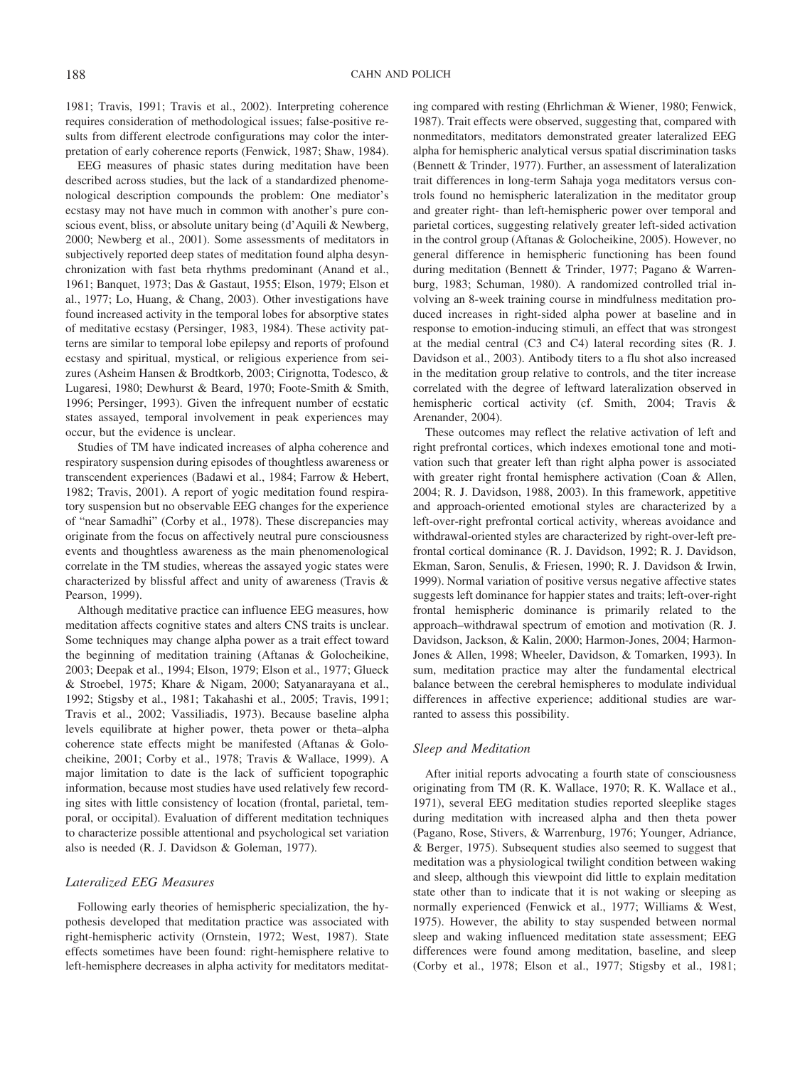1981; Travis, 1991; Travis et al., 2002). Interpreting coherence requires consideration of methodological issues; false-positive results from different electrode configurations may color the interpretation of early coherence reports (Fenwick, 1987; Shaw, 1984).

EEG measures of phasic states during meditation have been described across studies, but the lack of a standardized phenomenological description compounds the problem: One mediator's ecstasy may not have much in common with another's pure conscious event, bliss, or absolute unitary being (d'Aquili & Newberg, 2000; Newberg et al., 2001). Some assessments of meditators in subjectively reported deep states of meditation found alpha desynchronization with fast beta rhythms predominant (Anand et al., 1961; Banquet, 1973; Das & Gastaut, 1955; Elson, 1979; Elson et al., 1977; Lo, Huang, & Chang, 2003). Other investigations have found increased activity in the temporal lobes for absorptive states of meditative ecstasy (Persinger, 1983, 1984). These activity patterns are similar to temporal lobe epilepsy and reports of profound ecstasy and spiritual, mystical, or religious experience from seizures (Asheim Hansen & Brodtkorb, 2003; Cirignotta, Todesco, & Lugaresi, 1980; Dewhurst & Beard, 1970; Foote-Smith & Smith, 1996; Persinger, 1993). Given the infrequent number of ecstatic states assayed, temporal involvement in peak experiences may occur, but the evidence is unclear.

Studies of TM have indicated increases of alpha coherence and respiratory suspension during episodes of thoughtless awareness or transcendent experiences (Badawi et al., 1984; Farrow & Hebert, 1982; Travis, 2001). A report of yogic meditation found respiratory suspension but no observable EEG changes for the experience of "near Samadhi" (Corby et al., 1978). These discrepancies may originate from the focus on affectively neutral pure consciousness events and thoughtless awareness as the main phenomenological correlate in the TM studies, whereas the assayed yogic states were characterized by blissful affect and unity of awareness (Travis & Pearson, 1999).

Although meditative practice can influence EEG measures, how meditation affects cognitive states and alters CNS traits is unclear. Some techniques may change alpha power as a trait effect toward the beginning of meditation training (Aftanas & Golocheikine, 2003; Deepak et al., 1994; Elson, 1979; Elson et al., 1977; Glueck & Stroebel, 1975; Khare & Nigam, 2000; Satyanarayana et al., 1992; Stigsby et al., 1981; Takahashi et al., 2005; Travis, 1991; Travis et al., 2002; Vassiliadis, 1973). Because baseline alpha levels equilibrate at higher power, theta power or theta–alpha coherence state effects might be manifested (Aftanas & Golocheikine, 2001; Corby et al., 1978; Travis & Wallace, 1999). A major limitation to date is the lack of sufficient topographic information, because most studies have used relatively few recording sites with little consistency of location (frontal, parietal, temporal, or occipital). Evaluation of different meditation techniques to characterize possible attentional and psychological set variation also is needed (R. J. Davidson & Goleman, 1977).

### *Lateralized EEG Measures*

Following early theories of hemispheric specialization, the hypothesis developed that meditation practice was associated with right-hemispheric activity (Ornstein, 1972; West, 1987). State effects sometimes have been found: right-hemisphere relative to left-hemisphere decreases in alpha activity for meditators meditating compared with resting (Ehrlichman & Wiener, 1980; Fenwick, 1987). Trait effects were observed, suggesting that, compared with nonmeditators, meditators demonstrated greater lateralized EEG alpha for hemispheric analytical versus spatial discrimination tasks (Bennett & Trinder, 1977). Further, an assessment of lateralization trait differences in long-term Sahaja yoga meditators versus controls found no hemispheric lateralization in the meditator group and greater right- than left-hemispheric power over temporal and parietal cortices, suggesting relatively greater left-sided activation in the control group (Aftanas & Golocheikine, 2005). However, no general difference in hemispheric functioning has been found during meditation (Bennett & Trinder, 1977; Pagano & Warrenburg, 1983; Schuman, 1980). A randomized controlled trial involving an 8-week training course in mindfulness meditation produced increases in right-sided alpha power at baseline and in response to emotion-inducing stimuli, an effect that was strongest at the medial central (C3 and C4) lateral recording sites (R. J. Davidson et al., 2003). Antibody titers to a flu shot also increased in the meditation group relative to controls, and the titer increase correlated with the degree of leftward lateralization observed in hemispheric cortical activity (cf. Smith, 2004; Travis & Arenander, 2004).

These outcomes may reflect the relative activation of left and right prefrontal cortices, which indexes emotional tone and motivation such that greater left than right alpha power is associated with greater right frontal hemisphere activation (Coan & Allen, 2004; R. J. Davidson, 1988, 2003). In this framework, appetitive and approach-oriented emotional styles are characterized by a left-over-right prefrontal cortical activity, whereas avoidance and withdrawal-oriented styles are characterized by right-over-left prefrontal cortical dominance (R. J. Davidson, 1992; R. J. Davidson, Ekman, Saron, Senulis, & Friesen, 1990; R. J. Davidson & Irwin, 1999). Normal variation of positive versus negative affective states suggests left dominance for happier states and traits; left-over-right frontal hemispheric dominance is primarily related to the approach–withdrawal spectrum of emotion and motivation (R. J. Davidson, Jackson, & Kalin, 2000; Harmon-Jones, 2004; Harmon-Jones & Allen, 1998; Wheeler, Davidson, & Tomarken, 1993). In sum, meditation practice may alter the fundamental electrical balance between the cerebral hemispheres to modulate individual differences in affective experience; additional studies are warranted to assess this possibility.

### *Sleep and Meditation*

After initial reports advocating a fourth state of consciousness originating from TM (R. K. Wallace, 1970; R. K. Wallace et al., 1971), several EEG meditation studies reported sleeplike stages during meditation with increased alpha and then theta power (Pagano, Rose, Stivers, & Warrenburg, 1976; Younger, Adriance, & Berger, 1975). Subsequent studies also seemed to suggest that meditation was a physiological twilight condition between waking and sleep, although this viewpoint did little to explain meditation state other than to indicate that it is not waking or sleeping as normally experienced (Fenwick et al., 1977; Williams & West, 1975). However, the ability to stay suspended between normal sleep and waking influenced meditation state assessment; EEG differences were found among meditation, baseline, and sleep (Corby et al., 1978; Elson et al., 1977; Stigsby et al., 1981;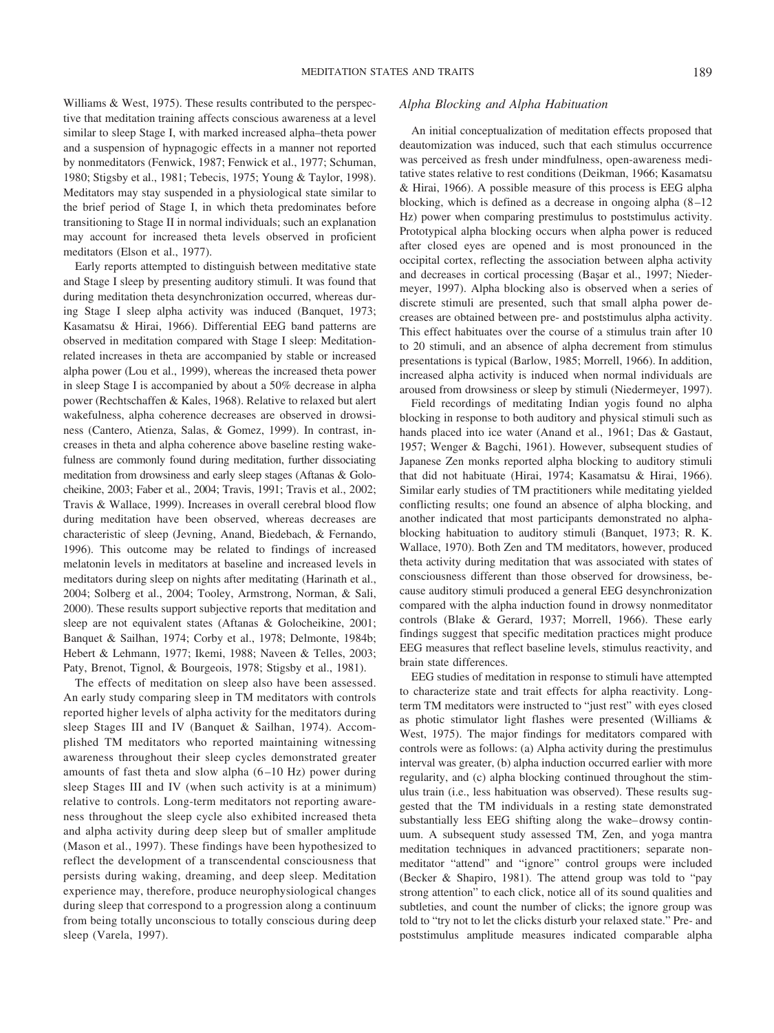Williams & West, 1975). These results contributed to the perspective that meditation training affects conscious awareness at a level similar to sleep Stage I, with marked increased alpha–theta power and a suspension of hypnagogic effects in a manner not reported by nonmeditators (Fenwick, 1987; Fenwick et al., 1977; Schuman, 1980; Stigsby et al., 1981; Tebecis, 1975; Young & Taylor, 1998). Meditators may stay suspended in a physiological state similar to the brief period of Stage I, in which theta predominates before transitioning to Stage II in normal individuals; such an explanation may account for increased theta levels observed in proficient meditators (Elson et al., 1977).

Early reports attempted to distinguish between meditative state and Stage I sleep by presenting auditory stimuli. It was found that during meditation theta desynchronization occurred, whereas during Stage I sleep alpha activity was induced (Banquet, 1973; Kasamatsu & Hirai, 1966). Differential EEG band patterns are observed in meditation compared with Stage I sleep: Meditation-related increases in theta are accompanied by stable or increased alpha power (Lou et al., 1999), whereas the increased theta power in sleep Stage I is accompanied by about a 50% decrease in alpha power (Rechtschaffen & Kales, 1968). Relative to relaxed but alert wakefulness, alpha coherence decreases are observed in drowsiness (Cantero, Atienza, Salas, & Gomez, 1999). In contrast, increases in theta and alpha coherence above baseline resting wakefulness are commonly found during meditation, further dissociating meditation from drowsiness and early sleep stages (Aftanas & Golocheikine, 2003; Faber et al., 2004; Travis, 1991; Travis et al., 2002; Travis & Wallace, 1999). Increases in overall cerebral blood flow during meditation have been observed, whereas decreases are characteristic of sleep (Jevning, Anand, Biedebach, & Fernando, 1996). This outcome may be related to findings of increased melatonin levels in meditators at baseline and increased levels in meditators during sleep on nights after meditating (Harinath et al., 2004; Solberg et al., 2004; Tooley, Armstrong, Norman, & Sali, 2000). These results support subjective reports that meditation and sleep are not equivalent states (Aftanas & Golocheikine, 2001; Banquet & Sailhan, 1974; Corby et al., 1978; Delmonte, 1984b; Hebert & Lehmann, 1977; Ikemi, 1988; Naveen & Telles, 2003; Paty, Brenot, Tignol, & Bourgeois, 1978; Stigsby et al., 1981).

The effects of meditation on sleep also have been assessed. An early study comparing sleep in TM meditators with controls reported higher levels of alpha activity for the meditators during sleep Stages III and IV (Banquet & Sailhan, 1974). Accomplished TM meditators who reported maintaining witnessing awareness throughout their sleep cycles demonstrated greater amounts of fast theta and slow alpha (6–10 Hz) power during sleep Stages III and IV (when such activity is at a minimum) relative to controls. Long-term meditators not reporting awareness throughout the sleep cycle also exhibited increased theta and alpha activity during deep sleep but of smaller amplitude (Mason et al., 1997). These findings have been hypothesized to reflect the development of a transcendental consciousness that persists during waking, dreaming, and deep sleep. Meditation experience may, therefore, produce neurophysiological changes during sleep that correspond to a progression along a continuum from being totally unconscious to totally conscious during deep sleep (Varela, 1997).

### *Alpha Blocking and Alpha Habituation*

An initial conceptualization of meditation effects proposed that deautomization was induced, such that each stimulus occurrence was perceived as fresh under mindfulness, open-awareness meditative states relative to rest conditions (Deikman, 1966; Kasamatsu & Hirai, 1966). A possible measure of this process is EEG alpha blocking, which is defined as a decrease in ongoing alpha (8–12 Hz) power when comparing prestimulus to poststimulus activity. Prototypical alpha blocking occurs when alpha power is reduced after closed eyes are opened and is most pronounced in the occipital cortex, reflecting the association between alpha activity and decreases in cortical processing (Başar et al., 1997; Niedermeyer, 1997). Alpha blocking also is observed when a series of discrete stimuli are presented, such that small alpha power decreases are obtained between pre- and poststimulus alpha activity. This effect habituates over the course of a stimulus train after 10 to 20 stimuli, and an absence of alpha decrement from stimulus presentations is typical (Barlow, 1985; Morrell, 1966). In addition, increased alpha activity is induced when normal individuals are aroused from drowsiness or sleep by stimuli (Niedermeyer, 1997).

Field recordings of meditating Indian yogis found no alpha blocking in response to both auditory and physical stimuli such as hands placed into ice water (Anand et al., 1961; Das & Gastaut, 1957; Wenger & Bagchi, 1961). However, subsequent studies of Japanese Zen monks reported alpha blocking to auditory stimuli that did not habituate (Hirai, 1974; Kasamatsu & Hirai, 1966). Similar early studies of TM practitioners while meditating yielded conflicting results; one found an absence of alpha blocking, and another indicated that most participants demonstrated no alpha-blocking habituation to auditory stimuli (Banquet, 1973; R. K. Wallace, 1970). Both Zen and TM meditators, however, produced theta activity during meditation that was associated with states of consciousness different than those observed for drowsiness, because auditory stimuli produced a general EEG desynchronization compared with the alpha induction found in drowsy nonmeditator controls (Blake & Gerard, 1937; Morrell, 1966). These early findings suggest that specific meditation practices might produce EEG measures that reflect baseline levels, stimulus reactivity, and brain state differences.

EEG studies of meditation in response to stimuli have attempted to characterize state and trait effects for alpha reactivity. Long-term TM meditators were instructed to "just rest" with eyes closed as photic stimulator light flashes were presented (Williams & West, 1975). The major findings for meditators compared with controls were as follows: (a) Alpha activity during the prestimulus interval was greater, (b) alpha induction occurred earlier with more regularity, and (c) alpha blocking continued throughout the stimulus train (i.e., less habituation was observed). These results suggested that the TM individuals in a resting state demonstrated substantially less EEG shifting along the wake–drowsy continuum. A subsequent study assessed TM, Zen, and yoga mantra meditation techniques in advanced practitioners; separate nonmeditator "attend" and "ignore" control groups were included (Becker & Shapiro, 1981). The attend group was told to "pay strong attention" to each click, notice all of its sound qualities and subtleties, and count the number of clicks; the ignore group was told to "try not to let the clicks disturb your relaxed state." Pre- and poststimulus amplitude measures indicated comparable alpha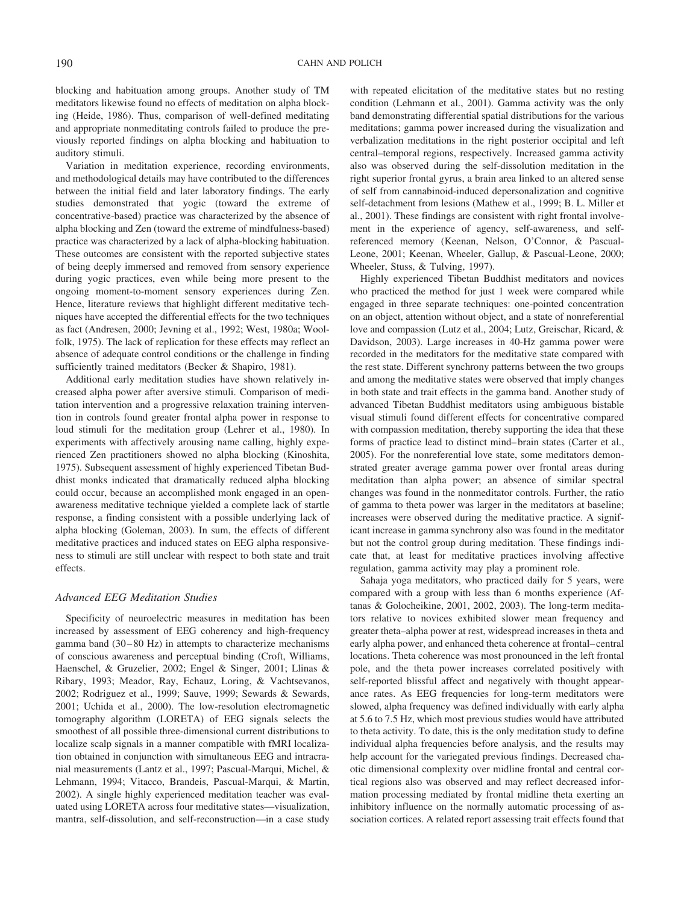blocking and habituation among groups. Another study of TM meditators likewise found no effects of meditation on alpha blocking (Heide, 1986). Thus, comparison of well-defined meditating and appropriate nonmeditating controls failed to produce the previously reported findings on alpha blocking and habituation to auditory stimuli.

Variation in meditation experience, recording environments, and methodological details may have contributed to the differences between the initial field and later laboratory findings. The early studies demonstrated that yogic (toward the extreme of concentrative-based) practice was characterized by the absence of alpha blocking and Zen (toward the extreme of mindfulness-based) practice was characterized by a lack of alpha-blocking habituation. These outcomes are consistent with the reported subjective states of being deeply immersed and removed from sensory experience during yogic practices, even while being more present to the ongoing moment-to-moment sensory experiences during Zen. Hence, literature reviews that highlight different meditative techniques have accepted the differential effects for the two techniques as fact (Andresen, 2000; Jevning et al., 1992; West, 1980a; Woolfolk, 1975). The lack of replication for these effects may reflect an absence of adequate control conditions or the challenge in finding sufficiently trained meditators (Becker & Shapiro, 1981).

Additional early meditation studies have shown relatively increased alpha power after aversive stimuli. Comparison of meditation intervention and a progressive relaxation training intervention in controls found greater frontal alpha power in response to loud stimuli for the meditation group (Lehrer et al., 1980). In experiments with affectively arousing name calling, highly experienced Zen practitioners showed no alpha blocking (Kinoshita, 1975). Subsequent assessment of highly experienced Tibetan Buddhist monks indicated that dramatically reduced alpha blocking could occur, because an accomplished monk engaged in an open-awareness meditative technique yielded a complete lack of startle response, a finding consistent with a possible underlying lack of alpha blocking (Goleman, 2003). In sum, the effects of different meditative practices and induced states on EEG alpha responsiveness to stimuli are still unclear with respect to both state and trait effects.

### *Advanced EEG Meditation Studies*

Specificity of neuroelectric measures in meditation has been increased by assessment of EEG coherency and high-frequency gamma band (30–80 Hz) in attempts to characterize mechanisms of conscious awareness and perceptual binding (Croft, Williams, Haenschel, & Gruzelier, 2002; Engel & Singer, 2001; Llinas & Ribary, 1993; Meador, Ray, Echauz, Loring, & Vachtsevanos, 2002; Rodriguez et al., 1999; Sauve, 1999; Sewards & Sewards, 2001; Uchida et al., 2000). The low-resolution electromagnetic tomography algorithm (LORETA) of EEG signals selects the smoothest of all possible three-dimensional current distributions to localize scalp signals in a manner compatible with fMRI localization obtained in conjunction with simultaneous EEG and intracranial measurements (Lantz et al., 1997; Pascual-Marqui, Michel, & Lehmann, 1994; Vitacco, Brandeis, Pascual-Marqui, & Martin, 2002). A single highly experienced meditation teacher was evaluated using LORETA across four meditative states—visualization, mantra, self-dissolution, and self-reconstruction—in a case study with repeated elicitation of the meditative states but no resting condition (Lehmann et al., 2001). Gamma activity was the only band demonstrating differential spatial distributions for the various meditations; gamma power increased during the visualization and verbalization meditations in the right posterior occipital and left central–temporal regions, respectively. Increased gamma activity also was observed during the self-dissolution meditation in the right superior frontal gyrus, a brain area linked to an altered sense of self from cannabinoid-induced depersonalization and cognitive self-detachment from lesions (Mathew et al., 1999; B. L. Miller et al., 2001). These findings are consistent with right frontal involvement in the experience of agency, self-awareness, and self-referenced memory (Keenan, Nelson, O'Connor, & Pascual-Leone, 2001; Keenan, Wheeler, Gallup, & Pascual-Leone, 2000; Wheeler, Stuss, & Tulving, 1997).

Highly experienced Tibetan Buddhist meditators and novices who practiced the method for just 1 week were compared while engaged in three separate techniques: one-pointed concentration on an object, attention without object, and a state of nonreferential love and compassion (Lutz et al., 2004; Lutz, Greischar, Ricard, & Davidson, 2003). Large increases in 40-Hz gamma power were recorded in the meditators for the meditative state compared with the rest state. Different synchrony patterns between the two groups and among the meditative states were observed that imply changes in both state and trait effects in the gamma band. Another study of advanced Tibetan Buddhist meditators using ambiguous bistable visual stimuli found different effects for concentrative compared with compassion meditation, thereby supporting the idea that these forms of practice lead to distinct mind–brain states (Carter et al., 2005). For the nonreferential love state, some meditators demonstrated greater average gamma power over frontal areas during meditation than alpha power; an absence of similar spectral changes was found in the nonmeditator controls. Further, the ratio of gamma to theta power was larger in the meditators at baseline; increases were observed during the meditative practice. A significant increase in gamma synchrony also was found in the meditator but not the control group during meditation. These findings indicate that, at least for meditative practices involving affective regulation, gamma activity may play a prominent role.

Sahaja yoga meditators, who practiced daily for 5 years, were compared with a group with less than 6 months experience (Aftanas & Golocheikine, 2001, 2002, 2003). The long-term meditators relative to novices exhibited slower mean frequency and greater theta–alpha power at rest, widespread increases in theta and early alpha power, and enhanced theta coherence at frontal–central locations. Theta coherence was most pronounced in the left frontal pole, and the theta power increases correlated positively with self-reported blissful affect and negatively with thought appearance rates. As EEG frequencies for long-term meditators were slowed, alpha frequency was defined individually with early alpha at 5.6 to 7.5 Hz, which most previous studies would have attributed to theta activity. To date, this is the only meditation study to define individual alpha frequencies before analysis, and the results may help account for the variegated previous findings. Decreased chaotic dimensional complexity over midline frontal and central cortical regions also was observed and may reflect decreased information processing mediated by frontal midline theta exerting an inhibitory influence on the normally automatic processing of association cortices. A related report assessing trait effects found that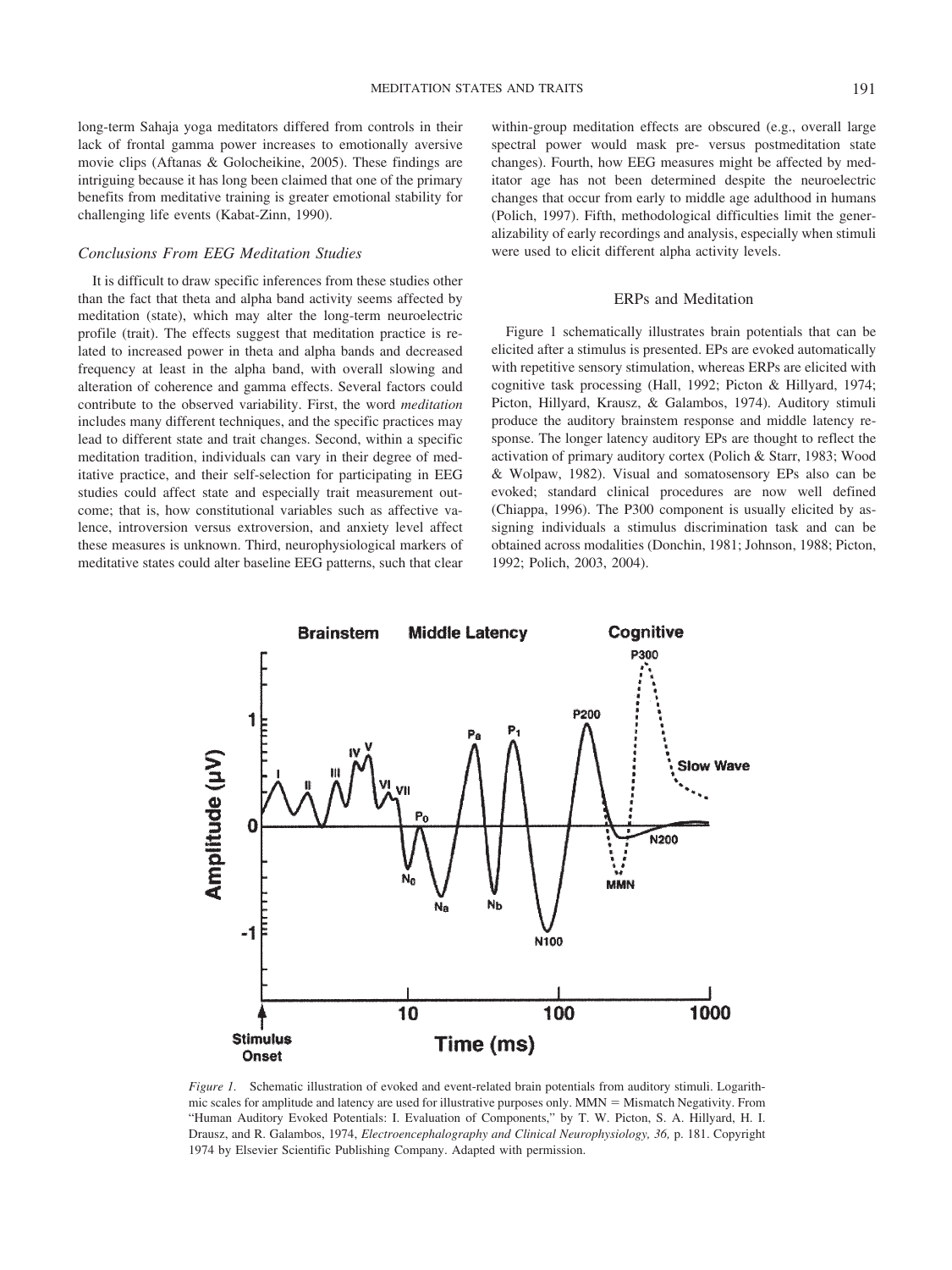long-term Sahaja yoga meditators differed from controls in their lack of frontal gamma power increases to emotionally aversive movie clips (Aftanas & Golocheikine, 2005). These findings are intriguing because it has long been claimed that one of the primary benefits from meditative training is greater emotional stability for challenging life events (Kabat-Zinn, 1990).

### *Conclusions From EEG Meditation Studies*

It is difficult to draw specific inferences from these studies other than the fact that theta and alpha band activity seems affected by meditation (state), which may alter the long-term neuroelectric profile (trait). The effects suggest that meditation practice is related to increased power in theta and alpha bands and decreased frequency at least in the alpha band, with overall slowing and alteration of coherence and gamma effects. Several factors could contribute to the observed variability. First, the word *meditation* includes many different techniques, and the specific practices may lead to different state and trait changes. Second, within a specific meditation tradition, individuals can vary in their degree of meditative practice, and their self-selection for participating in EEG studies could affect state and especially trait measurement outcome; that is, how constitutional variables such as affective valence, introversion versus extroversion, and anxiety level affect these measures is unknown. Third, neurophysiological markers of meditative states could alter baseline EEG patterns, such that clear within-group meditation effects are obscured (e.g., overall large spectral power would mask pre- versus postmeditation state changes). Fourth, how EEG measures might be affected by meditator age has not been determined despite the neuroelectric changes that occur from early to middle age adulthood in humans (Polich, 1997). Fifth, methodological difficulties limit the generalizability of early recordings and analysis, especially when stimuli were used to elicit different alpha activity levels.

## ERPs and Meditation

Figure 1 schematically illustrates brain potentials that can be elicited after a stimulus is presented. EPs are evoked automatically with repetitive sensory stimulation, whereas ERPs are elicited with cognitive task processing (Hall, 1992; Picton & Hillyard, 1974; Picton, Hillyard, Krausz, & Galambos, 1974). Auditory stimuli produce the auditory brainstem response and middle latency response. The longer latency auditory EPs are thought to reflect the activation of primary auditory cortex (Polich & Starr, 1983; Wood & Wolpaw, 1982). Visual and somatosensory EPs also can be evoked; standard clinical procedures are now well defined (Chiappa, 1996). The P300 component is usually elicited by assigning individuals a stimulus discrimination task and can be obtained across modalities (Donchin, 1981; Johnson, 1988; Picton, 1992; Polich, 2003, 2004).

*Figure 1.* Schematic illustration of evoked and event-related brain potentials from auditory stimuli. Logarithmic scales for amplitude and latency are used for illustrative purposes only. MMN = Mismatch Negativity. From "Human Auditory Evoked Potentials: I. Evaluation of Components," by T. W. Picton, S. A. Hillyard, H. I. Drausz, and R. Galambos, 1974, *Electroencephalography and Clinical Neurophysiology, 36,* p. 181. Copyright 1974 by Elsevier Scientific Publishing Company. Adapted with permission.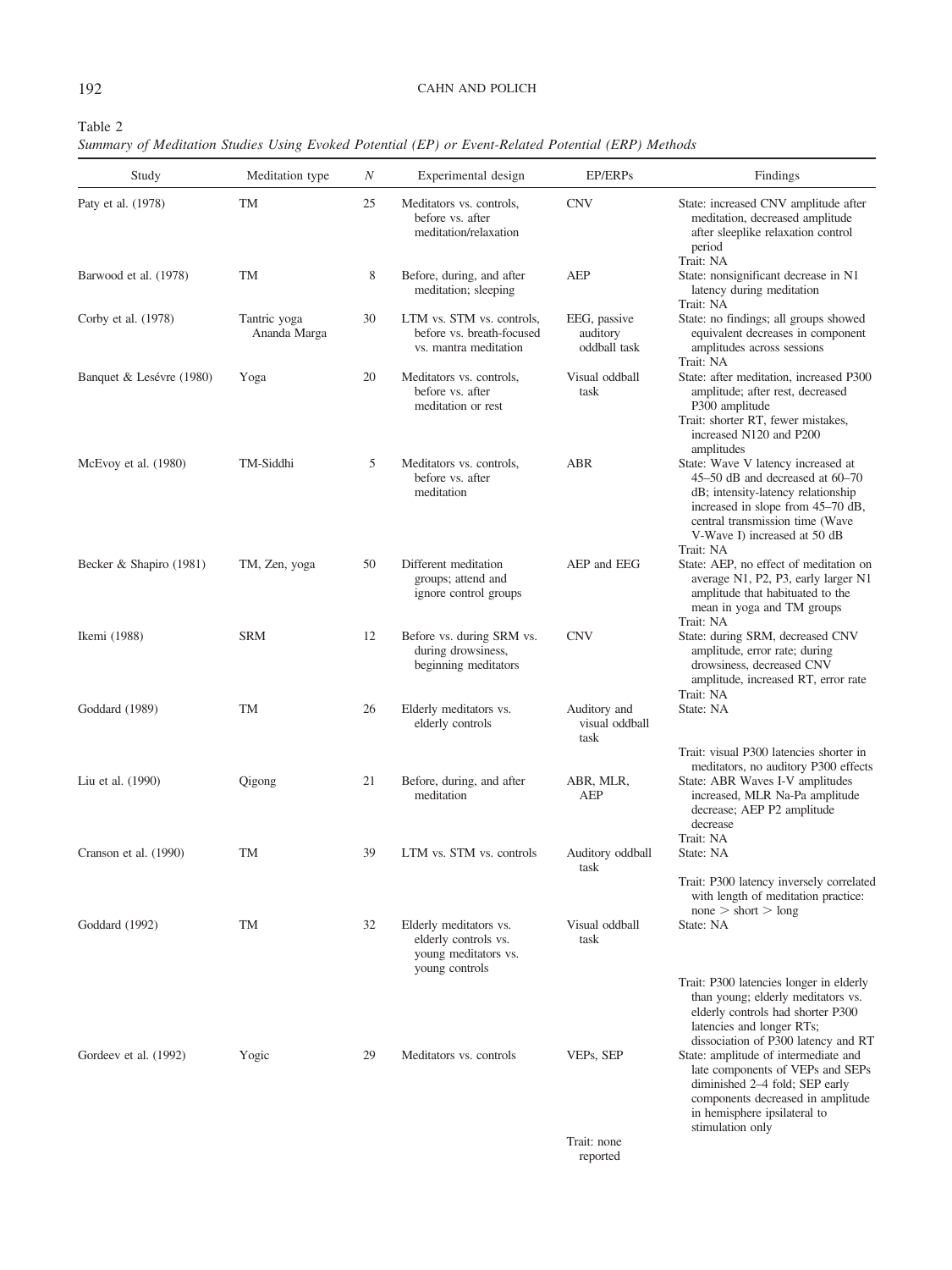Table 2
*Summary of Meditation Studies Using Evoked Potential (EP) or Event-Related Potential (ERP) Methods*

| Study | Meditation type | *N* | Experimental design | EP/ERPs | Findings |
|---|---|---|---|---|---|
| Paty et al. (1978) | TM | 25 | Meditators vs. controls, before vs. after meditation/relaxation | CNV | State: increased CNV amplitude after meditation, decreased amplitude after sleeplike relaxation control period<br>Trait: NA |
| Barwood et al. (1978) | TM | 8 | Before, during, and after meditation; sleeping | AEP | State: nonsignificant decrease in N1 latency during meditation<br>Trait: NA |
| Corby et al. (1978) | Tantric yoga Ananda Marga | 30 | LTM vs. STM vs. controls, before vs. breath-focused vs. mantra meditation | EEG, passive auditory oddball task | State: no findings; all groups showed equivalent decreases in component amplitudes across sessions<br>Trait: NA |
| Banquet & Lesévre (1980) | Yoga | 20 | Meditators vs. controls, before vs. after meditation or rest | Visual oddball task | State: after meditation, increased P300 amplitude; after rest, decreased P300 amplitude<br>Trait: shorter RT, fewer mistakes, increased N120 and P200 amplitudes |
| McEvoy et al. (1980) | TM-Siddhi | 5 | Meditators vs. controls, before vs. after meditation | ABR | State: Wave V latency increased at 45–50 dB and decreased at 60–70 dB; intensity-latency relationship increased in slope from 45–70 dB, central transmission time (Wave V-Wave I) increased at 50 dB<br>Trait: NA |
| Becker & Shapiro (1981) | TM, Zen, yoga | 50 | Different meditation groups; attend and ignore control groups | AEP and EEG | State: AEP, no effect of meditation on average N1, P2, P3, early larger N1 amplitude that habituated to the mean in yoga and TM groups<br>Trait: NA |
| Ikemi (1988) | SRM | 12 | Before vs. during SRM vs. during drowsiness, beginning meditators | CNV | State: during SRM, decreased CNV amplitude, error rate; during drowsiness, decreased CNV amplitude, increased RT, error rate<br>Trait: NA |
| Goddard (1989) | TM | 26 | Elderly meditators vs. elderly controls | Auditory and visual oddball task | State: NA<br>Trait: visual P300 latencies shorter in meditators, no auditory P300 effects |
| Liu et al. (1990) | Qigong | 21 | Before, during, and after meditation | ABR, MLR, AEP | State: ABR Waves I-V amplitudes increased, MLR Na-Pa amplitude decrease; AEP P2 amplitude decrease<br>Trait: NA |
| Cranson et al. (1990) | TM | 39 | LTM vs. STM vs. controls | Auditory oddball task | State: NA<br>Trait: P300 latency inversely correlated with length of meditation practice: none > short > long |
| Goddard (1992) | TM | 32 | Elderly meditators vs. elderly controls vs. young meditators vs. young controls | Visual oddball task | State: NA<br>Trait: P300 latencies longer in elderly than young; elderly meditators vs. elderly controls had shorter P300 latencies and longer RTs; dissociation of P300 latency and RT |
| Gordeev et al. (1992) | Yogic | 29 | Meditators vs. controls | VEPs, SEP | State: amplitude of intermediate and late components of VEPs and SEPs diminished 2–4 fold; SEP early components decreased in amplitude in hemisphere ipsilateral to stimulation only<br>Trait: none reported |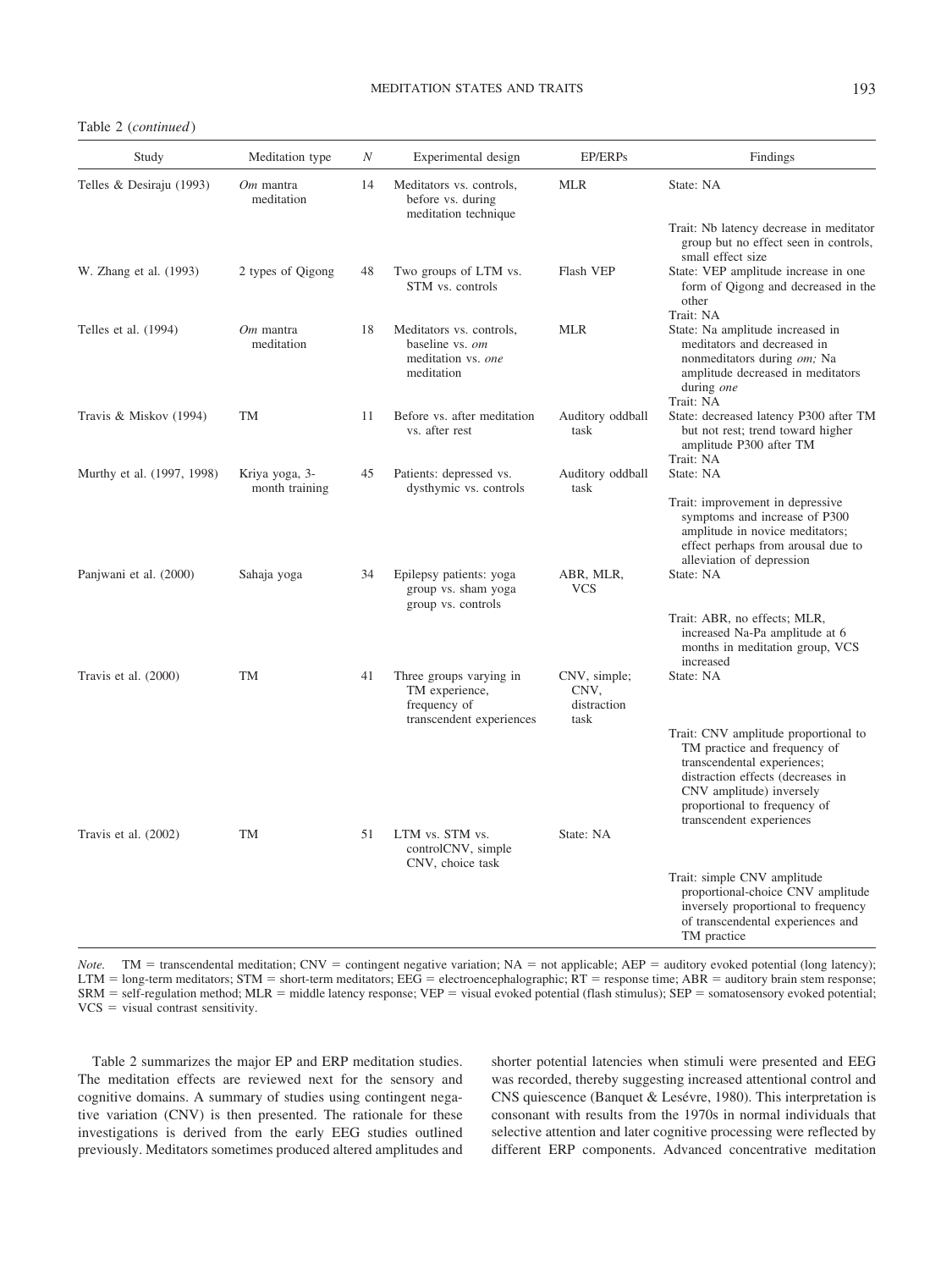Table 2 (*continued*)

| Study | Meditation type | *N* | Experimental design | EP/ERPs | Findings |
|---|---|---|---|---|---|
| Telles & Desiraju (1993) | *Om* mantra meditation | 14 | Meditators vs. controls, before vs. during meditation technique | MLR | State: NA<br>Trait: Nb latency decrease in meditator group but no effect seen in controls, small effect size |
| W. Zhang et al. (1993) | 2 types of Qigong | 48 | Two groups of LTM vs. STM vs. controls | Flash VEP | State: VEP amplitude increase in one form of Qigong and decreased in the other<br>Trait: NA |
| Telles et al. (1994) | *Om* mantra meditation | 18 | Meditators vs. controls, baseline vs. *om* meditation vs. *one* meditation | MLR | State: Na amplitude increased in meditators and decreased in nonmeditators during *om;* Na amplitude decreased in meditators during *one*<br>Trait: NA |
| Travis & Miskov (1994) | TM | 11 | Before vs. after meditation vs. after rest | Auditory oddball task | State: decreased latency P300 after TM but not rest; trend toward higher amplitude P300 after TM<br>Trait: NA |
| Murthy et al. (1997, 1998) | Kriya yoga, 3-month training | 45 | Patients: depressed vs. dysthymic vs. controls | Auditory oddball task | State: NA<br>Trait: improvement in depressive symptoms and increase of P300 amplitude in novice meditators; effect perhaps from arousal due to alleviation of depression |
| Panjwani et al. (2000) | Sahaja yoga | 34 | Epilepsy patients: yoga group vs. sham yoga group vs. controls | ABR, MLR, VCS | State: NA<br>Trait: ABR, no effects; MLR, increased Na-Pa amplitude at 6 months in meditation group, VCS increased |
| Travis et al. (2000) | TM | 41 | Three groups varying in TM experience, frequency of transcendent experiences | CNV, simple; CNV, distraction task | State: NA<br>Trait: CNV amplitude proportional to TM practice and frequency of transcendental experiences; distraction effects (decreases in CNV amplitude) inversely proportional to frequency of transcendent experiences |
| Travis et al. (2002) | TM | 51 | LTM vs. STM vs. controlCNV, simple CNV, choice task | State: NA | Trait: simple CNV amplitude proportional-choice CNV amplitude inversely proportional to frequency of transcendental experiences and TM practice |

*Note.* TM = transcendental meditation; CNV = contingent negative variation; NA = not applicable; AEP = auditory evoked potential (long latency); LTM = long-term meditators; STM = short-term meditators; EEG = electroencephalographic; RT = response time; ABR = auditory brain stem response; SRM = self-regulation method; MLR = middle latency response; VEP = visual evoked potential (flash stimulus); SEP = somatosensory evoked potential; VCS = visual contrast sensitivity.

Table 2 summarizes the major EP and ERP meditation studies. The meditation effects are reviewed next for the sensory and cognitive domains. A summary of studies using contingent negative variation (CNV) is then presented. The rationale for these investigations is derived from the early EEG studies outlined previously. Meditators sometimes produced altered amplitudes and shorter potential latencies when stimuli were presented and EEG was recorded, thereby suggesting increased attentional control and CNS quiescence (Banquet & Lesévre, 1980). This interpretation is consonant with results from the 1970s in normal individuals that selective attention and later cognitive processing were reflected by different ERP components. Advanced concentrative meditation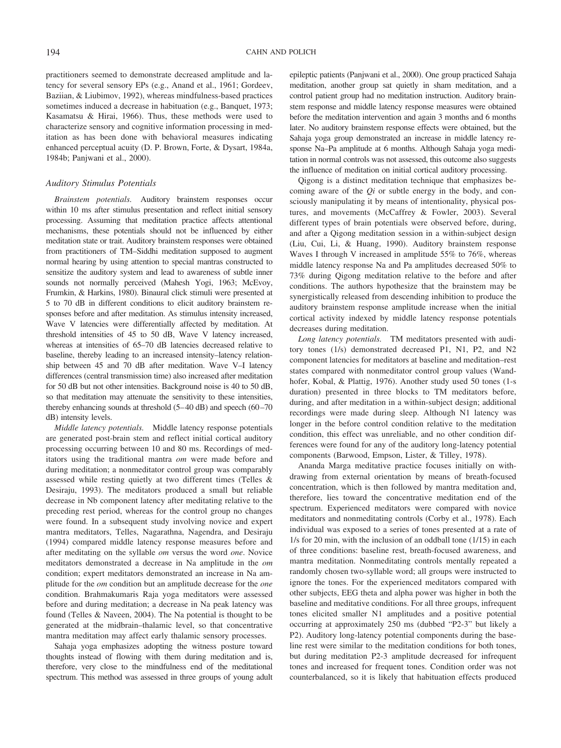practitioners seemed to demonstrate decreased amplitude and latency for several sensory EPs (e.g., Anand et al., 1961; Gordeev, Baziian, & Liubimov, 1992), whereas mindfulness-based practices sometimes induced a decrease in habituation (e.g., Banquet, 1973; Kasamatsu & Hirai, 1966). Thus, these methods were used to characterize sensory and cognitive information processing in meditation as has been done with behavioral measures indicating enhanced perceptual acuity (D. P. Brown, Forte, & Dysart, 1984a, 1984b; Panjwani et al., 2000).

### Auditory Stimulus Potentials

*Brainstem potentials.* Auditory brainstem responses occur within 10 ms after stimulus presentation and reflect initial sensory processing. Assuming that meditation practice affects attentional mechanisms, these potentials should not be influenced by either meditation state or trait. Auditory brainstem responses were obtained from practitioners of TM–Siddhi meditation supposed to augment normal hearing by using attention to special mantras constructed to sensitize the auditory system and lead to awareness of subtle inner sounds not normally perceived (Mahesh Yogi, 1963; McEvoy, Frumkin, & Harkins, 1980). Binaural click stimuli were presented at 5 to 70 dB in different conditions to elicit auditory brainstem responses before and after meditation. As stimulus intensity increased, Wave V latencies were differentially affected by meditation. At threshold intensities of 45 to 50 dB, Wave V latency increased, whereas at intensities of 65–70 dB latencies decreased relative to baseline, thereby leading to an increased intensity–latency relationship between 45 and 70 dB after meditation. Wave V–I latency differences (central transmission time) also increased after meditation for 50 dB but not other intensities. Background noise is 40 to 50 dB, so that meditation may attenuate the sensitivity to these intensities, thereby enhancing sounds at threshold (5–40 dB) and speech (60–70 dB) intensity levels.

*Middle latency potentials.* Middle latency response potentials are generated post-brain stem and reflect initial cortical auditory processing occurring between 10 and 80 ms. Recordings of meditators using the traditional mantra *om* were made before and during meditation; a nonmeditator control group was comparably assessed while resting quietly at two different times (Telles & Desiraju, 1993). The meditators produced a small but reliable decrease in Nb component latency after meditating relative to the preceding rest period, whereas for the control group no changes were found. In a subsequent study involving novice and expert mantra meditators, Telles, Nagarathna, Nagendra, and Desiraju (1994) compared middle latency response measures before and after meditating on the syllable *om* versus the word *one*. Novice meditators demonstrated a decrease in Na amplitude in the *om* condition; expert meditators demonstrated an increase in Na amplitude for the *om* condition but an amplitude decrease for the *one* condition. Brahmakumaris Raja yoga meditators were assessed before and during meditation; a decrease in Na peak latency was found (Telles & Naveen, 2004). The Na potential is thought to be generated at the midbrain–thalamic level, so that concentrative mantra meditation may affect early thalamic sensory processes.

Sahaja yoga emphasizes adopting the witness posture toward thoughts instead of flowing with them during meditation and is, therefore, very close to the mindfulness end of the meditational spectrum. This method was assessed in three groups of young adult epileptic patients (Panjwani et al., 2000). One group practiced Sahaja meditation, another group sat quietly in sham meditation, and a control patient group had no meditation instruction. Auditory brainstem response and middle latency response measures were obtained before the meditation intervention and again 3 months and 6 months later. No auditory brainstem response effects were obtained, but the Sahaja yoga group demonstrated an increase in middle latency response Na–Pa amplitude at 6 months. Although Sahaja yoga meditation in normal controls was not assessed, this outcome also suggests the influence of meditation on initial cortical auditory processing.

Qigong is a distinct meditation technique that emphasizes becoming aware of the *Qi* or subtle energy in the body, and consciously manipulating it by means of intentionality, physical postures, and movements (McCaffrey & Fowler, 2003). Several different types of brain potentials were observed before, during, and after a Qigong meditation session in a within-subject design (Liu, Cui, Li, & Huang, 1990). Auditory brainstem response Waves I through V increased in amplitude 55% to 76%, whereas middle latency response Na and Pa amplitudes decreased 50% to 73% during Qigong meditation relative to the before and after conditions. The authors hypothesize that the brainstem may be synergistically released from descending inhibition to produce the auditory brainstem response amplitude increase when the initial cortical activity indexed by middle latency response potentials decreases during meditation.

*Long latency potentials.* TM meditators presented with auditory tones (1/s) demonstrated decreased P1, N1, P2, and N2 component latencies for meditators at baseline and meditation–rest states compared with nonmeditator control group values (Wandhofer, Kobal, & Plattig, 1976). Another study used 50 tones (1-s duration) presented in three blocks to TM meditators before, during, and after meditation in a within-subject design; additional recordings were made during sleep. Although N1 latency was longer in the before control condition relative to the meditation condition, this effect was unreliable, and no other condition differences were found for any of the auditory long-latency potential components (Barwood, Empson, Lister, & Tilley, 1978).

Ananda Marga meditative practice focuses initially on withdrawing from external orientation by means of breath-focused concentration, which is then followed by mantra meditation and, therefore, lies toward the concentrative meditation end of the spectrum. Experienced meditators were compared with novice meditators and nonmeditating controls (Corby et al., 1978). Each individual was exposed to a series of tones presented at a rate of 1/s for 20 min, with the inclusion of an oddball tone (1/15) in each of three conditions: baseline rest, breath-focused awareness, and mantra meditation. Nonmeditating controls mentally repeated a randomly chosen two-syllable word; all groups were instructed to ignore the tones. For the experienced meditators compared with other subjects, EEG theta and alpha power was higher in both the baseline and meditative conditions. For all three groups, infrequent tones elicited smaller N1 amplitudes and a positive potential occurring at approximately 250 ms (dubbed "P2-3" but likely a P2). Auditory long-latency potential components during the baseline rest were similar to the meditation conditions for both tones, but during meditation P2-3 amplitude decreased for infrequent tones and increased for frequent tones. Condition order was not counterbalanced, so it is likely that habituation effects produced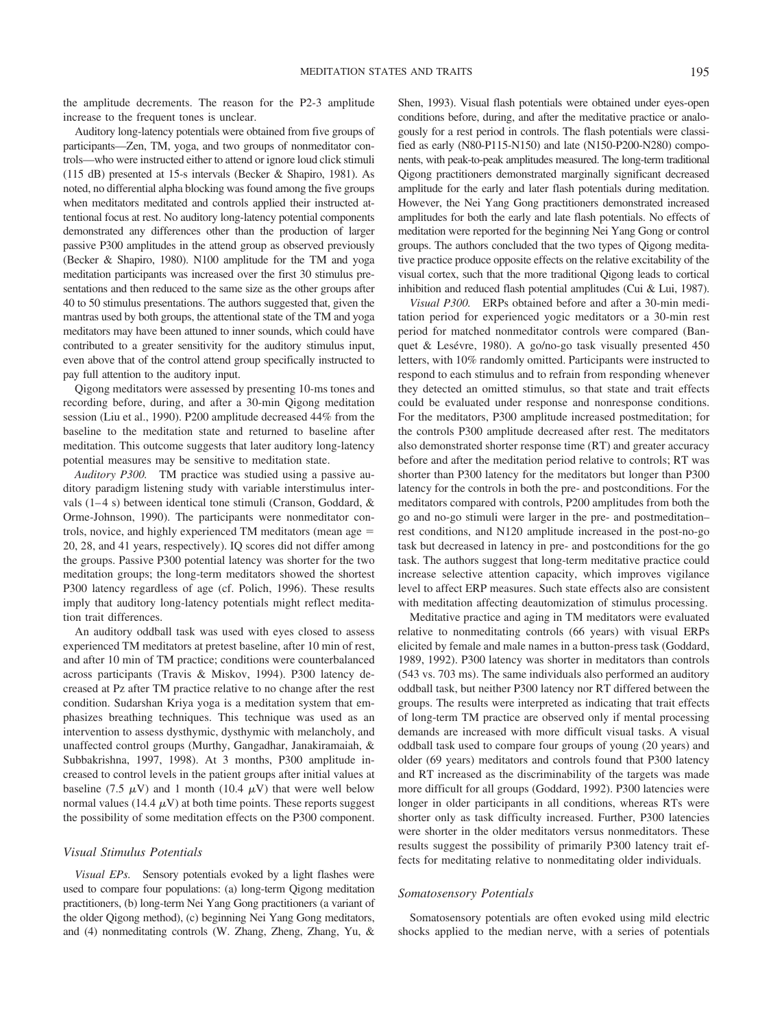the amplitude decrements. The reason for the P2-3 amplitude increase to the frequent tones is unclear.

Auditory long-latency potentials were obtained from five groups of participants—Zen, TM, yoga, and two groups of nonmeditator controls—who were instructed either to attend or ignore loud click stimuli (115 dB) presented at 15-s intervals (Becker & Shapiro, 1981). As noted, no differential alpha blocking was found among the five groups when meditators meditated and controls applied their instructed attentional focus at rest. No auditory long-latency potential components demonstrated any differences other than the production of larger passive P300 amplitudes in the attend group as observed previously (Becker & Shapiro, 1980). N100 amplitude for the TM and yoga meditation participants was increased over the first 30 stimulus presentations and then reduced to the same size as the other groups after 40 to 50 stimulus presentations. The authors suggested that, given the mantras used by both groups, the attentional state of the TM and yoga meditators may have been attuned to inner sounds, which could have contributed to a greater sensitivity for the auditory stimulus input, even above that of the control attend group specifically instructed to pay full attention to the auditory input.

Qigong meditators were assessed by presenting 10-ms tones and recording before, during, and after a 30-min Qigong meditation session (Liu et al., 1990). P200 amplitude decreased 44% from the baseline to the meditation state and returned to baseline after meditation. This outcome suggests that later auditory long-latency potential measures may be sensitive to meditation state.

*Auditory P300.* TM practice was studied using a passive auditory paradigm listening study with variable interstimulus intervals (1–4 s) between identical tone stimuli (Cranson, Goddard, & Orme-Johnson, 1990). The participants were nonmeditator controls, novice, and highly experienced TM meditators (mean age = 20, 28, and 41 years, respectively). IQ scores did not differ among the groups. Passive P300 potential latency was shorter for the two meditation groups; the long-term meditators showed the shortest P300 latency regardless of age (cf. Polich, 1996). These results imply that auditory long-latency potentials might reflect meditation trait differences.

An auditory oddball task was used with eyes closed to assess experienced TM meditators at pretest baseline, after 10 min of rest, and after 10 min of TM practice; conditions were counterbalanced across participants (Travis & Miskov, 1994). P300 latency decreased at Pz after TM practice relative to no change after the rest condition. Sudarshan Kriya yoga is a meditation system that emphasizes breathing techniques. This technique was used as an intervention to assess dysthymic, dysthymic with melancholy, and unaffected control groups (Murthy, Gangadhar, Janakiramaiah, & Subbakrishna, 1997, 1998). At 3 months, P300 amplitude increased to control levels in the patient groups after initial values at baseline (7.5 $\mu$V) and 1 month (10.4 $\mu$V) that were well below normal values (14.4 $\mu$V) at both time points. These reports suggest the possibility of some meditation effects on the P300 component.

### Visual Stimulus Potentials

*Visual EPs.* Sensory potentials evoked by a light flashes were used to compare four populations: (a) long-term Qigong meditation practitioners, (b) long-term Nei Yang Gong practitioners (a variant of the older Qigong method), (c) beginning Nei Yang Gong meditators, and (4) nonmeditating controls (W. Zhang, Zheng, Zhang, Yu, & Shen, 1993). Visual flash potentials were obtained under eyes-open conditions before, during, and after the meditative practice or analogously for a rest period in controls. The flash potentials were classified as early (N80-P115-N150) and late (N150-P200-N280) components, with peak-to-peak amplitudes measured. The long-term traditional Qigong practitioners demonstrated marginally significant decreased amplitude for the early and later flash potentials during meditation. However, the Nei Yang Gong practitioners demonstrated increased amplitudes for both the early and late flash potentials. No effects of meditation were reported for the beginning Nei Yang Gong or control groups. The authors concluded that the two types of Qigong meditative practice produce opposite effects on the relative excitability of the visual cortex, such that the more traditional Qigong leads to cortical inhibition and reduced flash potential amplitudes (Cui & Lui, 1987).

*Visual P300.* ERPs obtained before and after a 30-min meditation period for experienced yogic meditators or a 30-min rest period for matched nonmeditator controls were compared (Banquet & Lesévre, 1980). A go/no-go task visually presented 450 letters, with 10% randomly omitted. Participants were instructed to respond to each stimulus and to refrain from responding whenever they detected an omitted stimulus, so that state and trait effects could be evaluated under response and nonresponse conditions. For the meditators, P300 amplitude increased postmeditation; for the controls P300 amplitude decreased after rest. The meditators also demonstrated shorter response time (RT) and greater accuracy before and after the meditation period relative to controls; RT was shorter than P300 latency for the meditators but longer than P300 latency for the controls in both the pre- and postconditions. For the meditators compared with controls, P200 amplitudes from both the go and no-go stimuli were larger in the pre- and postmeditation–rest conditions, and N120 amplitude increased in the post-no-go task but decreased in latency in pre- and postconditions for the go task. The authors suggest that long-term meditative practice could increase selective attention capacity, which improves vigilance level to affect ERP measures. Such state effects also are consistent with meditation affecting deautomization of stimulus processing.

Meditative practice and aging in TM meditators were evaluated relative to nonmeditating controls (66 years) with visual ERPs elicited by female and male names in a button-press task (Goddard, 1989, 1992). P300 latency was shorter in meditators than controls (543 vs. 703 ms). The same individuals also performed an auditory oddball task, but neither P300 latency nor RT differed between the groups. The results were interpreted as indicating that trait effects of long-term TM practice are observed only if mental processing demands are increased with more difficult visual tasks. A visual oddball task used to compare four groups of young (20 years) and older (69 years) meditators and controls found that P300 latency and RT increased as the discriminability of the targets was made more difficult for all groups (Goddard, 1992). P300 latencies were longer in older participants in all conditions, whereas RTs were shorter only as task difficulty increased. Further, P300 latencies were shorter in the older meditators versus nonmeditators. These results suggest the possibility of primarily P300 latency trait effects for meditating relative to nonmeditating older individuals.

### Somatosensory Potentials

Somatosensory potentials are often evoked using mild electric shocks applied to the median nerve, with a series of potentials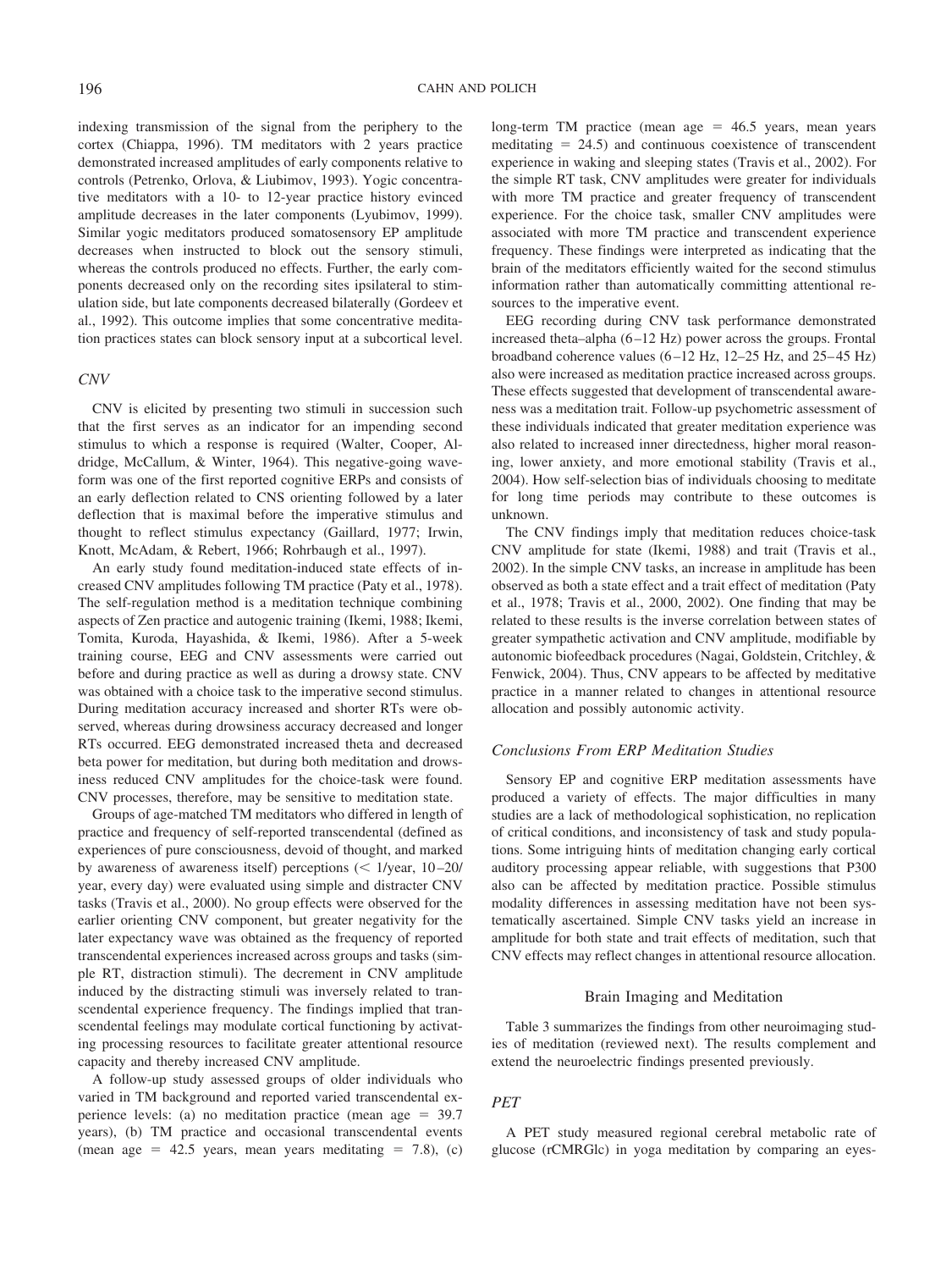indexing transmission of the signal from the periphery to the cortex (Chiappa, 1996). TM meditators with 2 years practice demonstrated increased amplitudes of early components relative to controls (Petrenko, Orlova, & Liubimov, 1993). Yogic concentrative meditators with a 10- to 12-year practice history evinced amplitude decreases in the later components (Lyubimov, 1999). Similar yogic meditators produced somatosensory EP amplitude decreases when instructed to block out the sensory stimuli, whereas the controls produced no effects. Further, the early components decreased only on the recording sites ipsilateral to stimulation side, but late components decreased bilaterally (Gordeev et al., 1992). This outcome implies that some concentrative meditation practices states can block sensory input at a subcortical level.

### *CNV*

CNV is elicited by presenting two stimuli in succession such that the first serves as an indicator for an impending second stimulus to which a response is required (Walter, Cooper, Aldridge, McCallum, & Winter, 1964). This negative-going waveform was one of the first reported cognitive ERPs and consists of an early deflection related to CNS orienting followed by a later deflection that is maximal before the imperative stimulus and thought to reflect stimulus expectancy (Gaillard, 1977; Irwin, Knott, McAdam, & Rebert, 1966; Rohrbaugh et al., 1997).

An early study found meditation-induced state effects of increased CNV amplitudes following TM practice (Paty et al., 1978). The self-regulation method is a meditation technique combining aspects of Zen practice and autogenic training (Ikemi, 1988; Ikemi, Tomita, Kuroda, Hayashida, & Ikemi, 1986). After a 5-week training course, EEG and CNV assessments were carried out before and during practice as well as during a drowsy state. CNV was obtained with a choice task to the imperative second stimulus. During meditation accuracy increased and shorter RTs were observed, whereas during drowsiness accuracy decreased and longer RTs occurred. EEG demonstrated increased theta and decreased beta power for meditation, but during both meditation and drowsiness reduced CNV amplitudes for the choice-task were found. CNV processes, therefore, may be sensitive to meditation state.

Groups of age-matched TM meditators who differed in length of practice and frequency of self-reported transcendental (defined as experiences of pure consciousness, devoid of thought, and marked by awareness of awareness itself) perceptions (< 1/year, 10–20/year, every day) were evaluated using simple and distracter CNV tasks (Travis et al., 2000). No group effects were observed for the earlier orienting CNV component, but greater negativity for the later expectancy wave was obtained as the frequency of reported transcendental experiences increased across groups and tasks (simple RT, distraction stimuli). The decrement in CNV amplitude induced by the distracting stimuli was inversely related to transcendental experience frequency. The findings implied that transcendental feelings may modulate cortical functioning by activating processing resources to facilitate greater attentional resource capacity and thereby increased CNV amplitude.

A follow-up study assessed groups of older individuals who varied in TM background and reported varied transcendental experience levels: (a) no meditation practice (mean age = 39.7 years), (b) TM practice and occasional transcendental events (mean age = 42.5 years, mean years meditating = 7.8), (c) long-term TM practice (mean age = 46.5 years, mean years meditating = 24.5) and continuous coexistence of transcendent experience in waking and sleeping states (Travis et al., 2002). For the simple RT task, CNV amplitudes were greater for individuals with more TM practice and greater frequency of transcendent experience. For the choice task, smaller CNV amplitudes were associated with more TM practice and transcendent experience frequency. These findings were interpreted as indicating that the brain of the meditators efficiently waited for the second stimulus information rather than automatically committing attentional resources to the imperative event.

EEG recording during CNV task performance demonstrated increased theta–alpha (6–12 Hz) power across the groups. Frontal broadband coherence values (6–12 Hz, 12–25 Hz, and 25–45 Hz) also were increased as meditation practice increased across groups. These effects suggested that development of transcendental awareness was a meditation trait. Follow-up psychometric assessment of these individuals indicated that greater meditation experience was also related to increased inner directedness, higher moral reasoning, lower anxiety, and more emotional stability (Travis et al., 2004). How self-selection bias of individuals choosing to meditate for long time periods may contribute to these outcomes is unknown.

The CNV findings imply that meditation reduces choice-task CNV amplitude for state (Ikemi, 1988) and trait (Travis et al., 2002). In the simple CNV tasks, an increase in amplitude has been observed as both a state effect and a trait effect of meditation (Paty et al., 1978; Travis et al., 2000, 2002). One finding that may be related to these results is the inverse correlation between states of greater sympathetic activation and CNV amplitude, modifiable by autonomic biofeedback procedures (Nagai, Goldstein, Critchley, & Fenwick, 2004). Thus, CNV appears to be affected by meditative practice in a manner related to changes in attentional resource allocation and possibly autonomic activity.

### *Conclusions From ERP Meditation Studies*

Sensory EP and cognitive ERP meditation assessments have produced a variety of effects. The major difficulties in many studies are a lack of methodological sophistication, no replication of critical conditions, and inconsistency of task and study populations. Some intriguing hints of meditation changing early cortical auditory processing appear reliable, with suggestions that P300 also can be affected by meditation practice. Possible stimulus modality differences in assessing meditation have not been systematically ascertained. Simple CNV tasks yield an increase in amplitude for both state and trait effects of meditation, such that CNV effects may reflect changes in attentional resource allocation.

## Brain Imaging and Meditation

Table 3 summarizes the findings from other neuroimaging studies of meditation (reviewed next). The results complement and extend the neuroelectric findings presented previously.

### *PET*

A PET study measured regional cerebral metabolic rate of glucose (rCMRGlc) in yoga meditation by comparing an eyes-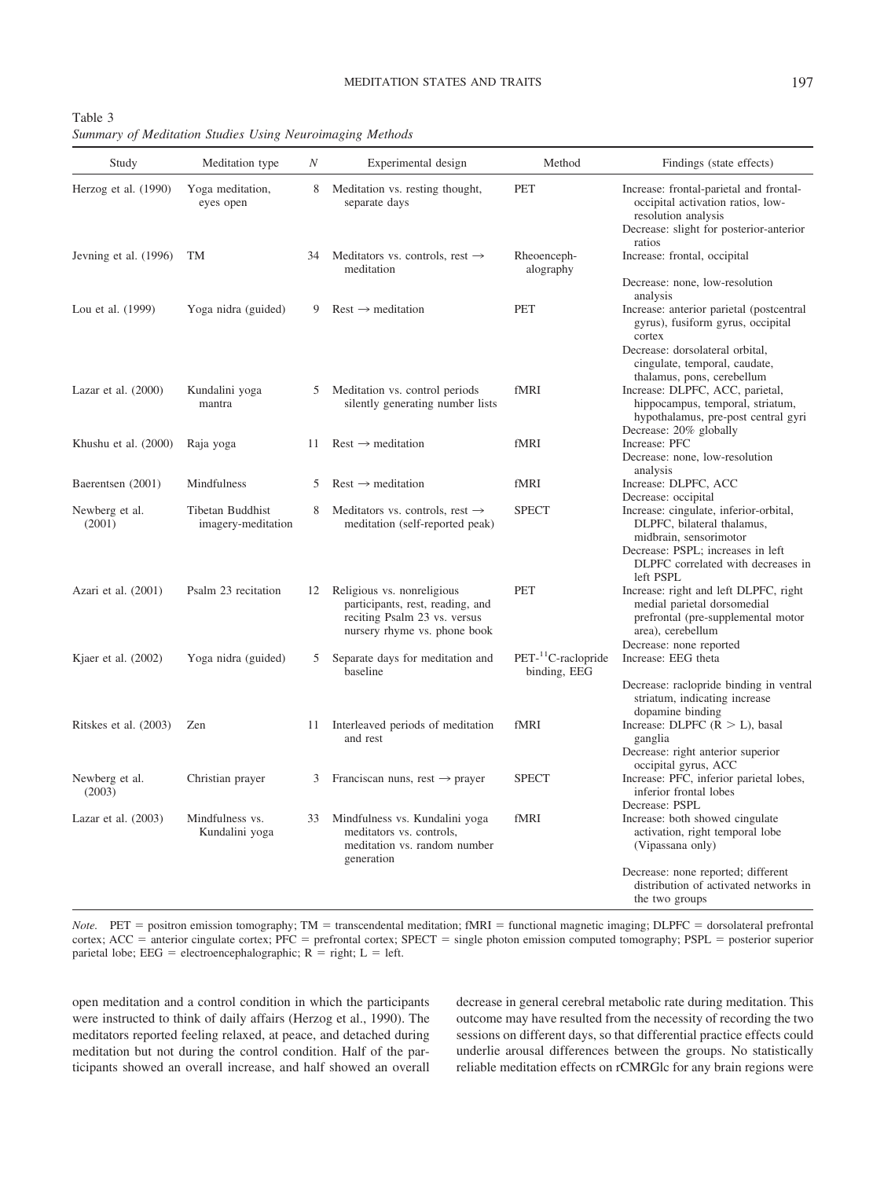Table 3
*Summary of Meditation Studies Using Neuroimaging Methods*

| Study | Meditation type | *N* | Experimental design | Method | Findings (state effects) |
|---|---|---|---|---|---|
| Herzog et al. (1990) | Yoga meditation, eyes open | 8 | Meditation vs. resting thought, separate days | PET | Increase: frontal-parietal and frontal-occipital activation ratios, low-resolution analysis<br>Decrease: slight for posterior-anterior ratios |
| Jevning et al. (1996) | TM | 34 | Meditators vs. controls, rest → meditation | Rheoenceph-alography | Increase: frontal, occipital<br>Decrease: none, low-resolution analysis |
| Lou et al. (1999) | Yoga nidra (guided) | 9 | Rest → meditation | PET | Increase: anterior parietal (postcentral gyrus), fusiform gyrus, occipital cortex<br>Decrease: dorsolateral orbital, cingulate, temporal, caudate, thalamus, pons, cerebellum |
| Lazar et al. (2000) | Kundalini yoga mantra | 5 | Meditation vs. control periods silently generating number lists | fMRI | Increase: DLPFC, ACC, parietal, hippocampus, temporal, striatum, hypothalamus, pre-post central gyri<br>Decrease: 20% globally |
| Khushu et al. (2000) | Raja yoga | 11 | Rest → meditation | fMRI | Increase: PFC<br>Decrease: none, low-resolution analysis |
| Baerentsen (2001) | Mindfulness | 5 | Rest → meditation | fMRI | Increase: DLPFC, ACC<br>Decrease: occipital |
| Newberg et al. (2001) | Tibetan Buddhist imagery-meditation | 8 | Meditators vs. controls, rest → meditation (self-reported peak) | SPECT | Increase: cingulate, inferior-orbital, DLPFC, bilateral thalamus, midbrain, sensorimotor<br>Decrease: PSPL; increases in left DLPFC correlated with decreases in left PSPL |
| Azari et al. (2001) | Psalm 23 recitation | 12 | Religious vs. nonreligious participants, rest, reading, and reciting Psalm 23 vs. versus nursery rhyme vs. phone book | PET | Increase: right and left DLPFC, right medial parietal dorsomedial prefrontal (pre-supplemental motor area), cerebellum<br>Decrease: none reported |
| Kjaer et al. (2002) | Yoga nidra (guided) | 5 | Separate days for meditation and baseline | PET-$^{11}$C-raclopride binding, EEG | Increase: EEG theta<br>Decrease: raclopride binding in ventral striatum, indicating increase dopamine binding |
| Ritskes et al. (2003) | Zen | 11 | Interleaved periods of meditation and rest | fMRI | Increase: DLPFC (R > L), basal ganglia<br>Decrease: right anterior superior occipital gyrus, ACC |
| Newberg et al. (2003) | Christian prayer | 3 | Franciscan nuns, rest → prayer | SPECT | Increase: PFC, inferior parietal lobes, inferior frontal lobes<br>Decrease: PSPL |
| Lazar et al. (2003) | Mindfulness vs. Kundalini yoga | 33 | Mindfulness vs. Kundalini yoga meditators vs. controls, meditation vs. random number generation | fMRI | Increase: both showed cingulate activation, right temporal lobe (Vipassana only)<br>Decrease: none reported; different distribution of activated networks in the two groups |

*Note.* PET = positron emission tomography; TM = transcendental meditation; fMRI = functional magnetic imaging; DLPFC = dorsolateral prefrontal cortex; ACC = anterior cingulate cortex; PFC = prefrontal cortex; SPECT = single photon emission computed tomography; PSPL = posterior superior parietal lobe; EEG = electroencephalographic; R = right; L = left.

open meditation and a control condition in which the participants were instructed to think of daily affairs (Herzog et al., 1990). The meditators reported feeling relaxed, at peace, and detached during meditation but not during the control condition. Half of the participants showed an overall increase, and half showed an overall decrease in general cerebral metabolic rate during meditation. This outcome may have resulted from the necessity of recording the two sessions on different days, so that differential practice effects could underlie arousal differences between the groups. No statistically reliable meditation effects on rCMRGlc for any brain regions were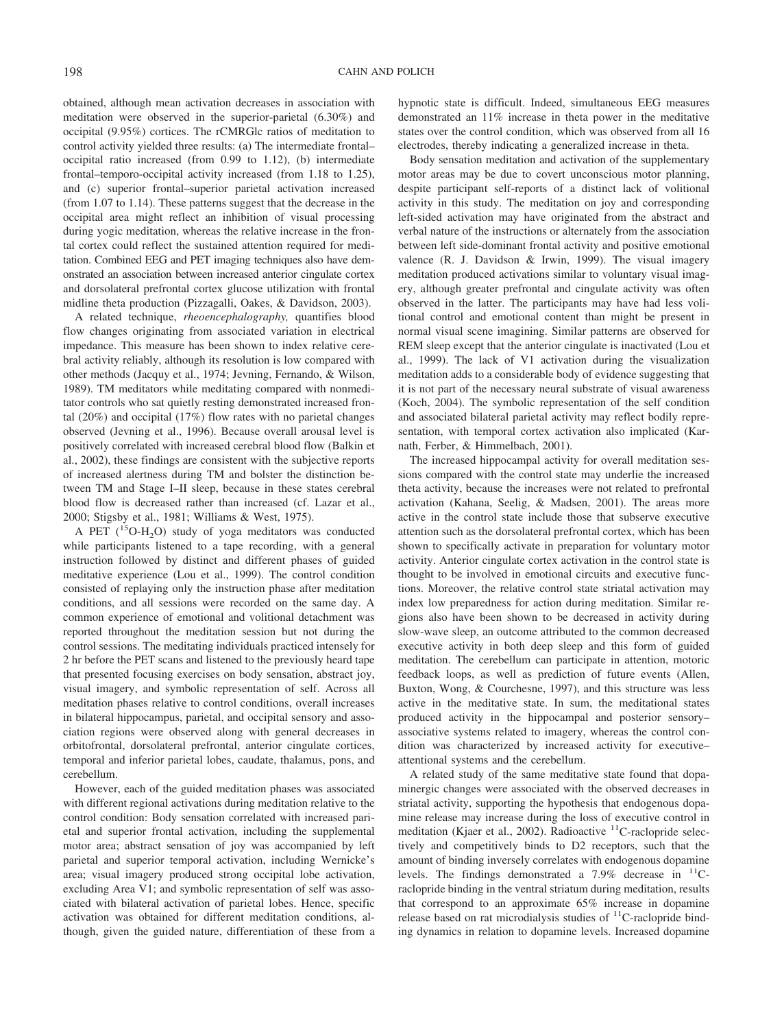obtained, although mean activation decreases in association with meditation were observed in the superior-parietal (6.30%) and occipital (9.95%) cortices. The rCMRGlc ratios of meditation to control activity yielded three results: (a) The intermediate frontal–occipital ratio increased (from 0.99 to 1.12), (b) intermediate frontal–temporo-occipital activity increased (from 1.18 to 1.25), and (c) superior frontal–superior parietal activation increased (from 1.07 to 1.14). These patterns suggest that the decrease in the occipital area might reflect an inhibition of visual processing during yogic meditation, whereas the relative increase in the frontal cortex could reflect the sustained attention required for meditation. Combined EEG and PET imaging techniques also have demonstrated an association between increased anterior cingulate cortex and dorsolateral prefrontal cortex glucose utilization with frontal midline theta production (Pizzagalli, Oakes, & Davidson, 2003).

A related technique, *rheoencephalography,* quantifies blood flow changes originating from associated variation in electrical impedance. This measure has been shown to index relative cerebral activity reliably, although its resolution is low compared with other methods (Jacquy et al., 1974; Jevning, Fernando, & Wilson, 1989). TM meditators while meditating compared with nonmeditator controls who sat quietly resting demonstrated increased frontal (20%) and occipital (17%) flow rates with no parietal changes observed (Jevning et al., 1996). Because overall arousal level is positively correlated with increased cerebral blood flow (Balkin et al., 2002), these findings are consistent with the subjective reports of increased alertness during TM and bolster the distinction between TM and Stage I–II sleep, because in these states cerebral blood flow is decreased rather than increased (cf. Lazar et al., 2000; Stigsby et al., 1981; Williams & West, 1975).

A PET ($^{15}O$-$H_2O$) study of yoga meditators was conducted while participants listened to a tape recording, with a general instruction followed by distinct and different phases of guided meditative experience (Lou et al., 1999). The control condition consisted of replaying only the instruction phase after meditation conditions, and all sessions were recorded on the same day. A common experience of emotional and volitional detachment was reported throughout the meditation session but not during the control sessions. The meditating individuals practiced intensely for 2 hr before the PET scans and listened to the previously heard tape that presented focusing exercises on body sensation, abstract joy, visual imagery, and symbolic representation of self. Across all meditation phases relative to control conditions, overall increases in bilateral hippocampus, parietal, and occipital sensory and association regions were observed along with general decreases in orbitofrontal, dorsolateral prefrontal, anterior cingulate cortices, temporal and inferior parietal lobes, caudate, thalamus, pons, and cerebellum.

However, each of the guided meditation phases was associated with different regional activations during meditation relative to the control condition: Body sensation correlated with increased parietal and superior frontal activation, including the supplemental motor area; abstract sensation of joy was accompanied by left parietal and superior temporal activation, including Wernicke's area; visual imagery produced strong occipital lobe activation, excluding Area V1; and symbolic representation of self was associated with bilateral activation of parietal lobes. Hence, specific activation was obtained for different meditation conditions, although, given the guided nature, differentiation of these from a hypnotic state is difficult. Indeed, simultaneous EEG measures demonstrated an 11% increase in theta power in the meditative states over the control condition, which was observed from all 16 electrodes, thereby indicating a generalized increase in theta.

Body sensation meditation and activation of the supplementary motor areas may be due to covert unconscious motor planning, despite participant self-reports of a distinct lack of volitional activity in this study. The meditation on joy and corresponding left-sided activation may have originated from the abstract and verbal nature of the instructions or alternately from the association between left side-dominant frontal activity and positive emotional valence (R. J. Davidson & Irwin, 1999). The visual imagery meditation produced activations similar to voluntary visual imagery, although greater prefrontal and cingulate activity was often observed in the latter. The participants may have had less volitional control and emotional content than might be present in normal visual scene imagining. Similar patterns are observed for REM sleep except that the anterior cingulate is inactivated (Lou et al., 1999). The lack of V1 activation during the visualization meditation adds to a considerable body of evidence suggesting that it is not part of the necessary neural substrate of visual awareness (Koch, 2004). The symbolic representation of the self condition and associated bilateral parietal activity may reflect bodily representation, with temporal cortex activation also implicated (Karnath, Ferber, & Himmelbach, 2001).

The increased hippocampal activity for overall meditation sessions compared with the control state may underlie the increased theta activity, because the increases were not related to prefrontal activation (Kahana, Seelig, & Madsen, 2001). The areas more active in the control state include those that subserve executive attention such as the dorsolateral prefrontal cortex, which has been shown to specifically activate in preparation for voluntary motor activity. Anterior cingulate cortex activation in the control state is thought to be involved in emotional circuits and executive functions. Moreover, the relative control state striatal activation may index low preparedness for action during meditation. Similar regions also have been shown to be decreased in activity during slow-wave sleep, an outcome attributed to the common decreased executive activity in both deep sleep and this form of guided meditation. The cerebellum can participate in attention, motoric feedback loops, as well as prediction of future events (Allen, Buxton, Wong, & Courchesne, 1997), and this structure was less active in the meditative state. In sum, the meditational states produced activity in the hippocampal and posterior sensory–associative systems related to imagery, whereas the control condition was characterized by increased activity for executive–attentional systems and the cerebellum.

A related study of the same meditative state found that dopaminergic changes were associated with the observed decreases in striatal activity, supporting the hypothesis that endogenous dopamine release may increase during the loss of executive control in meditation (Kjaer et al., 2002). Radioactive $^{11}C$-raclopride selectively and competitively binds to D2 receptors, such that the amount of binding inversely correlates with endogenous dopamine levels. The findings demonstrated a 7.9% decrease in $^{11}C$-raclopride binding in the ventral striatum during meditation, results that correspond to an approximate 65% increase in dopamine release based on rat microdialysis studies of $^{11}C$-raclopride binding dynamics in relation to dopamine levels. Increased dopamine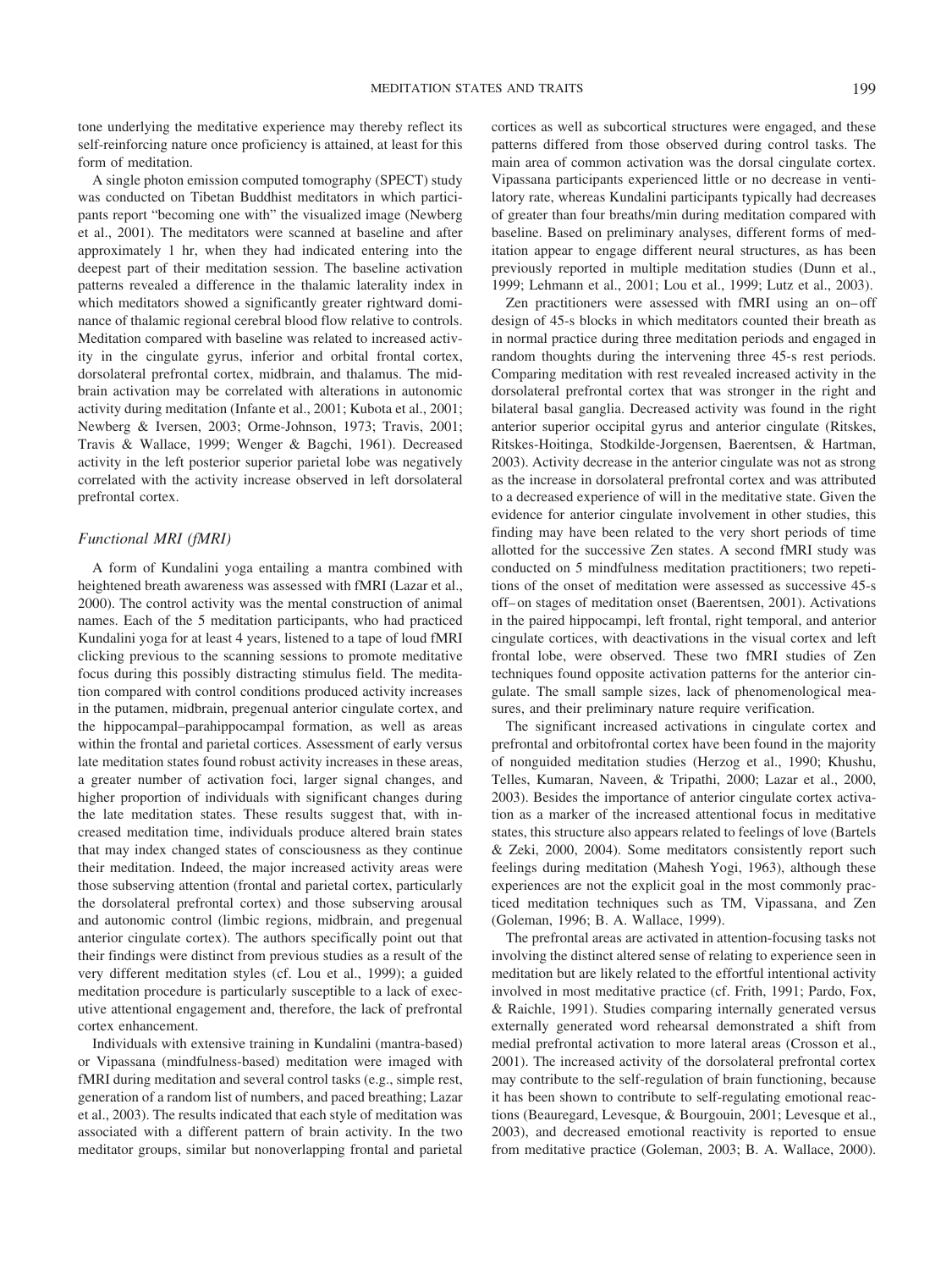tone underlying the meditative experience may thereby reflect its self-reinforcing nature once proficiency is attained, at least for this form of meditation.

A single photon emission computed tomography (SPECT) study was conducted on Tibetan Buddhist meditators in which participants report "becoming one with" the visualized image (Newberg et al., 2001). The meditators were scanned at baseline and after approximately 1 hr, when they had indicated entering into the deepest part of their meditation session. The baseline activation patterns revealed a difference in the thalamic laterality index in which meditators showed a significantly greater rightward dominance of thalamic regional cerebral blood flow relative to controls. Meditation compared with baseline was related to increased activity in the cingulate gyrus, inferior and orbital frontal cortex, dorsolateral prefrontal cortex, midbrain, and thalamus. The midbrain activation may be correlated with alterations in autonomic activity during meditation (Infante et al., 2001; Kubota et al., 2001; Newberg & Iversen, 2003; Orme-Johnson, 1973; Travis, 2001; Travis & Wallace, 1999; Wenger & Bagchi, 1961). Decreased activity in the left posterior superior parietal lobe was negatively correlated with the activity increase observed in left dorsolateral prefrontal cortex.

### *Functional MRI (fMRI)*

A form of Kundalini yoga entailing a mantra combined with heightened breath awareness was assessed with fMRI (Lazar et al., 2000). The control activity was the mental construction of animal names. Each of the 5 meditation participants, who had practiced Kundalini yoga for at least 4 years, listened to a tape of loud fMRI clicking previous to the scanning sessions to promote meditative focus during this possibly distracting stimulus field. The meditation compared with control conditions produced activity increases in the putamen, midbrain, pregenual anterior cingulate cortex, and the hippocampal–parahippocampal formation, as well as areas within the frontal and parietal cortices. Assessment of early versus late meditation states found robust activity increases in these areas, a greater number of activation foci, larger signal changes, and higher proportion of individuals with significant changes during the late meditation states. These results suggest that, with increased meditation time, individuals produce altered brain states that may index changed states of consciousness as they continue their meditation. Indeed, the major increased activity areas were those subserving attention (frontal and parietal cortex, particularly the dorsolateral prefrontal cortex) and those subserving arousal and autonomic control (limbic regions, midbrain, and pregenual anterior cingulate cortex). The authors specifically point out that their findings were distinct from previous studies as a result of the very different meditation styles (cf. Lou et al., 1999); a guided meditation procedure is particularly susceptible to a lack of executive attentional engagement and, therefore, the lack of prefrontal cortex enhancement.

Individuals with extensive training in Kundalini (mantra-based) or Vipassana (mindfulness-based) meditation were imaged with fMRI during meditation and several control tasks (e.g., simple rest, generation of a random list of numbers, and paced breathing; Lazar et al., 2003). The results indicated that each style of meditation was associated with a different pattern of brain activity. In the two meditator groups, similar but nonoverlapping frontal and parietal cortices as well as subcortical structures were engaged, and these patterns differed from those observed during control tasks. The main area of common activation was the dorsal cingulate cortex. Vipassana participants experienced little or no decrease in ventilatory rate, whereas Kundalini participants typically had decreases of greater than four breaths/min during meditation compared with baseline. Based on preliminary analyses, different forms of meditation appear to engage different neural structures, as has been previously reported in multiple meditation studies (Dunn et al., 1999; Lehmann et al., 2001; Lou et al., 1999; Lutz et al., 2003).

Zen practitioners were assessed with fMRI using an on–off design of 45-s blocks in which meditators counted their breath as in normal practice during three meditation periods and engaged in random thoughts during the intervening three 45-s rest periods. Comparing meditation with rest revealed increased activity in the dorsolateral prefrontal cortex that was stronger in the right and bilateral basal ganglia. Decreased activity was found in the right anterior superior occipital gyrus and anterior cingulate (Ritskes, Ritskes-Hoitinga, Stodkilde-Jorgensen, Baerentsen, & Hartman, 2003). Activity decrease in the anterior cingulate was not as strong as the increase in dorsolateral prefrontal cortex and was attributed to a decreased experience of will in the meditative state. Given the evidence for anterior cingulate involvement in other studies, this finding may have been related to the very short periods of time allotted for the successive Zen states. A second fMRI study was conducted on 5 mindfulness meditation practitioners; two repetitions of the onset of meditation were assessed as successive 45-s off–on stages of meditation onset (Baerentsen, 2001). Activations in the paired hippocampi, left frontal, right temporal, and anterior cingulate cortices, with deactivations in the visual cortex and left frontal lobe, were observed. These two fMRI studies of Zen techniques found opposite activation patterns for the anterior cingulate. The small sample sizes, lack of phenomenological measures, and their preliminary nature require verification.

The significant increased activations in cingulate cortex and prefrontal and orbitofrontal cortex have been found in the majority of nonguided meditation studies (Herzog et al., 1990; Khushu, Telles, Kumaran, Naveen, & Tripathi, 2000; Lazar et al., 2000, 2003). Besides the importance of anterior cingulate cortex activation as a marker of the increased attentional focus in meditative states, this structure also appears related to feelings of love (Bartels & Zeki, 2000, 2004). Some meditators consistently report such feelings during meditation (Mahesh Yogi, 1963), although these experiences are not the explicit goal in the most commonly practiced meditation techniques such as TM, Vipassana, and Zen (Goleman, 1996; B. A. Wallace, 1999).

The prefrontal areas are activated in attention-focusing tasks not involving the distinct altered sense of relating to experience seen in meditation but are likely related to the effortful intentional activity involved in most meditative practice (cf. Frith, 1991; Pardo, Fox, & Raichle, 1991). Studies comparing internally generated versus externally generated word rehearsal demonstrated a shift from medial prefrontal activation to more lateral areas (Crosson et al., 2001). The increased activity of the dorsolateral prefrontal cortex may contribute to the self-regulation of brain functioning, because it has been shown to contribute to self-regulating emotional reactions (Beauregard, Levesque, & Bourgouin, 2001; Levesque et al., 2003), and decreased emotional reactivity is reported to ensue from meditative practice (Goleman, 2003; B. A. Wallace, 2000).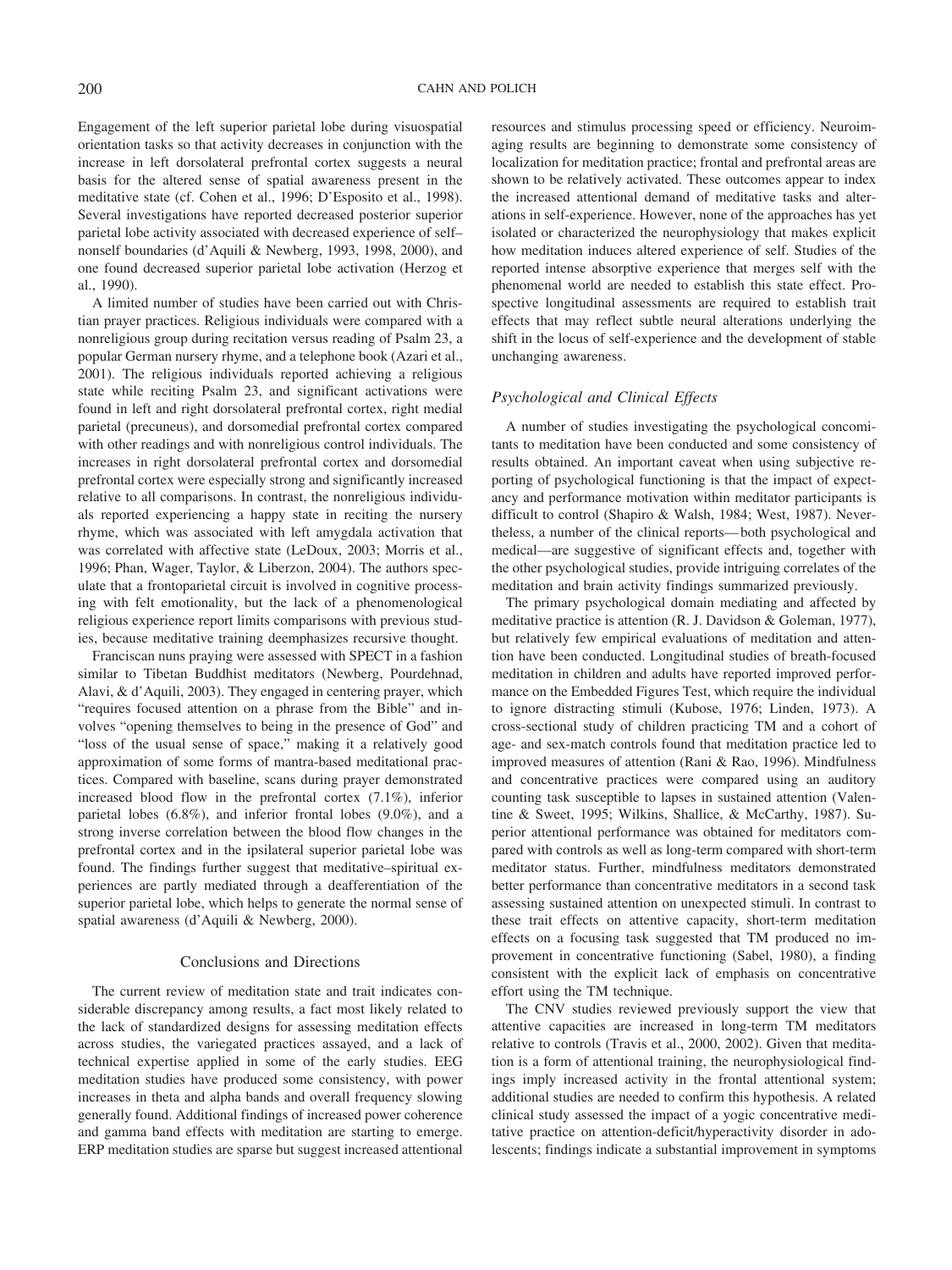Engagement of the left superior parietal lobe during visuospatial orientation tasks so that activity decreases in conjunction with the increase in left dorsolateral prefrontal cortex suggests a neural basis for the altered sense of spatial awareness present in the meditative state (cf. Cohen et al., 1996; D'Esposito et al., 1998). Several investigations have reported decreased posterior superior parietal lobe activity associated with decreased experience of self–nonself boundaries (d'Aquili & Newberg, 1993, 1998, 2000), and one found decreased superior parietal lobe activation (Herzog et al., 1990).

A limited number of studies have been carried out with Christian prayer practices. Religious individuals were compared with a nonreligious group during recitation versus reading of Psalm 23, a popular German nursery rhyme, and a telephone book (Azari et al., 2001). The religious individuals reported achieving a religious state while reciting Psalm 23, and significant activations were found in left and right dorsolateral prefrontal cortex, right medial parietal (precuneus), and dorsomedial prefrontal cortex compared with other readings and with nonreligious control individuals. The increases in right dorsolateral prefrontal cortex and dorsomedial prefrontal cortex were especially strong and significantly increased relative to all comparisons. In contrast, the nonreligious individuals reported experiencing a happy state in reciting the nursery rhyme, which was associated with left amygdala activation that was correlated with affective state (LeDoux, 2003; Morris et al., 1996; Phan, Wager, Taylor, & Liberzon, 2004). The authors speculate that a frontoparietal circuit is involved in cognitive processing with felt emotionality, but the lack of a phenomenological religious experience report limits comparisons with previous studies, because meditative training deemphasizes recursive thought.

Franciscan nuns praying were assessed with SPECT in a fashion similar to Tibetan Buddhist meditators (Newberg, Pourdehnad, Alavi, & d'Aquili, 2003). They engaged in centering prayer, which "requires focused attention on a phrase from the Bible" and involves "opening themselves to being in the presence of God" and "loss of the usual sense of space," making it a relatively good approximation of some forms of mantra-based meditational practices. Compared with baseline, scans during prayer demonstrated increased blood flow in the prefrontal cortex (7.1%), inferior parietal lobes (6.8%), and inferior frontal lobes (9.0%), and a strong inverse correlation between the blood flow changes in the prefrontal cortex and in the ipsilateral superior parietal lobe was found. The findings further suggest that meditative–spiritual experiences are partly mediated through a deafferentiation of the superior parietal lobe, which helps to generate the normal sense of spatial awareness (d'Aquili & Newberg, 2000).

## Conclusions and Directions

The current review of meditation state and trait indicates considerable discrepancy among results, a fact most likely related to the lack of standardized designs for assessing meditation effects across studies, the variegated practices assayed, and a lack of technical expertise applied in some of the early studies. EEG meditation studies have produced some consistency, with power increases in theta and alpha bands and overall frequency slowing generally found. Additional findings of increased power coherence and gamma band effects with meditation are starting to emerge. ERP meditation studies are sparse but suggest increased attentional resources and stimulus processing speed or efficiency. Neuroimaging results are beginning to demonstrate some consistency of localization for meditation practice; frontal and prefrontal areas are shown to be relatively activated. These outcomes appear to index the increased attentional demand of meditative tasks and alterations in self-experience. However, none of the approaches has yet isolated or characterized the neurophysiology that makes explicit how meditation induces altered experience of self. Studies of the reported intense absorptive experience that merges self with the phenomenal world are needed to establish this state effect. Prospective longitudinal assessments are required to establish trait effects that may reflect subtle neural alterations underlying the shift in the locus of self-experience and the development of stable unchanging awareness.

### *Psychological and Clinical Effects*

A number of studies investigating the psychological concomitants to meditation have been conducted and some consistency of results obtained. An important caveat when using subjective reporting of psychological functioning is that the impact of expectancy and performance motivation within meditator participants is difficult to control (Shapiro & Walsh, 1984; West, 1987). Nevertheless, a number of the clinical reports—both psychological and medical—are suggestive of significant effects and, together with the other psychological studies, provide intriguing correlates of the meditation and brain activity findings summarized previously.

The primary psychological domain mediating and affected by meditative practice is attention (R. J. Davidson & Goleman, 1977), but relatively few empirical evaluations of meditation and attention have been conducted. Longitudinal studies of breath-focused meditation in children and adults have reported improved performance on the Embedded Figures Test, which require the individual to ignore distracting stimuli (Kubose, 1976; Linden, 1973). A cross-sectional study of children practicing TM and a cohort of age- and sex-match controls found that meditation practice led to improved measures of attention (Rani & Rao, 1996). Mindfulness and concentrative practices were compared using an auditory counting task susceptible to lapses in sustained attention (Valentine & Sweet, 1995; Wilkins, Shallice, & McCarthy, 1987). Superior attentional performance was obtained for meditators compared with controls as well as long-term compared with short-term meditator status. Further, mindfulness meditators demonstrated better performance than concentrative meditators in a second task assessing sustained attention on unexpected stimuli. In contrast to these trait effects on attentive capacity, short-term meditation effects on a focusing task suggested that TM produced no improvement in concentrative functioning (Sabel, 1980), a finding consistent with the explicit lack of emphasis on concentrative effort using the TM technique.

The CNV studies reviewed previously support the view that attentive capacities are increased in long-term TM meditators relative to controls (Travis et al., 2000, 2002). Given that meditation is a form of attentional training, the neurophysiological findings imply increased activity in the frontal attentional system; additional studies are needed to confirm this hypothesis. A related clinical study assessed the impact of a yogic concentrative meditative practice on attention-deficit/hyperactivity disorder in adolescents; findings indicate a substantial improvement in symptoms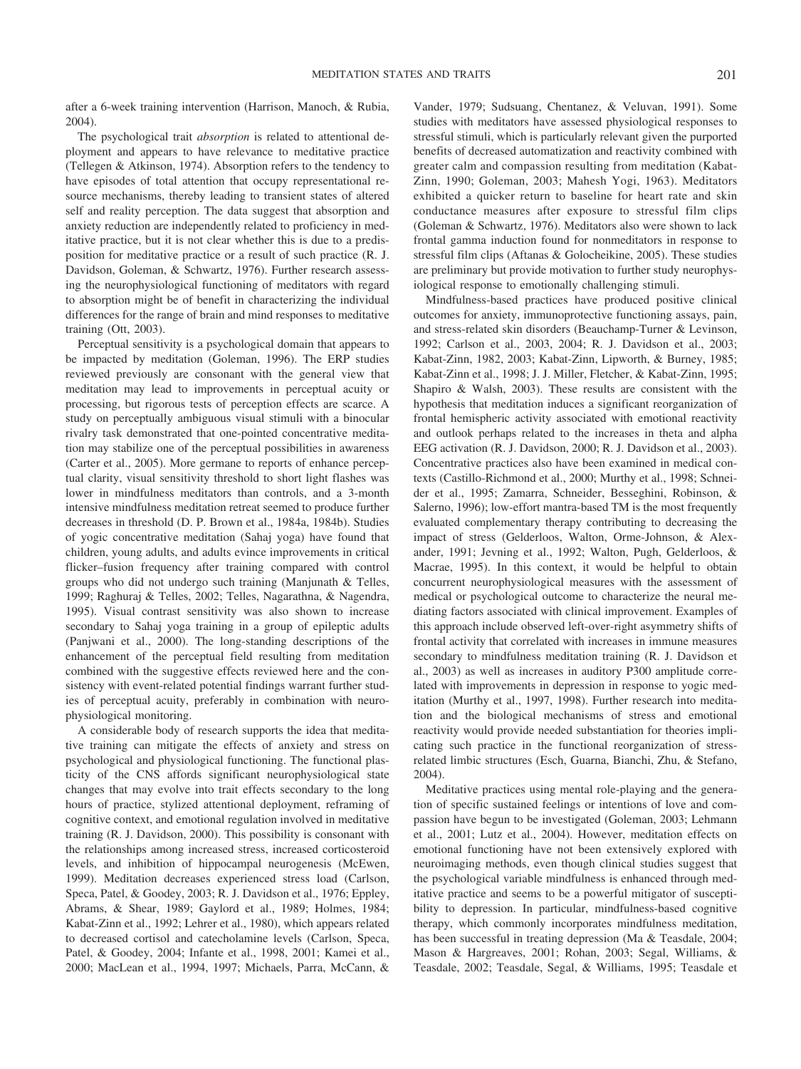after a 6-week training intervention (Harrison, Manoch, & Rubia, 2004).

The psychological trait *absorption* is related to attentional deployment and appears to have relevance to meditative practice (Tellegen & Atkinson, 1974). Absorption refers to the tendency to have episodes of total attention that occupy representational resource mechanisms, thereby leading to transient states of altered self and reality perception. The data suggest that absorption and anxiety reduction are independently related to proficiency in meditative practice, but it is not clear whether this is due to a predisposition for meditative practice or a result of such practice (R. J. Davidson, Goleman, & Schwartz, 1976). Further research assessing the neurophysiological functioning of meditators with regard to absorption might be of benefit in characterizing the individual differences for the range of brain and mind responses to meditative training (Ott, 2003).

Perceptual sensitivity is a psychological domain that appears to be impacted by meditation (Goleman, 1996). The ERP studies reviewed previously are consonant with the general view that meditation may lead to improvements in perceptual acuity or processing, but rigorous tests of perception effects are scarce. A study on perceptually ambiguous visual stimuli with a binocular rivalry task demonstrated that one-pointed concentrative meditation may stabilize one of the perceptual possibilities in awareness (Carter et al., 2005). More germane to reports of enhance perceptual clarity, visual sensitivity threshold to short light flashes was lower in mindfulness meditators than controls, and a 3-month intensive mindfulness meditation retreat seemed to produce further decreases in threshold (D. P. Brown et al., 1984a, 1984b). Studies of yogic concentrative meditation (Sahaj yoga) have found that children, young adults, and adults evince improvements in critical flicker–fusion frequency after training compared with control groups who did not undergo such training (Manjunath & Telles, 1999; Raghuraj & Telles, 2002; Telles, Nagarathna, & Nagendra, 1995). Visual contrast sensitivity was also shown to increase secondary to Sahaj yoga training in a group of epileptic adults (Panjwani et al., 2000). The long-standing descriptions of the enhancement of the perceptual field resulting from meditation combined with the suggestive effects reviewed here and the consistency with event-related potential findings warrant further studies of perceptual acuity, preferably in combination with neurophysiological monitoring.

A considerable body of research supports the idea that meditative training can mitigate the effects of anxiety and stress on psychological and physiological functioning. The functional plasticity of the CNS affords significant neurophysiological state changes that may evolve into trait effects secondary to the long hours of practice, stylized attentional deployment, reframing of cognitive context, and emotional regulation involved in meditative training (R. J. Davidson, 2000). This possibility is consonant with the relationships among increased stress, increased corticosteroid levels, and inhibition of hippocampal neurogenesis (McEwen, 1999). Meditation decreases experienced stress load (Carlson, Speca, Patel, & Goodey, 2003; R. J. Davidson et al., 1976; Eppley, Abrams, & Shear, 1989; Gaylord et al., 1989; Holmes, 1984; Kabat-Zinn et al., 1992; Lehrer et al., 1980), which appears related to decreased cortisol and catecholamine levels (Carlson, Speca, Patel, & Goodey, 2004; Infante et al., 1998, 2001; Kamei et al., 2000; MacLean et al., 1994, 1997; Michaels, Parra, McCann, & Vander, 1979; Sudsuang, Chentanez, & Veluvan, 1991). Some studies with meditators have assessed physiological responses to stressful stimuli, which is particularly relevant given the purported benefits of decreased automatization and reactivity combined with greater calm and compassion resulting from meditation (Kabat-Zinn, 1990; Goleman, 2003; Mahesh Yogi, 1963). Meditators exhibited a quicker return to baseline for heart rate and skin conductance measures after exposure to stressful film clips (Goleman & Schwartz, 1976). Meditators also were shown to lack frontal gamma induction found for nonmeditators in response to stressful film clips (Aftanas & Golocheikine, 2005). These studies are preliminary but provide motivation to further study neurophysiological response to emotionally challenging stimuli.

Mindfulness-based practices have produced positive clinical outcomes for anxiety, immunoprotective functioning assays, pain, and stress-related skin disorders (Beauchamp-Turner & Levinson, 1992; Carlson et al., 2003, 2004; R. J. Davidson et al., 2003; Kabat-Zinn, 1982, 2003; Kabat-Zinn, Lipworth, & Burney, 1985; Kabat-Zinn et al., 1998; J. J. Miller, Fletcher, & Kabat-Zinn, 1995; Shapiro & Walsh, 2003). These results are consistent with the hypothesis that meditation induces a significant reorganization of frontal hemispheric activity associated with emotional reactivity and outlook perhaps related to the increases in theta and alpha EEG activation (R. J. Davidson, 2000; R. J. Davidson et al., 2003). Concentrative practices also have been examined in medical contexts (Castillo-Richmond et al., 2000; Murthy et al., 1998; Schneider et al., 1995; Zamarra, Schneider, Besseghini, Robinson, & Salerno, 1996); low-effort mantra-based TM is the most frequently evaluated complementary therapy contributing to decreasing the impact of stress (Gelderloos, Walton, Orme-Johnson, & Alexander, 1991; Jevning et al., 1992; Walton, Pugh, Gelderloos, & Macrae, 1995). In this context, it would be helpful to obtain concurrent neurophysiological measures with the assessment of medical or psychological outcome to characterize the neural mediating factors associated with clinical improvement. Examples of this approach include observed left-over-right asymmetry shifts of frontal activity that correlated with increases in immune measures secondary to mindfulness meditation training (R. J. Davidson et al., 2003) as well as increases in auditory P300 amplitude correlated with improvements in depression in response to yogic meditation (Murthy et al., 1997, 1998). Further research into meditation and the biological mechanisms of stress and emotional reactivity would provide needed substantiation for theories implicating such practice in the functional reorganization of stress-related limbic structures (Esch, Guarna, Bianchi, Zhu, & Stefano, 2004).

Meditative practices using mental role-playing and the generation of specific sustained feelings or intentions of love and compassion have begun to be investigated (Goleman, 2003; Lehmann et al., 2001; Lutz et al., 2004). However, meditation effects on emotional functioning have not been extensively explored with neuroimaging methods, even though clinical studies suggest that the psychological variable mindfulness is enhanced through meditative practice and seems to be a powerful mitigator of susceptibility to depression. In particular, mindfulness-based cognitive therapy, which commonly incorporates mindfulness meditation, has been successful in treating depression (Ma & Teasdale, 2004; Mason & Hargreaves, 2001; Rohan, 2003; Segal, Williams, & Teasdale, 2002; Teasdale, Segal, & Williams, 1995; Teasdale et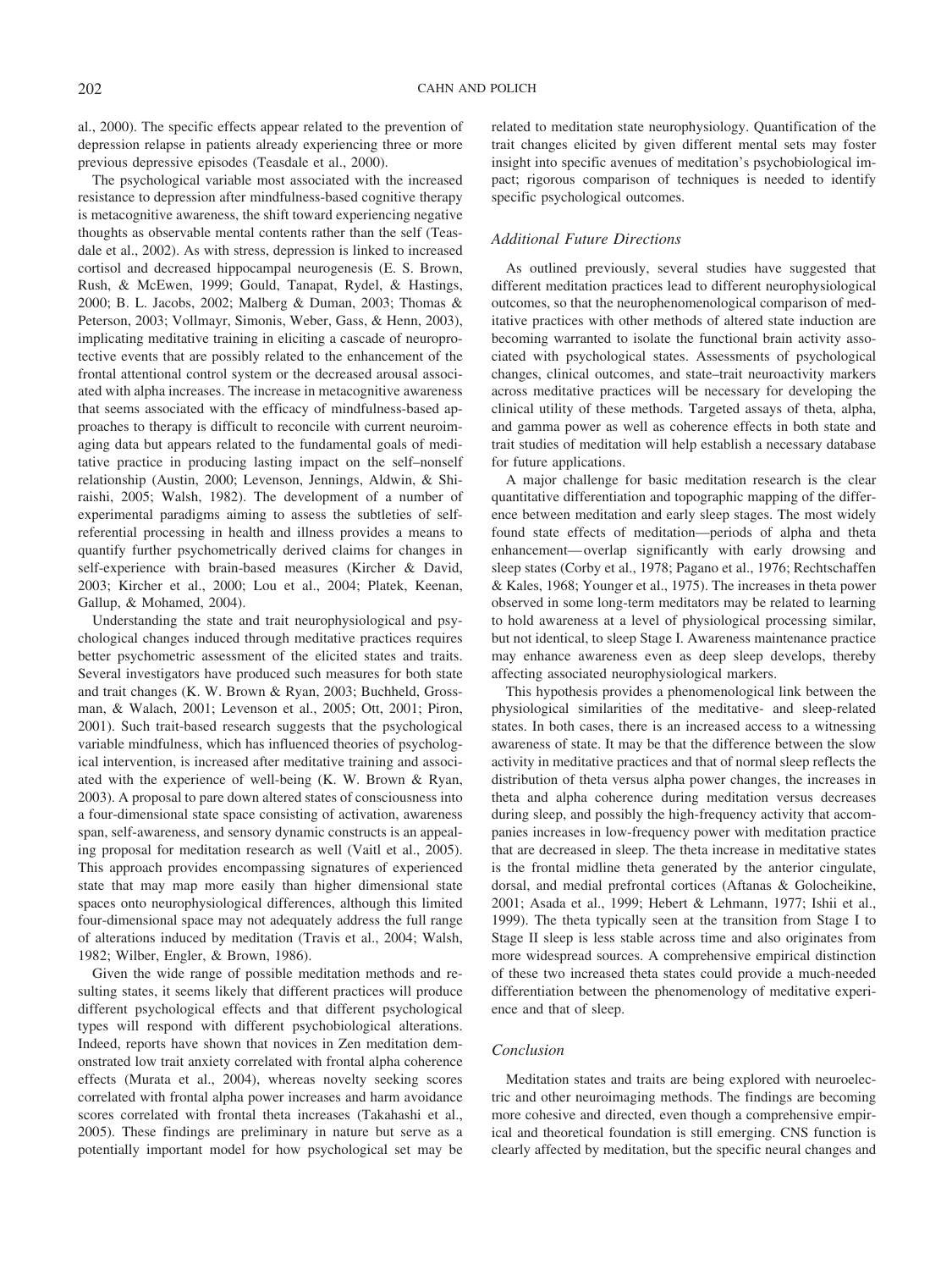al., 2000). The specific effects appear related to the prevention of depression relapse in patients already experiencing three or more previous depressive episodes (Teasdale et al., 2000).

The psychological variable most associated with the increased resistance to depression after mindfulness-based cognitive therapy is metacognitive awareness, the shift toward experiencing negative thoughts as observable mental contents rather than the self (Teasdale et al., 2002). As with stress, depression is linked to increased cortisol and decreased hippocampal neurogenesis (E. S. Brown, Rush, & McEwen, 1999; Gould, Tanapat, Rydel, & Hastings, 2000; B. L. Jacobs, 2002; Malberg & Duman, 2003; Thomas & Peterson, 2003; Vollmayr, Simonis, Weber, Gass, & Henn, 2003), implicating meditative training in eliciting a cascade of neuroprotective events that are possibly related to the enhancement of the frontal attentional control system or the decreased arousal associated with alpha increases. The increase in metacognitive awareness that seems associated with the efficacy of mindfulness-based approaches to therapy is difficult to reconcile with current neuroimaging data but appears related to the fundamental goals of meditative practice in producing lasting impact on the self–nonself relationship (Austin, 2000; Levenson, Jennings, Aldwin, & Shiraishi, 2005; Walsh, 1982). The development of a number of experimental paradigms aiming to assess the subtleties of self-referential processing in health and illness provides a means to quantify further psychometrically derived claims for changes in self-experience with brain-based measures (Kircher & David, 2003; Kircher et al., 2000; Lou et al., 2004; Platek, Keenan, Gallup, & Mohamed, 2004).

Understanding the state and trait neurophysiological and psychological changes induced through meditative practices requires better psychometric assessment of the elicited states and traits. Several investigators have produced such measures for both state and trait changes (K. W. Brown & Ryan, 2003; Buchheld, Grossman, & Walach, 2001; Levenson et al., 2005; Ott, 2001; Piron, 2001). Such trait-based research suggests that the psychological variable mindfulness, which has influenced theories of psychological intervention, is increased after meditative training and associated with the experience of well-being (K. W. Brown & Ryan, 2003). A proposal to pare down altered states of consciousness into a four-dimensional state space consisting of activation, awareness span, self-awareness, and sensory dynamic constructs is an appealing proposal for meditation research as well (Vaitl et al., 2005). This approach provides encompassing signatures of experienced state that may map more easily than higher dimensional state spaces onto neurophysiological differences, although this limited four-dimensional space may not adequately address the full range of alterations induced by meditation (Travis et al., 2004; Walsh, 1982; Wilber, Engler, & Brown, 1986).

Given the wide range of possible meditation methods and resulting states, it seems likely that different practices will produce different psychological effects and that different psychological types will respond with different psychobiological alterations. Indeed, reports have shown that novices in Zen meditation demonstrated low trait anxiety correlated with frontal alpha coherence effects (Murata et al., 2004), whereas novelty seeking scores correlated with frontal alpha power increases and harm avoidance scores correlated with frontal theta increases (Takahashi et al., 2005). These findings are preliminary in nature but serve as a potentially important model for how psychological set may be related to meditation state neurophysiology. Quantification of the trait changes elicited by given different mental sets may foster insight into specific avenues of meditation's psychobiological impact; rigorous comparison of techniques is needed to identify specific psychological outcomes.

### *Additional Future Directions*

As outlined previously, several studies have suggested that different meditation practices lead to different neurophysiological outcomes, so that the neurophenomenological comparison of meditative practices with other methods of altered state induction are becoming warranted to isolate the functional brain activity associated with psychological states. Assessments of psychological changes, clinical outcomes, and state–trait neuroactivity markers across meditative practices will be necessary for developing the clinical utility of these methods. Targeted assays of theta, alpha, and gamma power as well as coherence effects in both state and trait studies of meditation will help establish a necessary database for future applications.

A major challenge for basic meditation research is the clear quantitative differentiation and topographic mapping of the difference between meditation and early sleep stages. The most widely found state effects of meditation—periods of alpha and theta enhancement—overlap significantly with early drowsing and sleep states (Corby et al., 1978; Pagano et al., 1976; Rechtschaffen & Kales, 1968; Younger et al., 1975). The increases in theta power observed in some long-term meditators may be related to learning to hold awareness at a level of physiological processing similar, but not identical, to sleep Stage I. Awareness maintenance practice may enhance awareness even as deep sleep develops, thereby affecting associated neurophysiological markers.

This hypothesis provides a phenomenological link between the physiological similarities of the meditative- and sleep-related states. In both cases, there is an increased access to a witnessing awareness of state. It may be that the difference between the slow activity in meditative practices and that of normal sleep reflects the distribution of theta versus alpha power changes, the increases in theta and alpha coherence during meditation versus decreases during sleep, and possibly the high-frequency activity that accompanies increases in low-frequency power with meditation practice that are decreased in sleep. The theta increase in meditative states is the frontal midline theta generated by the anterior cingulate, dorsal, and medial prefrontal cortices (Aftanas & Golocheikine, 2001; Asada et al., 1999; Hebert & Lehmann, 1977; Ishii et al., 1999). The theta typically seen at the transition from Stage I to Stage II sleep is less stable across time and also originates from more widespread sources. A comprehensive empirical distinction of these two increased theta states could provide a much-needed differentiation between the phenomenology of meditative experience and that of sleep.

### *Conclusion*

Meditation states and traits are being explored with neuroelectric and other neuroimaging methods. The findings are becoming more cohesive and directed, even though a comprehensive empirical and theoretical foundation is still emerging. CNS function is clearly affected by meditation, but the specific neural changes and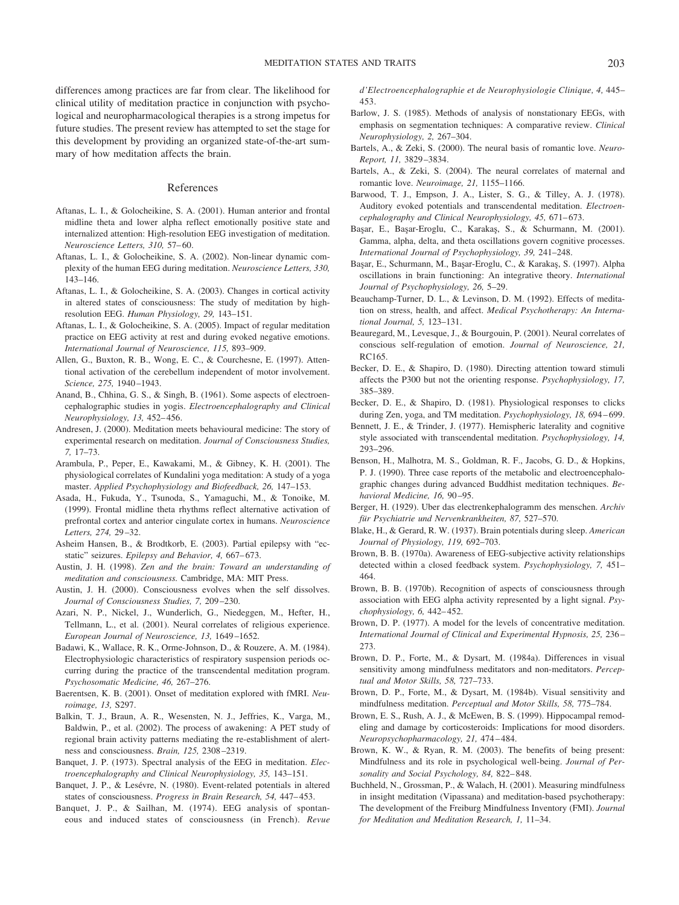differences among practices are far from clear. The likelihood for clinical utility of meditation practice in conjunction with psychological and neuropharmacological therapies is a strong impetus for future studies. The present review has attempted to set the stage for this development by providing an organized state-of-the-art summary of how meditation affects the brain.

## References

Aftanas, L. I., & Golocheikine, S. A. (2001). Human anterior and frontal midline theta and lower alpha reflect emotionally positive state and internalized attention: High-resolution EEG investigation of meditation. *Neuroscience Letters, 310,* 57–60.

Aftanas, L. I., & Golocheikine, S. A. (2002). Non-linear dynamic complexity of the human EEG during meditation. *Neuroscience Letters, 330,* 143–146.

Aftanas, L. I., & Golocheikine, S. A. (2003). Changes in cortical activity in altered states of consciousness: The study of meditation by high-resolution EEG. *Human Physiology, 29,* 143–151.

Aftanas, L. I., & Golocheikine, S. A. (2005). Impact of regular meditation practice on EEG activity at rest and during evoked negative emotions. *International Journal of Neuroscience, 115,* 893–909.

Allen, G., Buxton, R. B., Wong, E. C., & Courchesne, E. (1997). Attentional activation of the cerebellum independent of motor involvement. *Science, 275,* 1940–1943.

Anand, B., Chhina, G. S., & Singh, B. (1961). Some aspects of electroencephalographic studies in yogis. *Electroencephalography and Clinical Neurophysiology, 13,* 452–456.

Andresen, J. (2000). Meditation meets behavioural medicine: The story of experimental research on meditation. *Journal of Consciousness Studies, 7,* 17–73.

Arambula, P., Peper, E., Kawakami, M., & Gibney, K. H. (2001). The physiological correlates of Kundalini yoga meditation: A study of a yoga master. *Applied Psychophysiology and Biofeedback, 26,* 147–153.

Asada, H., Fukuda, Y., Tsunoda, S., Yamaguchi, M., & Tonoike, M. (1999). Frontal midline theta rhythms reflect alternative activation of prefrontal cortex and anterior cingulate cortex in humans. *Neuroscience Letters, 274,* 29–32.

Asheim Hansen, B., & Brodtkorb, E. (2003). Partial epilepsy with "ecstatic" seizures. *Epilepsy and Behavior, 4,* 667–673.

Austin, J. H. (1998). *Zen and the brain: Toward an understanding of meditation and consciousness.* Cambridge, MA: MIT Press.

Austin, J. H. (2000). Consciousness evolves when the self dissolves. *Journal of Consciousness Studies, 7,* 209–230.

Azari, N. P., Nickel, J., Wunderlich, G., Niedeggen, M., Hefter, H., Tellmann, L., et al. (2001). Neural correlates of religious experience. *European Journal of Neuroscience, 13,* 1649–1652.

Badawi, K., Wallace, R. K., Orme-Johnson, D., & Rouzere, A. M. (1984). Electrophysiologic characteristics of respiratory suspension periods occurring during the practice of the transcendental meditation program. *Psychosomatic Medicine, 46,* 267–276.

Baerentsen, K. B. (2001). Onset of meditation explored with fMRI. *Neuroimage, 13,* S297.

Balkin, T. J., Braun, A. R., Wesensten, N. J., Jeffries, K., Varga, M., Baldwin, P., et al. (2002). The process of awakening: A PET study of regional brain activity patterns mediating the re-establishment of alertness and consciousness. *Brain, 125,* 2308–2319.

Banquet, J. P. (1973). Spectral analysis of the EEG in meditation. *Electroencephalography and Clinical Neurophysiology, 35,* 143–151.

Banquet, J. P., & Lesévre, N. (1980). Event-related potentials in altered states of consciousness. *Progress in Brain Research, 54,* 447–453.

Banquet, J. P., & Sailhan, M. (1974). EEG analysis of spontaneous and induced states of consciousness (in French). *Revue d'Electroencephalographie et de Neurophysiologie Clinique, 4,* 445–453.

Barlow, J. S. (1985). Methods of analysis of nonstationary EEGs, with emphasis on segmentation techniques: A comparative review. *Clinical Neurophysiology, 2,* 267–304.

Bartels, A., & Zeki, S. (2000). The neural basis of romantic love. *NeuroReport, 11,* 3829–3834.

Bartels, A., & Zeki, S. (2004). The neural correlates of maternal and romantic love. *Neuroimage, 21,* 1155–1166.

Barwood, T. J., Empson, J. A., Lister, S. G., & Tilley, A. J. (1978). Auditory evoked potentials and transcendental meditation. *Electroencephalography and Clinical Neurophysiology, 45,* 671–673.

Başar, E., Başar-Eroglu, C., Karakaş, S., & Schurmann, M. (2001). Gamma, alpha, delta, and theta oscillations govern cognitive processes. *International Journal of Psychophysiology, 39,* 241–248.

Başar, E., Schurmann, M., Başar-Eroglu, C., & Karakaş, S. (1997). Alpha oscillations in brain functioning: An integrative theory. *International Journal of Psychophysiology, 26,* 5–29.

Beauchamp-Turner, D. L., & Levinson, D. M. (1992). Effects of meditation on stress, health, and affect. *Medical Psychotherapy: An International Journal, 5,* 123–131.

Beauregard, M., Levesque, J., & Bourgouin, P. (2001). Neural correlates of conscious self-regulation of emotion. *Journal of Neuroscience, 21,* RC165.

Becker, D. E., & Shapiro, D. (1980). Directing attention toward stimuli affects the P300 but not the orienting response. *Psychophysiology, 17,* 385–389.

Becker, D. E., & Shapiro, D. (1981). Physiological responses to clicks during Zen, yoga, and TM meditation. *Psychophysiology, 18,* 694–699.

Bennett, J. E., & Trinder, J. (1977). Hemispheric laterality and cognitive style associated with transcendental meditation. *Psychophysiology, 14,* 293–296.

Benson, H., Malhotra, M. S., Goldman, R. F., Jacobs, G. D., & Hopkins, P. J. (1990). Three case reports of the metabolic and electroencephalographic changes during advanced Buddhist meditation techniques. *Behavioral Medicine, 16,* 90–95.

Berger, H. (1929). Uber das electrenkephalogramm des menschen. *Archiv für Psychiatrie und Nervenkrankheiten, 87,* 527–570.

Blake, H., & Gerard, R. W. (1937). Brain potentials during sleep. *American Journal of Physiology, 119,* 692–703.

Brown, B. B. (1970a). Awareness of EEG-subjective activity relationships detected within a closed feedback system. *Psychophysiology, 7,* 451–464.

Brown, B. B. (1970b). Recognition of aspects of consciousness through association with EEG alpha activity represented by a light signal. *Psychophysiology, 6,* 442–452.

Brown, D. P. (1977). A model for the levels of concentrative meditation. *International Journal of Clinical and Experimental Hypnosis, 25,* 236–273.

Brown, D. P., Forte, M., & Dysart, M. (1984a). Differences in visual sensitivity among mindfulness meditators and non-meditators. *Perceptual and Motor Skills, 58,* 727–733.

Brown, D. P., Forte, M., & Dysart, M. (1984b). Visual sensitivity and mindfulness meditation. *Perceptual and Motor Skills, 58,* 775–784.

Brown, E. S., Rush, A. J., & McEwen, B. S. (1999). Hippocampal remodeling and damage by corticosteroids: Implications for mood disorders. *Neuropsychopharmacology, 21,* 474–484.

Brown, K. W., & Ryan, R. M. (2003). The benefits of being present: Mindfulness and its role in psychological well-being. *Journal of Personality and Social Psychology, 84,* 822–848.

Buchheld, N., Grossman, P., & Walach, H. (2001). Measuring mindfulness in insight meditation (Vipassana) and meditation-based psychotherapy: The development of the Freiburg Mindfulness Inventory (FMI). *Journal for Meditation and Meditation Research, 1,* 11–34.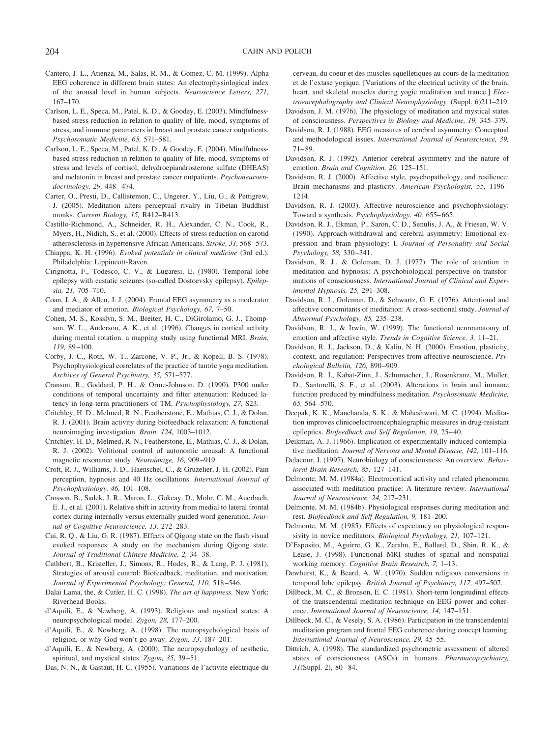Cantero, J. L., Atienza, M., Salas, R. M., & Gomez, C. M. (1999). Alpha EEG coherence in different brain states: An electrophysiological index of the arousal level in human subjects. *Neuroscience Letters, 271,* 167–170.

Carlson, L. E., Speca, M., Patel, K. D., & Goodey, E. (2003). Mindfulness-based stress reduction in relation to quality of life, mood, symptoms of stress, and immune parameters in breast and prostate cancer outpatients. *Psychosomatic Medicine, 65,* 571–581.

Carlson, L. E., Speca, M., Patel, K. D., & Goodey, E. (2004). Mindfulness-based stress reduction in relation to quality of life, mood, symptoms of stress and levels of cortisol, dehydroepiandrosterone sulfate (DHEAS) and melatonin in breast and prostate cancer outpatients. *Psychoneuroendocrinology, 29,* 448–474.

Carter, O., Presti, D., Callistemon, C., Ungerer, Y., Liu, G., & Pettigrew, J. (2005). Meditation alters perceptual rivalry in Tibetan Buddhist monks. *Current Biology, 15,* R412–R413.

Castillo-Richmond, A., Schneider, R. H., Alexander, C. N., Cook, R., Myers, H., Nidich, S., et al. (2000). Effects of stress reduction on carotid atherosclerosis in hypertensive African Americans. *Stroke, 31,* 568–573.

Chiappa, K. H. (1996). *Evoked potentials in clinical medicine* (3rd ed.). Philadelphia: Lippincott-Raven.

Cirignotta, F., Todesco, C. V., & Lugaresi, E. (1980). Temporal lobe epilepsy with ecstatic seizures (so-called Dostoevsky epilepsy). *Epilepsia, 21,* 705–710.

Coan, J. A., & Allen, J. J. (2004). Frontal EEG asymmetry as a moderator and mediator of emotion. *Biological Psychology, 67,* 7–50.

Cohen, M. S., Kosslyn, S. M., Breiter, H. C., DiGirolamo, G. J., Thompson, W. L., Anderson, A. K., et al. (1996). Changes in cortical activity during mental rotation. a mapping study using functional MRI. *Brain, 119,* 89–100.

Corby, J. C., Roth, W. T., Zarcone, V. P., Jr., & Kopell, B. S. (1978). Psychophysiological correlates of the practice of tantric yoga meditation. *Archives of General Psychiatry, 35,* 571–577.

Cranson, R., Goddard, P. H., & Orme-Johnson, D. (1990). P300 under conditions of temporal uncertainty and filter attenuation: Reduced latency in long-term practitioners of TM. *Psychophysiology, 27,* S23.

Critchley, H. D., Melmed, R. N., Featherstone, E., Mathias, C. J., & Dolan, R. J. (2001). Brain activity during biofeedback relaxation: A functional neuroimaging investigation. *Brain, 124,* 1003–1012.

Critchley, H. D., Melmed, R. N., Featherstone, E., Mathias, C. J., & Dolan, R. J. (2002). Volitional control of autonomic arousal: A functional magnetic resonance study. *Neuroimage, 16,* 909–919.

Croft, R. J., Williams, J. D., Haenschel, C., & Gruzelier, J. H. (2002). Pain perception, hypnosis and 40 Hz oscillations. *International Journal of Psychophysiology, 46,* 101–108.

Crosson, B., Sadek, J. R., Maron, L., Gokcay, D., Mohr, C. M., Auerbach, E. J., et al. (2001). Relative shift in activity from medial to lateral frontal cortex during internally versus externally guided word generation. *Journal of Cognitive Neuroscience, 13,* 272–283.

Cui, R. Q., & Liu, G. R. (1987). Effects of Qigong state on the flash visual evoked responses: A study on the mechanism during Qigong state. *Journal of Traditional Chinese Medicine, 2,* 34–38.

Cuthbert, B., Kristeller, J., Simons, R., Hodes, R., & Lang, P. J. (1981). Strategies of arousal control: Biofeedback, meditation, and motivation. *Journal of Experimental Psychology: General, 110,* 518–546.

Dalai Lama, the, & Cutler, H. C. (1998). *The art of happiness.* New York: Riverhead Books.

d'Aquili, E., & Newberg, A. (1993). Religious and mystical states: A neuropsychological model. *Zygon, 28,* 177–200.

d'Aquili, E., & Newberg, A. (1998). The neuropsychological basis of religion, or why God won't go away. *Zygon, 33,* 187–201.

d'Aquili, E., & Newberg, A. (2000). The neuropsychology of aesthetic, spiritual, and mystical states. *Zygon, 35,* 39–51.

Das, N. N., & Gastaut, H. C. (1955). Variations de l'activite electrique du cerveau, du coeur et des muscles squelletiques au cours de la meditation et de l'extase yogique. [Variations of the electrical activity of the brain, heart, and skeletal muscles during yogic meditation and trance.] *Electroencephalography and Clinical Neurophysiology,* (Suppl. 6)211–219.

Davidson, J. M. (1976). The physiology of meditation and mystical states of consciousness. *Perspectives in Biology and Medicine, 19,* 345–379.

Davidson, R. J. (1988). EEG measures of cerebral asymmetry: Conceptual and methodological issues. *International Journal of Neuroscience, 39,* 71–89.

Davidson, R. J. (1992). Anterior cerebral asymmetry and the nature of emotion. *Brain and Cognition, 20,* 125–151.

Davidson, R. J. (2000). Affective style, psychopathology, and resilience: Brain mechanisms and plasticity. *American Psychologist, 55,* 1196–1214.

Davidson, R. J. (2003). Affective neuroscience and psychophysiology: Toward a synthesis. *Psychophysiology, 40,* 655–665.

Davidson, R. J., Ekman, P., Saron, C. D., Senulis, J. A., & Friesen, W. V. (1990). Approach-withdrawal and cerebral asymmetry: Emotional expression and brain physiology: I. *Journal of Personality and Social Psychology, 58,* 330–341.

Davidson, R. J., & Goleman, D. J. (1977). The role of attention in meditation and hypnosis: A psychobiological perspective on transformations of consciousness. *International Journal of Clinical and Experimental Hypnosis, 25,* 291–308.

Davidson, R. J., Goleman, D., & Schwartz, G. E. (1976). Attentional and affective concomitants of meditation: A cross-sectional study. *Journal of Abnormal Psychology, 85,* 235–238.

Davidson, R. J., & Irwin, W. (1999). The functional neuroanatomy of emotion and affective style. *Trends in Cognitive Science, 3,* 11–21.

Davidson, R. J., Jackson, D., & Kalin, N. H. (2000). Emotion, plasticity, context, and regulation: Perspectives from affective neuroscience. *Psychological Bulletin, 126,* 890–909.

Davidson, R. J., Kabat-Zinn, J., Schumacher, J., Rosenkranz, M., Muller, D., Santorelli, S. F., et al. (2003). Alterations in brain and immune function produced by mindfulness meditation. *Psychosomatic Medicine, 65,* 564–570.

Deepak, K. K., Manchanda, S. K., & Maheshwari, M. C. (1994). Meditation improves clinicoelectroencephalographic measures in drug-resistant epileptics. *Biofeedback and Self Regulation, 19,* 25–40.

Deikman, A. J. (1966). Implication of experimentally induced contemplative meditation. *Journal of Nervous and Mental Disease, 142,* 101–116.

Delacour, J. (1997). Neurobiology of consciousness: An overview. *Behavioral Brain Research, 85,* 127–141.

Delmonte, M. M. (1984a). Electrocortical activity and related phenomena associated with meditation practice: A literature review. *International Journal of Neuroscience, 24,* 217–231.

Delmonte, M. M. (1984b). Physiological responses during meditation and rest. *Biofeedback and Self Regulation, 9,* 181–200.

Delmonte, M. M. (1985). Effects of expectancy on physiological responsivity in novice meditators. *Biological Psychology, 21,* 107–121.

D'Esposito, M., Aguirre, G. K., Zarahn, E., Ballard, D., Shin, R. K., & Lease, J. (1998). Functional MRI studies of spatial and nonspatial working memory. *Cognitive Brain Research, 7,* 1–13.

Dewhurst, K., & Beard, A. W. (1970). Sudden religious conversions in temporal lobe epilepsy. *British Journal of Psychiatry, 117,* 497–507.

Dillbeck, M. C., & Bronson, E. C. (1981). Short-term longitudinal effects of the transcendental meditation technique on EEG power and coherence. *International Journal of Neuroscience, 14,* 147–151.

Dillbeck, M. C., & Vesely, S. A. (1986). Participation in the transcendental meditation program and frontal EEG coherence during concept learning. *International Journal of Neuroscience, 29,* 45–55.

Dittrich, A. (1998). The standardized psychometric assessment of altered states of consciousness (ASCs) in humans. *Pharmacopsychiatry, 31*(Suppl. 2), 80–84.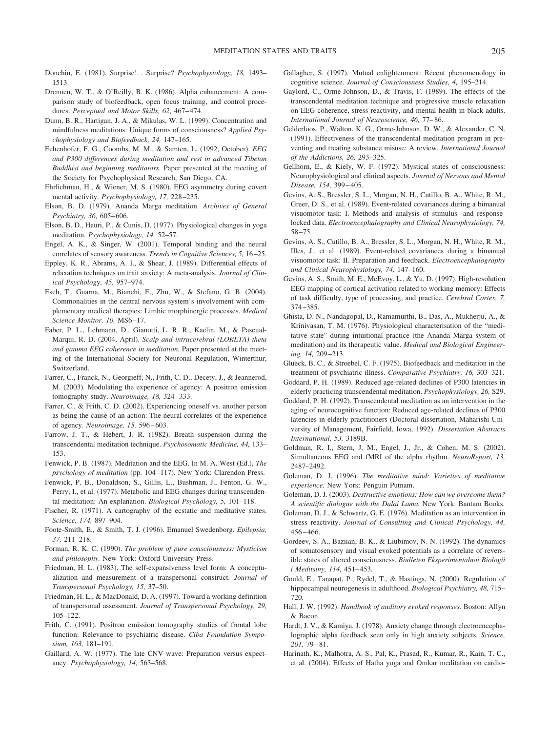Donchin, E. (1981). Surprise!. . .Surprise? *Psychophysiology, 18,* 1493–1513.

Drennen, W. T., & O'Reilly, B. K. (1986). Alpha enhancement: A comparison study of biofeedback, open focus training, and control procedures. *Perceptual and Motor Skills, 62,* 467–474.

Dunn, B. R., Hartigan, J. A., & Mikulas, W. L. (1999). Concentration and mindfulness meditations: Unique forms of consciousness? *Applied Psychophysiology and Biofeedback, 24,* 147–165.

Echenhofer, F. G., Coombs, M. M., & Samten, L. (1992, October). *EEG and P300 differences during meditation and rest in advanced Tibetan Buddhist and beginning meditators.* Paper presented at the meeting of the Society for Psychophysical Research, San Diego, CA.

Ehrlichman, H., & Wiener, M. S. (1980). EEG asymmetry during covert mental activity. *Psychophysiology, 17,* 228–235.

Elson, B. D. (1979). Ananda Marga meditation. *Archives of General Psychiatry, 36,* 605–606.

Elson, B. D., Hauri, P., & Cunis, D. (1977). Physiological changes in yoga meditation. *Psychophysiology, 14,* 52–57.

Engel, A. K., & Singer, W. (2001). Temporal binding and the neural correlates of sensory awareness. *Trends in Cognitive Sciences, 5,* 16–25.

Eppley, K. R., Abrams, A. I., & Shear, J. (1989). Differential effects of relaxation techniques on trait anxiety: A meta-analysis. *Journal of Clinical Psychology, 45,* 957–974.

Esch, T., Guarna, M., Bianchi, E., Zhu, W., & Stefano, G. B. (2004). Commonalities in the central nervous system's involvement with complementary medical therapies: Limbic morphinergic processes. *Medical Science Monitor, 10,* MS6–17.

Faber, P. L., Lehmann, D., Gianotti, L. R. R., Kaelin, M., & Pascual-Marqui, R. D. (2004, April). *Scalp and intracerebral (LORETA) theta and gamma EEG coherence in meditation.* Paper presented at the meeting of the International Society for Neuronal Regulation, Winterthur, Switzerland.

Farrer, C., Franck, N., Georgieff, N., Frith, C. D., Decety, J., & Jeannerod, M. (2003). Modulating the experience of agency: A positron emission tomography study. *Neuroimage, 18,* 324–333.

Farrer, C., & Frith, C. D. (2002). Experiencing oneself vs. another person as being the cause of an action: The neural correlates of the experience of agency. *Neuroimage, 15,* 596–603.

Farrow, J. T., & Hebert, J. R. (1982). Breath suspension during the transcendental meditation technique. *Psychosomatic Medicine, 44,* 133–153.

Fenwick, P. B. (1987). Meditation and the EEG. In M. A. West (Ed.), *The psychology of meditation* (pp. 104–117). New York: Clarendon Press.

Fenwick, P. B., Donaldson, S., Gillis, L., Bushman, J., Fenton, G. W., Perry, I., et al. (1977). Metabolic and EEG changes during transcendental meditation: An explanation. *Biological Psychology, 5,* 101–118.

Fischer, R. (1971). A cartography of the ecstatic and meditative states. *Science, 174,* 897–904.

Foote-Smith, E., & Smith, T. J. (1996). Emanuel Swedenborg. *Epilepsia, 37,* 211–218.

Forman, R. K. C. (1990). *The problem of pure consciousness: Mysticism and philosophy.* New York: Oxford University Press.

Friedman, H. L. (1983). The self-expansiveness level form: A conceptualization and measurement of a transpersonal construct. *Journal of Transpersonal Psychology, 15,* 37–50.

Friedman, H. L., & MacDonald, D. A. (1997). Toward a working definition of transpersonal assessment. *Journal of Transpersonal Psychology, 29,* 105–122.

Frith, C. (1991). Positron emission tomography studies of frontal lobe function: Relevance to psychiatric disease. *Ciba Foundation Symposium, 163,* 181–191.

Gaillard, A. W. (1977). The late CNV wave: Preparation versus expectancy. *Psychophysiology, 14,* 563–568.

Gallagher, S. (1997). Mutual enlightenment: Recent phenomenology in cognitive science. *Journal of Consciousness Studies, 4,* 195–214.

Gaylord, C., Orme-Johnson, D., & Travis, F. (1989). The effects of the transcendental meditation technique and progressive muscle relaxation on EEG coherence, stress reactivity, and mental health in black adults. *International Journal of Neuroscience, 46,* 77–86.

Gelderloos, P., Walton, K. G., Orme-Johnson, D. W., & Alexander, C. N. (1991). Effectiveness of the transcendental meditation program in preventing and treating substance misuse: A review. *International Journal of the Addictions, 26,* 293–325.

Gellhorn, E., & Kiely, W. F. (1972). Mystical states of consciousness: Neurophysiological and clinical aspects. *Journal of Nervous and Mental Disease, 154,* 399–405.

Gevins, A. S., Bressler, S. L., Morgan, N. H., Cutillo, B. A., White, R. M., Greer, D. S., et al. (1989). Event-related covariances during a bimanual visuomotor task: I. Methods and analysis of stimulus- and response-locked data. *Electroencephalography and Clinical Neurophysiology, 74,* 58–75.

Gevins, A. S., Cutillo, B. A., Bressler, S. L., Morgan, N. H., White, R. M., Illes, J., et al. (1989). Event-related covariances during a bimanual visuomotor task: II. Preparation and feedback. *Electroencephalography and Clinical Neurophysiology, 74,* 147–160.

Gevins, A. S., Smith, M. E., McEvoy, L., & Yu, D. (1997). High-resolution EEG mapping of cortical activation related to working memory: Effects of task difficulty, type of processing, and practice. *Cerebral Cortex, 7,* 374–385.

Ghista, D. N., Nandagopal, D., Ramamurthi, B., Das, A., Mukherju, A., & Krinivasan, T. M. (1976). Physiological characterisation of the "meditative state" during intuitional practice (the Ananda Marga system of meditation) and its therapeutic value. *Medical and Biological Engineering, 14,* 209–213.

Glueck, B. C., & Stroebel, C. F. (1975). Biofeedback and meditation in the treatment of psychiatric illness. *Comparative Psychiatry, 16,* 303–321.

Goddard, P. H. (1989). Reduced age-related declines of P300 latencies in elderly practicing transcendental meditation. *Psychophysiology, 26,* S29.

Goddard, P. H. (1992). Transcendental meditation as an intervention in the aging of neurocognitive function: Reduced age-related declines of P300 latencies in elderly practitioners (Doctoral dissertation, Maharishi University of Management, Fairfield, Iowa, 1992). *Dissertation Abstracts International, 53,* 3189B.

Goldman, R. I., Stern, J. M., Engel, J., Jr., & Cohen, M. S. (2002). Simultaneous EEG and fMRI of the alpha rhythm. *NeuroReport, 13,* 2487–2492.

Goleman, D. J. (1996). *The meditative mind: Varieties of meditative experience.* New York: Penguin Putnam.

Goleman, D. J. (2003). *Destructive emotions: How can we overcome them? A scientific dialogue with the Dalai Lama.* New York: Bantam Books.

Goleman, D. J., & Schwartz, G. E. (1976). Meditation as an intervention in stress reactivity. *Journal of Consulting and Clinical Psychology, 44,* 456–466.

Gordeev, S. A., Baziian, B. K., & Liubimov, N. N. (1992). The dynamics of somatosensory and visual evoked potentials as a correlate of reversible states of altered consciousness. *Biulleten Eksperimentalnoi Biologii i Meditsiny, 114,* 451–453.

Gould, E., Tanapat, P., Rydel, T., & Hastings, N. (2000). Regulation of hippocampal neurogenesis in adulthood. *Biological Psychiatry, 48,* 715–720.

Hall, J. W. (1992). *Handbook of auditory evoked responses.* Boston: Allyn & Bacon.

Hardt, J. V., & Kamiya, J. (1978). Anxiety change through electroencephalographic alpha feedback seen only in high anxiety subjects. *Science, 201,* 79–81.

Harinath, K., Malhotra, A. S., Pal, K., Prasad, R., Kumar, R., Kain, T. C., et al. (2004). Effects of Hatha yoga and Omkar meditation on cardio-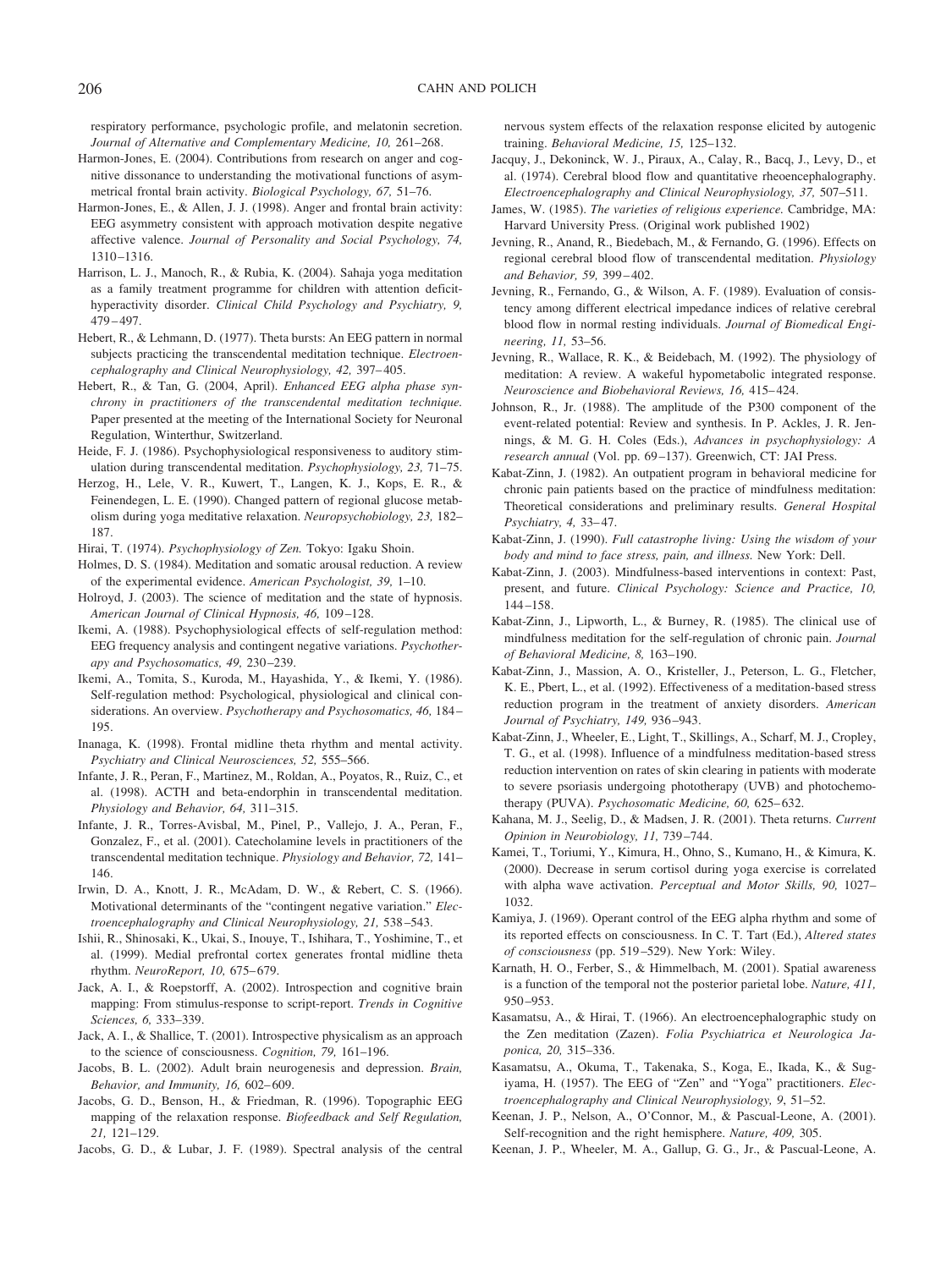respiratory performance, psychologic profile, and melatonin secretion. *Journal of Alternative and Complementary Medicine, 10,* 261–268.

Harmon-Jones, E. (2004). Contributions from research on anger and cognitive dissonance to understanding the motivational functions of asymmetrical frontal brain activity. *Biological Psychology, 67,* 51–76.

Harmon-Jones, E., & Allen, J. J. (1998). Anger and frontal brain activity: EEG asymmetry consistent with approach motivation despite negative affective valence. *Journal of Personality and Social Psychology, 74,* 1310–1316.

Harrison, L. J., Manoch, R., & Rubia, K. (2004). Sahaja yoga meditation as a family treatment programme for children with attention deficit-hyperactivity disorder. *Clinical Child Psychology and Psychiatry, 9,* 479–497.

Hebert, R., & Lehmann, D. (1977). Theta bursts: An EEG pattern in normal subjects practicing the transcendental meditation technique. *Electroencephalography and Clinical Neurophysiology, 42,* 397–405.

Hebert, R., & Tan, G. (2004, April). *Enhanced EEG alpha phase synchrony in practitioners of the transcendental meditation technique.* Paper presented at the meeting of the International Society for Neuronal Regulation, Winterthur, Switzerland.

Heide, F. J. (1986). Psychophysiological responsiveness to auditory stimulation during transcendental meditation. *Psychophysiology, 23,* 71–75.

Herzog, H., Lele, V. R., Kuwert, T., Langen, K. J., Kops, E. R., & Feinendegen, L. E. (1990). Changed pattern of regional glucose metabolism during yoga meditative relaxation. *Neuropsychobiology, 23,* 182–187.

Hirai, T. (1974). *Psychophysiology of Zen.* Tokyo: Igaku Shoin.

Holmes, D. S. (1984). Meditation and somatic arousal reduction. A review of the experimental evidence. *American Psychologist, 39,* 1–10.

Holroyd, J. (2003). The science of meditation and the state of hypnosis. *American Journal of Clinical Hypnosis, 46,* 109–128.

Ikemi, A. (1988). Psychophysiological effects of self-regulation method: EEG frequency analysis and contingent negative variations. *Psychotherapy and Psychosomatics, 49,* 230–239.

Ikemi, A., Tomita, S., Kuroda, M., Hayashida, Y., & Ikemi, Y. (1986). Self-regulation method: Psychological, physiological and clinical considerations. An overview. *Psychotherapy and Psychosomatics, 46,* 184–195.

Inanaga, K. (1998). Frontal midline theta rhythm and mental activity. *Psychiatry and Clinical Neurosciences, 52,* 555–566.

Infante, J. R., Peran, F., Martinez, M., Roldan, A., Poyatos, R., Ruiz, C., et al. (1998). ACTH and beta-endorphin in transcendental meditation. *Physiology and Behavior, 64,* 311–315.

Infante, J. R., Torres-Avisbal, M., Pinel, P., Vallejo, J. A., Peran, F., Gonzalez, F., et al. (2001). Catecholamine levels in practitioners of the transcendental meditation technique. *Physiology and Behavior, 72,* 141–146.

Irwin, D. A., Knott, J. R., McAdam, D. W., & Rebert, C. S. (1966). Motivational determinants of the "contingent negative variation." *Electroencephalography and Clinical Neurophysiology, 21,* 538–543.

Ishii, R., Shinosaki, K., Ukai, S., Inouye, T., Ishihara, T., Yoshimine, T., et al. (1999). Medial prefrontal cortex generates frontal midline theta rhythm. *NeuroReport, 10,* 675–679.

Jack, A. I., & Roepstorff, A. (2002). Introspection and cognitive brain mapping: From stimulus-response to script-report. *Trends in Cognitive Sciences, 6,* 333–339.

Jack, A. I., & Shallice, T. (2001). Introspective physicalism as an approach to the science of consciousness. *Cognition, 79,* 161–196.

Jacobs, B. L. (2002). Adult brain neurogenesis and depression. *Brain, Behavior, and Immunity, 16,* 602–609.

Jacobs, G. D., Benson, H., & Friedman, R. (1996). Topographic EEG mapping of the relaxation response. *Biofeedback and Self Regulation, 21,* 121–129.

Jacobs, G. D., & Lubar, J. F. (1989). Spectral analysis of the central nervous system effects of the relaxation response elicited by autogenic training. *Behavioral Medicine, 15,* 125–132.

Jacquy, J., Dekoninck, W. J., Piraux, A., Calay, R., Bacq, J., Levy, D., et al. (1974). Cerebral blood flow and quantitative rheoencephalography. *Electroencephalography and Clinical Neurophysiology, 37,* 507–511.

James, W. (1985). *The varieties of religious experience.* Cambridge, MA: Harvard University Press. (Original work published 1902)

Jevning, R., Anand, R., Biedebach, M., & Fernando, G. (1996). Effects on regional cerebral blood flow of transcendental meditation. *Physiology and Behavior, 59,* 399–402.

Jevning, R., Fernando, G., & Wilson, A. F. (1989). Evaluation of consistency among different electrical impedance indices of relative cerebral blood flow in normal resting individuals. *Journal of Biomedical Engineering, 11,* 53–56.

Jevning, R., Wallace, R. K., & Beidebach, M. (1992). The physiology of meditation: A review. A wakeful hypometabolic integrated response. *Neuroscience and Biobehavioral Reviews, 16,* 415–424.

Johnson, R., Jr. (1988). The amplitude of the P300 component of the event-related potential: Review and synthesis. In P. Ackles, J. R. Jennings, & M. G. H. Coles (Eds.), *Advances in psychophysiology: A research annual* (Vol. pp. 69–137). Greenwich, CT: JAI Press.

Kabat-Zinn, J. (1982). An outpatient program in behavioral medicine for chronic pain patients based on the practice of mindfulness meditation: Theoretical considerations and preliminary results. *General Hospital Psychiatry, 4,* 33–47.

Kabat-Zinn, J. (1990). *Full catastrophe living: Using the wisdom of your body and mind to face stress, pain, and illness.* New York: Dell.

Kabat-Zinn, J. (2003). Mindfulness-based interventions in context: Past, present, and future. *Clinical Psychology: Science and Practice, 10,* 144–158.

Kabat-Zinn, J., Lipworth, L., & Burney, R. (1985). The clinical use of mindfulness meditation for the self-regulation of chronic pain. *Journal of Behavioral Medicine, 8,* 163–190.

Kabat-Zinn, J., Massion, A. O., Kristeller, J., Peterson, L. G., Fletcher, K. E., Pbert, L., et al. (1992). Effectiveness of a meditation-based stress reduction program in the treatment of anxiety disorders. *American Journal of Psychiatry, 149,* 936–943.

Kabat-Zinn, J., Wheeler, E., Light, T., Skillings, A., Scharf, M. J., Cropley, T. G., et al. (1998). Influence of a mindfulness meditation-based stress reduction intervention on rates of skin clearing in patients with moderate to severe psoriasis undergoing phototherapy (UVB) and photochemotherapy (PUVA). *Psychosomatic Medicine, 60,* 625–632.

Kahana, M. J., Seelig, D., & Madsen, J. R. (2001). Theta returns. *Current Opinion in Neurobiology, 11,* 739–744.

Kamei, T., Toriumi, Y., Kimura, H., Ohno, S., Kumano, H., & Kimura, K. (2000). Decrease in serum cortisol during yoga exercise is correlated with alpha wave activation. *Perceptual and Motor Skills, 90,* 1027–1032.

Kamiya, J. (1969). Operant control of the EEG alpha rhythm and some of its reported effects on consciousness. In C. T. Tart (Ed.), *Altered states of consciousness* (pp. 519–529). New York: Wiley.

Karnath, H. O., Ferber, S., & Himmelbach, M. (2001). Spatial awareness is a function of the temporal not the posterior parietal lobe. *Nature, 411,* 950–953.

Kasamatsu, A., & Hirai, T. (1966). An electroencephalographic study on the Zen meditation (Zazen). *Folia Psychiatrica et Neurologica Japonica, 20,* 315–336.

Kasamatsu, A., Okuma, T., Takenaka, S., Koga, E., Ikada, K., & Sugiyama, H. (1957). The EEG of "Zen" and "Yoga" practitioners. *Electroencephalography and Clinical Neurophysiology, 9*, 51–52.

Keenan, J. P., Nelson, A., O'Connor, M., & Pascual-Leone, A. (2001). Self-recognition and the right hemisphere. *Nature, 409,* 305.

Keenan, J. P., Wheeler, M. A., Gallup, G. G., Jr., & Pascual-Leone, A.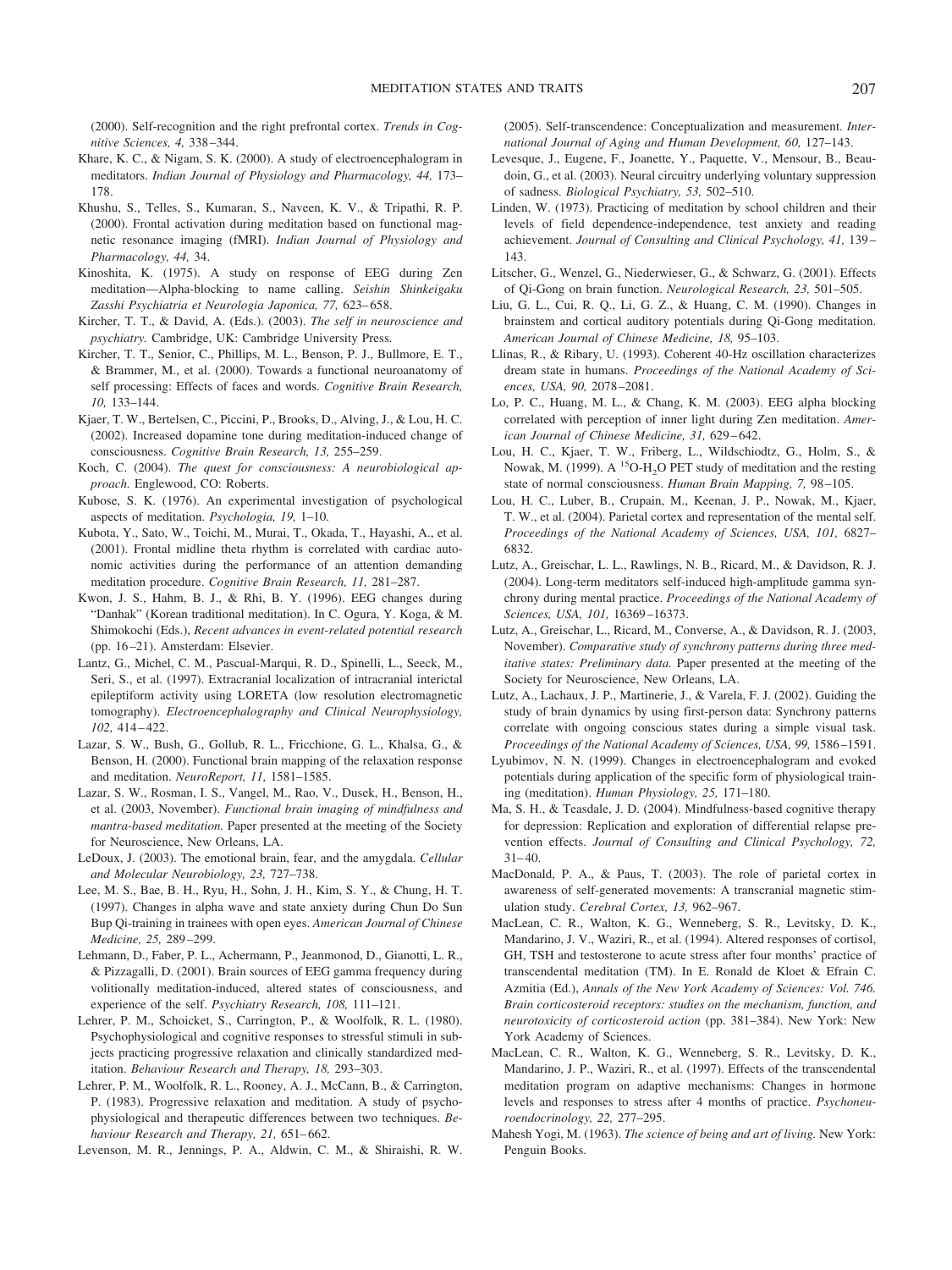(2000). Self-recognition and the right prefrontal cortex. *Trends in Cognitive Sciences, 4,* 338–344.

Khare, K. C., & Nigam, S. K. (2000). A study of electroencephalogram in meditators. *Indian Journal of Physiology and Pharmacology, 44,* 173–178.

Khushu, S., Telles, S., Kumaran, S., Naveen, K. V., & Tripathi, R. P. (2000). Frontal activation during meditation based on functional magnetic resonance imaging (fMRI). *Indian Journal of Physiology and Pharmacology, 44,* 34.

Kinoshita, K. (1975). A study on response of EEG during Zen meditation—Alpha-blocking to name calling. *Seishin Shinkeigaku Zasshi Psychiatria et Neurologia Japonica, 77,* 623–658.

Kircher, T. T., & David, A. (Eds.). (2003). *The self in neuroscience and psychiatry.* Cambridge, UK: Cambridge University Press.

Kircher, T. T., Senior, C., Phillips, M. L., Benson, P. J., Bullmore, E. T., & Brammer, M., et al. (2000). Towards a functional neuroanatomy of self processing: Effects of faces and words. *Cognitive Brain Research, 10,* 133–144.

Kjaer, T. W., Bertelsen, C., Piccini, P., Brooks, D., Alving, J., & Lou, H. C. (2002). Increased dopamine tone during meditation-induced change of consciousness. *Cognitive Brain Research, 13,* 255–259.

Koch, C. (2004). *The quest for consciousness: A neurobiological approach.* Englewood, CO: Roberts.

Kubose, S. K. (1976). An experimental investigation of psychological aspects of meditation. *Psychologia, 19,* 1–10.

Kubota, Y., Sato, W., Toichi, M., Murai, T., Okada, T., Hayashi, A., et al. (2001). Frontal midline theta rhythm is correlated with cardiac autonomic activities during the performance of an attention demanding meditation procedure. *Cognitive Brain Research, 11,* 281–287.

Kwon, J. S., Hahm, B. J., & Rhi, B. Y. (1996). EEG changes during "Danhak" (Korean traditional meditation). In C. Ogura, Y. Koga, & M. Shimokochi (Eds.), *Recent advances in event-related potential research* (pp. 16–21). Amsterdam: Elsevier.

Lantz, G., Michel, C. M., Pascual-Marqui, R. D., Spinelli, L., Seeck, M., Seri, S., et al. (1997). Extracranial localization of intracranial interictal epileptiform activity using LORETA (low resolution electromagnetic tomography). *Electroencephalography and Clinical Neurophysiology, 102,* 414–422.

Lazar, S. W., Bush, G., Gollub, R. L., Fricchione, G. L., Khalsa, G., & Benson, H. (2000). Functional brain mapping of the relaxation response and meditation. *NeuroReport, 11,* 1581–1585.

Lazar, S. W., Rosman, I. S., Vangel, M., Rao, V., Dusek, H., Benson, H., et al. (2003, November). *Functional brain imaging of mindfulness and mantra-based meditation.* Paper presented at the meeting of the Society for Neuroscience, New Orleans, LA.

LeDoux, J. (2003). The emotional brain, fear, and the amygdala. *Cellular and Molecular Neurobiology, 23,* 727–738.

Lee, M. S., Bae, B. H., Ryu, H., Sohn, J. H., Kim, S. Y., & Chung, H. T. (1997). Changes in alpha wave and state anxiety during Chun Do Sun Bup Qi-training in trainees with open eyes. *American Journal of Chinese Medicine, 25,* 289–299.

Lehmann, D., Faber, P. L., Achermann, P., Jeanmonod, D., Gianotti, L. R., & Pizzagalli, D. (2001). Brain sources of EEG gamma frequency during volitionally meditation-induced, altered states of consciousness, and experience of the self. *Psychiatry Research, 108,* 111–121.

Lehrer, P. M., Schoicket, S., Carrington, P., & Woolfolk, R. L. (1980). Psychophysiological and cognitive responses to stressful stimuli in subjects practicing progressive relaxation and clinically standardized meditation. *Behaviour Research and Therapy, 18,* 293–303.

Lehrer, P. M., Woolfolk, R. L., Rooney, A. J., McCann, B., & Carrington, P. (1983). Progressive relaxation and meditation. A study of psychophysiological and therapeutic differences between two techniques. *Behaviour Research and Therapy, 21,* 651–662.

Levenson, M. R., Jennings, P. A., Aldwin, C. M., & Shiraishi, R. W. (2005). Self-transcendence: Conceptualization and measurement. *International Journal of Aging and Human Development, 60,* 127–143.

Levesque, J., Eugene, F., Joanette, Y., Paquette, V., Mensour, B., Beaudoin, G., et al. (2003). Neural circuitry underlying voluntary suppression of sadness. *Biological Psychiatry, 53,* 502–510.

Linden, W. (1973). Practicing of meditation by school children and their levels of field dependence-independence, test anxiety and reading achievement. *Journal of Consulting and Clinical Psychology, 41,* 139–143.

Litscher, G., Wenzel, G., Niederwieser, G., & Schwarz, G. (2001). Effects of Qi-Gong on brain function. *Neurological Research, 23,* 501–505.

Liu, G. L., Cui, R. Q., Li, G. Z., & Huang, C. M. (1990). Changes in brainstem and cortical auditory potentials during Qi-Gong meditation. *American Journal of Chinese Medicine, 18,* 95–103.

Llinas, R., & Ribary, U. (1993). Coherent 40-Hz oscillation characterizes dream state in humans. *Proceedings of the National Academy of Sciences, USA, 90,* 2078–2081.

Lo, P. C., Huang, M. L., & Chang, K. M. (2003). EEG alpha blocking correlated with perception of inner light during Zen meditation. *American Journal of Chinese Medicine, 31,* 629–642.

Lou, H. C., Kjaer, T. W., Friberg, L., Wildschiodtz, G., Holm, S., & Nowak, M. (1999). A $^{15}O\text{-}H_2O$ PET study of meditation and the resting state of normal consciousness. *Human Brain Mapping, 7,* 98–105.

Lou, H. C., Luber, B., Crupain, M., Keenan, J. P., Nowak, M., Kjaer, T. W., et al. (2004). Parietal cortex and representation of the mental self. *Proceedings of the National Academy of Sciences, USA, 101,* 6827–6832.

Lutz, A., Greischar, L. L., Rawlings, N. B., Ricard, M., & Davidson, R. J. (2004). Long-term meditators self-induced high-amplitude gamma synchrony during mental practice. *Proceedings of the National Academy of Sciences, USA, 101,* 16369–16373.

Lutz, A., Greischar, L., Ricard, M., Converse, A., & Davidson, R. J. (2003, November). *Comparative study of synchrony patterns during three meditative states: Preliminary data.* Paper presented at the meeting of the Society for Neuroscience, New Orleans, LA.

Lutz, A., Lachaux, J. P., Martinerie, J., & Varela, F. J. (2002). Guiding the study of brain dynamics by using first-person data: Synchrony patterns correlate with ongoing conscious states during a simple visual task. *Proceedings of the National Academy of Sciences, USA, 99,* 1586–1591.

Lyubimov, N. N. (1999). Changes in electroencephalogram and evoked potentials during application of the specific form of physiological training (meditation). *Human Physiology, 25,* 171–180.

Ma, S. H., & Teasdale, J. D. (2004). Mindfulness-based cognitive therapy for depression: Replication and exploration of differential relapse prevention effects. *Journal of Consulting and Clinical Psychology, 72,* 31–40.

MacDonald, P. A., & Paus, T. (2003). The role of parietal cortex in awareness of self-generated movements: A transcranial magnetic stimulation study. *Cerebral Cortex, 13,* 962–967.

MacLean, C. R., Walton, K. G., Wenneberg, S. R., Levitsky, D. K., Mandarino, J. V., Waziri, R., et al. (1994). Altered responses of cortisol, GH, TSH and testosterone to acute stress after four months' practice of transcendental meditation (TM). In E. Ronald de Kloet & Efrain C. Azmitia (Ed.), *Annals of the New York Academy of Sciences: Vol. 746. Brain corticosteroid receptors: studies on the mechanism, function, and neurotoxicity of corticosteroid action* (pp. 381–384). New York: New York Academy of Sciences.

MacLean, C. R., Walton, K. G., Wenneberg, S. R., Levitsky, D. K., Mandarino, J. P., Waziri, R., et al. (1997). Effects of the transcendental meditation program on adaptive mechanisms: Changes in hormone levels and responses to stress after 4 months of practice. *Psychoneuroendocrinology, 22,* 277–295.

Mahesh Yogi, M. (1963). *The science of being and art of living.* New York: Penguin Books.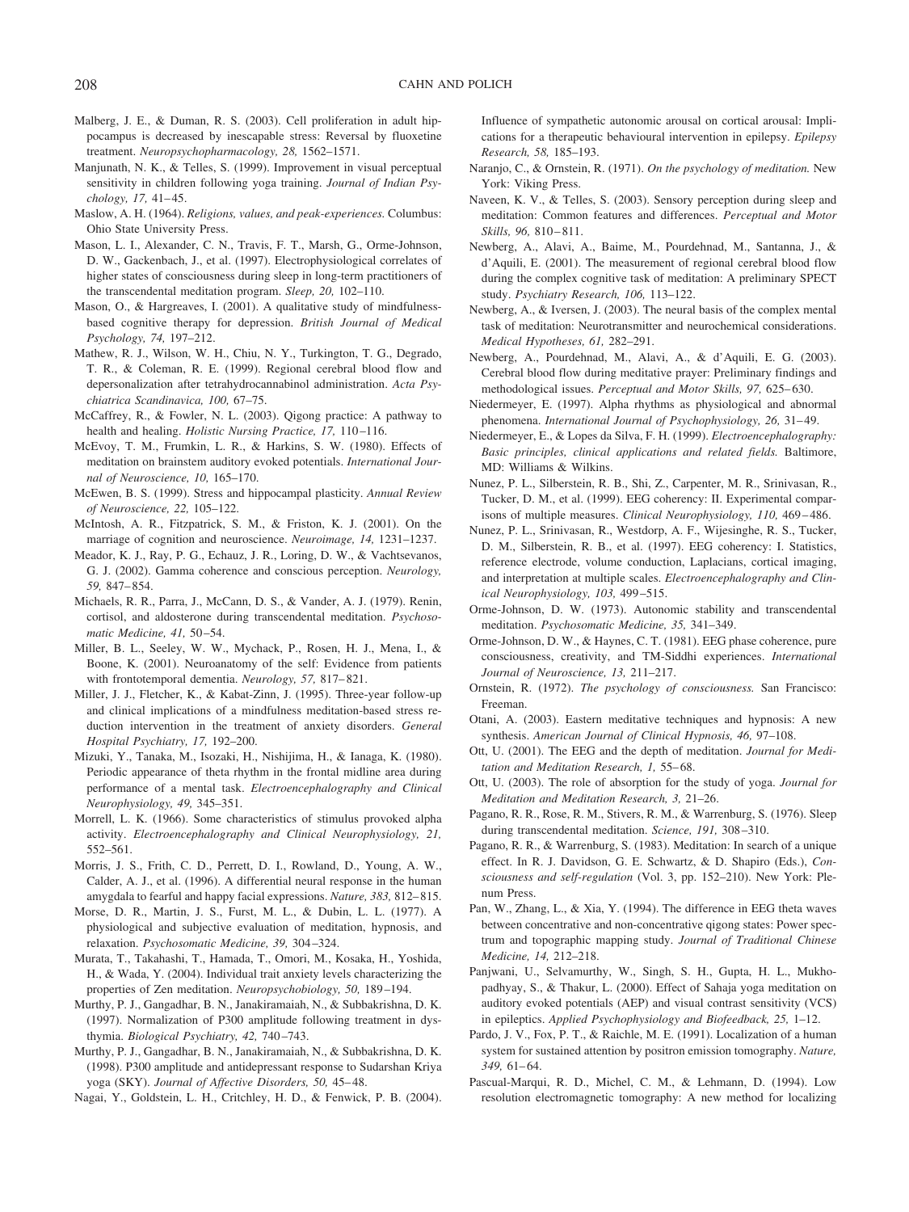Malberg, J. E., & Duman, R. S. (2003). Cell proliferation in adult hippocampus is decreased by inescapable stress: Reversal by fluoxetine treatment. *Neuropsychopharmacology, 28,* 1562–1571.

Manjunath, N. K., & Telles, S. (1999). Improvement in visual perceptual sensitivity in children following yoga training. *Journal of Indian Psychology, 17,* 41–45.

Maslow, A. H. (1964). *Religions, values, and peak-experiences.* Columbus: Ohio State University Press.

Mason, L. I., Alexander, C. N., Travis, F. T., Marsh, G., Orme-Johnson, D. W., Gackenbach, J., et al. (1997). Electrophysiological correlates of higher states of consciousness during sleep in long-term practitioners of the transcendental meditation program. *Sleep, 20,* 102–110.

Mason, O., & Hargreaves, I. (2001). A qualitative study of mindfulness-based cognitive therapy for depression. *British Journal of Medical Psychology, 74,* 197–212.

Mathew, R. J., Wilson, W. H., Chiu, N. Y., Turkington, T. G., Degrado, T. R., & Coleman, R. E. (1999). Regional cerebral blood flow and depersonalization after tetrahydrocannabinol administration. *Acta Psychiatrica Scandinavica, 100,* 67–75.

McCaffrey, R., & Fowler, N. L. (2003). Qigong practice: A pathway to health and healing. *Holistic Nursing Practice, 17,* 110–116.

McEvoy, T. M., Frumkin, L. R., & Harkins, S. W. (1980). Effects of meditation on brainstem auditory evoked potentials. *International Journal of Neuroscience, 10,* 165–170.

McEwen, B. S. (1999). Stress and hippocampal plasticity. *Annual Review of Neuroscience, 22,* 105–122.

McIntosh, A. R., Fitzpatrick, S. M., & Friston, K. J. (2001). On the marriage of cognition and neuroscience. *Neuroimage, 14,* 1231–1237.

Meador, K. J., Ray, P. G., Echauz, J. R., Loring, D. W., & Vachtsevanos, G. J. (2002). Gamma coherence and conscious perception. *Neurology, 59,* 847–854.

Michaels, R. R., Parra, J., McCann, D. S., & Vander, A. J. (1979). Renin, cortisol, and aldosterone during transcendental meditation. *Psychosomatic Medicine, 41,* 50–54.

Miller, B. L., Seeley, W. W., Mychack, P., Rosen, H. J., Mena, I., & Boone, K. (2001). Neuroanatomy of the self: Evidence from patients with frontotemporal dementia. *Neurology, 57,* 817–821.

Miller, J. J., Fletcher, K., & Kabat-Zinn, J. (1995). Three-year follow-up and clinical implications of a mindfulness meditation-based stress reduction intervention in the treatment of anxiety disorders. *General Hospital Psychiatry, 17,* 192–200.

Mizuki, Y., Tanaka, M., Isozaki, H., Nishijima, H., & Ianaga, K. (1980). Periodic appearance of theta rhythm in the frontal midline area during performance of a mental task. *Electroencephalography and Clinical Neurophysiology, 49,* 345–351.

Morrell, L. K. (1966). Some characteristics of stimulus provoked alpha activity. *Electroencephalography and Clinical Neurophysiology, 21,* 552–561.

Morris, J. S., Frith, C. D., Perrett, D. I., Rowland, D., Young, A. W., Calder, A. J., et al. (1996). A differential neural response in the human amygdala to fearful and happy facial expressions. *Nature, 383,* 812–815.

Morse, D. R., Martin, J. S., Furst, M. L., & Dubin, L. L. (1977). A physiological and subjective evaluation of meditation, hypnosis, and relaxation. *Psychosomatic Medicine, 39,* 304–324.

Murata, T., Takahashi, T., Hamada, T., Omori, M., Kosaka, H., Yoshida, H., & Wada, Y. (2004). Individual trait anxiety levels characterizing the properties of Zen meditation. *Neuropsychobiology, 50,* 189–194.

Murthy, P. J., Gangadhar, B. N., Janakiramaiah, N., & Subbakrishna, D. K. (1997). Normalization of P300 amplitude following treatment in dysthymia. *Biological Psychiatry, 42,* 740–743.

Murthy, P. J., Gangadhar, B. N., Janakiramaiah, N., & Subbakrishna, D. K. (1998). P300 amplitude and antidepressant response to Sudarshan Kriya yoga (SKY). *Journal of Affective Disorders, 50,* 45–48.

Nagai, Y., Goldstein, L. H., Critchley, H. D., & Fenwick, P. B. (2004). Influence of sympathetic autonomic arousal on cortical arousal: Implications for a therapeutic behavioural intervention in epilepsy. *Epilepsy Research, 58,* 185–193.

Naranjo, C., & Ornstein, R. (1971). *On the psychology of meditation.* New York: Viking Press.

Naveen, K. V., & Telles, S. (2003). Sensory perception during sleep and meditation: Common features and differences. *Perceptual and Motor Skills, 96,* 810–811.

Newberg, A., Alavi, A., Baime, M., Pourdehnad, M., Santanna, J., & d'Aquili, E. (2001). The measurement of regional cerebral blood flow during the complex cognitive task of meditation: A preliminary SPECT study. *Psychiatry Research, 106,* 113–122.

Newberg, A., & Iversen, J. (2003). The neural basis of the complex mental task of meditation: Neurotransmitter and neurochemical considerations. *Medical Hypotheses, 61,* 282–291.

Newberg, A., Pourdehnad, M., Alavi, A., & d'Aquili, E. G. (2003). Cerebral blood flow during meditative prayer: Preliminary findings and methodological issues. *Perceptual and Motor Skills, 97,* 625–630.

Niedermeyer, E. (1997). Alpha rhythms as physiological and abnormal phenomena. *International Journal of Psychophysiology, 26,* 31–49.

Niedermeyer, E., & Lopes da Silva, F. H. (1999). *Electroencephalography: Basic principles, clinical applications and related fields.* Baltimore, MD: Williams & Wilkins.

Nunez, P. L., Silberstein, R. B., Shi, Z., Carpenter, M. R., Srinivasan, R., Tucker, D. M., et al. (1999). EEG coherency: II. Experimental comparisons of multiple measures. *Clinical Neurophysiology, 110,* 469–486.

Nunez, P. L., Srinivasan, R., Westdorp, A. F., Wijesinghe, R. S., Tucker, D. M., Silberstein, R. B., et al. (1997). EEG coherency: I. Statistics, reference electrode, volume conduction, Laplacians, cortical imaging, and interpretation at multiple scales. *Electroencephalography and Clinical Neurophysiology, 103,* 499–515.

Orme-Johnson, D. W. (1973). Autonomic stability and transcendental meditation. *Psychosomatic Medicine, 35,* 341–349.

Orme-Johnson, D. W., & Haynes, C. T. (1981). EEG phase coherence, pure consciousness, creativity, and TM-Siddhi experiences. *International Journal of Neuroscience, 13,* 211–217.

Ornstein, R. (1972). *The psychology of consciousness.* San Francisco: Freeman.

Otani, A. (2003). Eastern meditative techniques and hypnosis: A new synthesis. *American Journal of Clinical Hypnosis, 46,* 97–108.

Ott, U. (2001). The EEG and the depth of meditation. *Journal for Meditation and Meditation Research, 1,* 55–68.

Ott, U. (2003). The role of absorption for the study of yoga. *Journal for Meditation and Meditation Research, 3,* 21–26.

Pagano, R. R., Rose, R. M., Stivers, R. M., & Warrenburg, S. (1976). Sleep during transcendental meditation. *Science, 191,* 308–310.

Pagano, R. R., & Warrenburg, S. (1983). Meditation: In search of a unique effect. In R. J. Davidson, G. E. Schwartz, & D. Shapiro (Eds.), *Consciousness and self-regulation* (Vol. 3, pp. 152–210). New York: Plenum Press.

Pan, W., Zhang, L., & Xia, Y. (1994). The difference in EEG theta waves between concentrative and non-concentrative qigong states: Power spectrum and topographic mapping study. *Journal of Traditional Chinese Medicine, 14,* 212–218.

Panjwani, U., Selvamurthy, W., Singh, S. H., Gupta, H. L., Mukhopadhyay, S., & Thakur, L. (2000). Effect of Sahaja yoga meditation on auditory evoked potentials (AEP) and visual contrast sensitivity (VCS) in epileptics. *Applied Psychophysiology and Biofeedback, 25,* 1–12.

Pardo, J. V., Fox, P. T., & Raichle, M. E. (1991). Localization of a human system for sustained attention by positron emission tomography. *Nature, 349,* 61–64.

Pascual-Marqui, R. D., Michel, C. M., & Lehmann, D. (1994). Low resolution electromagnetic tomography: A new method for localizing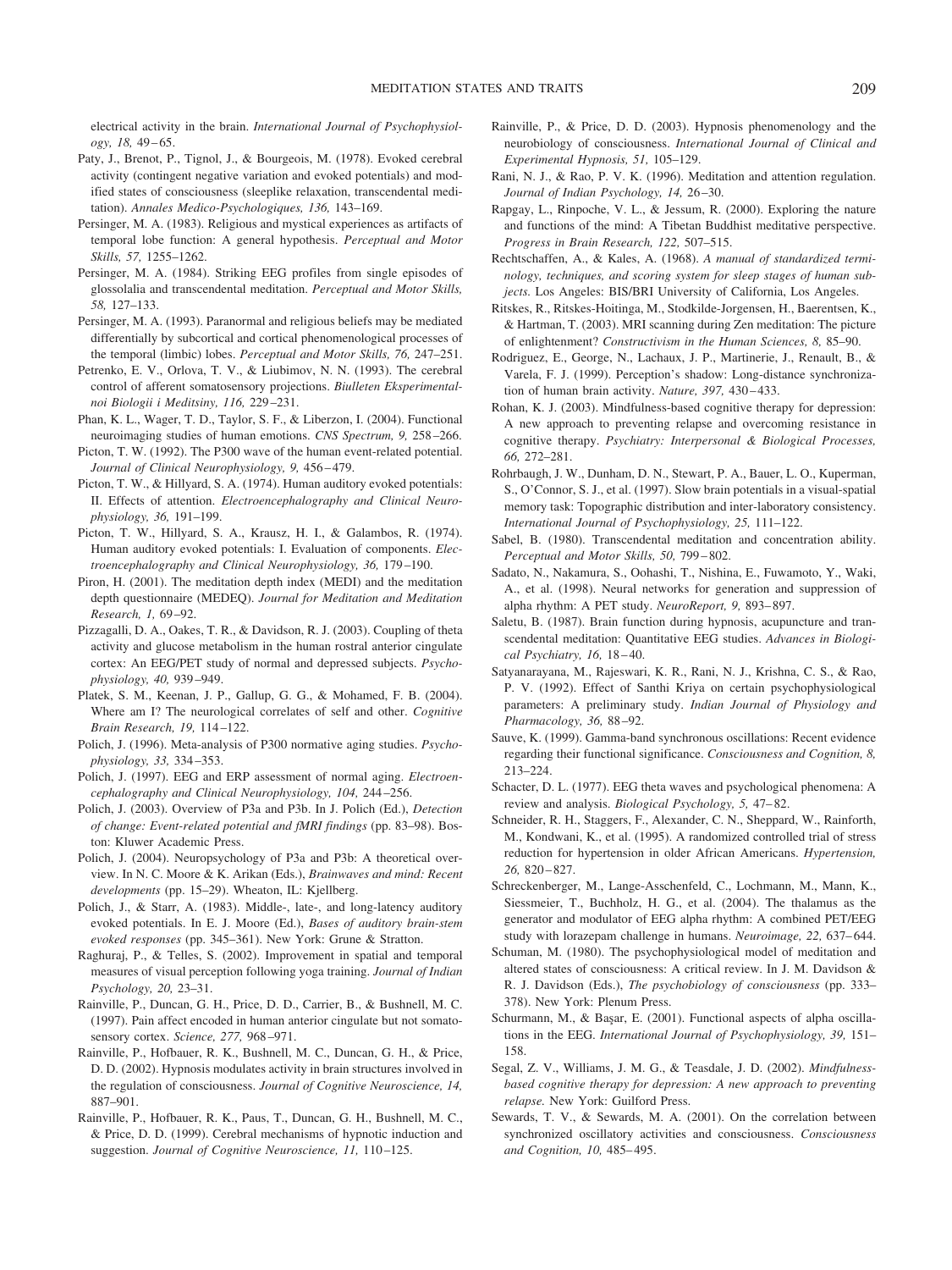electrical activity in the brain. *International Journal of Psychophysiology, 18,* 49–65.

Paty, J., Brenot, P., Tignol, J., & Bourgeois, M. (1978). Evoked cerebral activity (contingent negative variation and evoked potentials) and modified states of consciousness (sleeplike relaxation, transcendental meditation). *Annales Medico-Psychologiques, 136,* 143–169.

Persinger, M. A. (1983). Religious and mystical experiences as artifacts of temporal lobe function: A general hypothesis. *Perceptual and Motor Skills, 57,* 1255–1262.

Persinger, M. A. (1984). Striking EEG profiles from single episodes of glossolalia and transcendental meditation. *Perceptual and Motor Skills, 58,* 127–133.

Persinger, M. A. (1993). Paranormal and religious beliefs may be mediated differentially by subcortical and cortical phenomenological processes of the temporal (limbic) lobes. *Perceptual and Motor Skills, 76,* 247–251.

Petrenko, E. V., Orlova, T. V., & Liubimov, N. N. (1993). The cerebral control of afferent somatosensory projections. *Biulleten Eksperimentalnoi Biologii i Meditsiny, 116,* 229–231.

Phan, K. L., Wager, T. D., Taylor, S. F., & Liberzon, I. (2004). Functional neuroimaging studies of human emotions. *CNS Spectrum, 9,* 258–266.

Picton, T. W. (1992). The P300 wave of the human event-related potential. *Journal of Clinical Neurophysiology, 9,* 456–479.

Picton, T. W., & Hillyard, S. A. (1974). Human auditory evoked potentials: II. Effects of attention. *Electroencephalography and Clinical Neurophysiology, 36,* 191–199.

Picton, T. W., Hillyard, S. A., Krausz, H. I., & Galambos, R. (1974). Human auditory evoked potentials: I. Evaluation of components. *Electroencephalography and Clinical Neurophysiology, 36,* 179–190.

Piron, H. (2001). The meditation depth index (MEDI) and the meditation depth questionnaire (MEDEQ). *Journal for Meditation and Meditation Research, 1,* 69–92.

Pizzagalli, D. A., Oakes, T. R., & Davidson, R. J. (2003). Coupling of theta activity and glucose metabolism in the human rostral anterior cingulate cortex: An EEG/PET study of normal and depressed subjects. *Psychophysiology, 40,* 939–949.

Platek, S. M., Keenan, J. P., Gallup, G. G., & Mohamed, F. B. (2004). Where am I? The neurological correlates of self and other. *Cognitive Brain Research, 19,* 114–122.

Polich, J. (1996). Meta-analysis of P300 normative aging studies. *Psychophysiology, 33,* 334–353.

Polich, J. (1997). EEG and ERP assessment of normal aging. *Electroencephalography and Clinical Neurophysiology, 104,* 244–256.

Polich, J. (2003). Overview of P3a and P3b. In J. Polich (Ed.), *Detection of change: Event-related potential and fMRI findings* (pp. 83–98). Boston: Kluwer Academic Press.

Polich, J. (2004). Neuropsychology of P3a and P3b: A theoretical overview. In N. C. Moore & K. Arikan (Eds.), *Brainwaves and mind: Recent developments* (pp. 15–29). Wheaton, IL: Kjellberg.

Polich, J., & Starr, A. (1983). Middle-, late-, and long-latency auditory evoked potentials. In E. J. Moore (Ed.), *Bases of auditory brain-stem evoked responses* (pp. 345–361). New York: Grune & Stratton.

Raghuraj, P., & Telles, S. (2002). Improvement in spatial and temporal measures of visual perception following yoga training. *Journal of Indian Psychology, 20,* 23–31.

Rainville, P., Duncan, G. H., Price, D. D., Carrier, B., & Bushnell, M. C. (1997). Pain affect encoded in human anterior cingulate but not somatosensory cortex. *Science, 277,* 968–971.

Rainville, P., Hofbauer, R. K., Bushnell, M. C., Duncan, G. H., & Price, D. D. (2002). Hypnosis modulates activity in brain structures involved in the regulation of consciousness. *Journal of Cognitive Neuroscience, 14,* 887–901.

Rainville, P., Hofbauer, R. K., Paus, T., Duncan, G. H., Bushnell, M. C., & Price, D. D. (1999). Cerebral mechanisms of hypnotic induction and suggestion. *Journal of Cognitive Neuroscience, 11,* 110–125.

Rainville, P., & Price, D. D. (2003). Hypnosis phenomenology and the neurobiology of consciousness. *International Journal of Clinical and Experimental Hypnosis, 51,* 105–129.

Rani, N. J., & Rao, P. V. K. (1996). Meditation and attention regulation. *Journal of Indian Psychology, 14,* 26–30.

Rapgay, L., Rinpoche, V. L., & Jessum, R. (2000). Exploring the nature and functions of the mind: A Tibetan Buddhist meditative perspective. *Progress in Brain Research, 122,* 507–515.

Rechtschaffen, A., & Kales, A. (1968). *A manual of standardized terminology, techniques, and scoring system for sleep stages of human subjects.* Los Angeles: BIS/BRI University of California, Los Angeles.

Ritskes, R., Ritskes-Hoitinga, M., Stodkilde-Jorgensen, H., Baerentsen, K., & Hartman, T. (2003). MRI scanning during Zen meditation: The picture of enlightenment? *Constructivism in the Human Sciences, 8,* 85–90.

Rodriguez, E., George, N., Lachaux, J. P., Martinerie, J., Renault, B., & Varela, F. J. (1999). Perception's shadow: Long-distance synchronization of human brain activity. *Nature, 397,* 430–433.

Rohan, K. J. (2003). Mindfulness-based cognitive therapy for depression: A new approach to preventing relapse and overcoming resistance in cognitive therapy. *Psychiatry: Interpersonal & Biological Processes, 66,* 272–281.

Rohrbaugh, J. W., Dunham, D. N., Stewart, P. A., Bauer, L. O., Kuperman, S., O'Connor, S. J., et al. (1997). Slow brain potentials in a visual-spatial memory task: Topographic distribution and inter-laboratory consistency. *International Journal of Psychophysiology, 25,* 111–122.

Sabel, B. (1980). Transcendental meditation and concentration ability. *Perceptual and Motor Skills, 50,* 799–802.

Sadato, N., Nakamura, S., Oohashi, T., Nishina, E., Fuwamoto, Y., Waki, A., et al. (1998). Neural networks for generation and suppression of alpha rhythm: A PET study. *NeuroReport, 9,* 893–897.

Saletu, B. (1987). Brain function during hypnosis, acupuncture and transcendental meditation: Quantitative EEG studies. *Advances in Biological Psychiatry, 16,* 18–40.

Satyanarayana, M., Rajeswari, K. R., Rani, N. J., Krishna, C. S., & Rao, P. V. (1992). Effect of Santhi Kriya on certain psychophysiological parameters: A preliminary study. *Indian Journal of Physiology and Pharmacology, 36,* 88–92.

Sauve, K. (1999). Gamma-band synchronous oscillations: Recent evidence regarding their functional significance. *Consciousness and Cognition, 8,* 213–224.

Schacter, D. L. (1977). EEG theta waves and psychological phenomena: A review and analysis. *Biological Psychology, 5,* 47–82.

Schneider, R. H., Staggers, F., Alexander, C. N., Sheppard, W., Rainforth, M., Kondwani, K., et al. (1995). A randomized controlled trial of stress reduction for hypertension in older African Americans. *Hypertension, 26,* 820–827.

Schreckenberger, M., Lange-Asschenfeld, C., Lochmann, M., Mann, K., Siessmeier, T., Buchholz, H. G., et al. (2004). The thalamus as the generator and modulator of EEG alpha rhythm: A combined PET/EEG study with lorazepam challenge in humans. *Neuroimage, 22,* 637–644.

Schuman, M. (1980). The psychophysiological model of meditation and altered states of consciousness: A critical review. In J. M. Davidson & R. J. Davidson (Eds.), *The psychobiology of consciousness* (pp. 333–378). New York: Plenum Press.

Schurmann, M., & Başar, E. (2001). Functional aspects of alpha oscillations in the EEG. *International Journal of Psychophysiology, 39,* 151–158.

Segal, Z. V., Williams, J. M. G., & Teasdale, J. D. (2002). *Mindfulness-based cognitive therapy for depression: A new approach to preventing relapse.* New York: Guilford Press.

Sewards, T. V., & Sewards, M. A. (2001). On the correlation between synchronized oscillatory activities and consciousness. *Consciousness and Cognition, 10,* 485–495.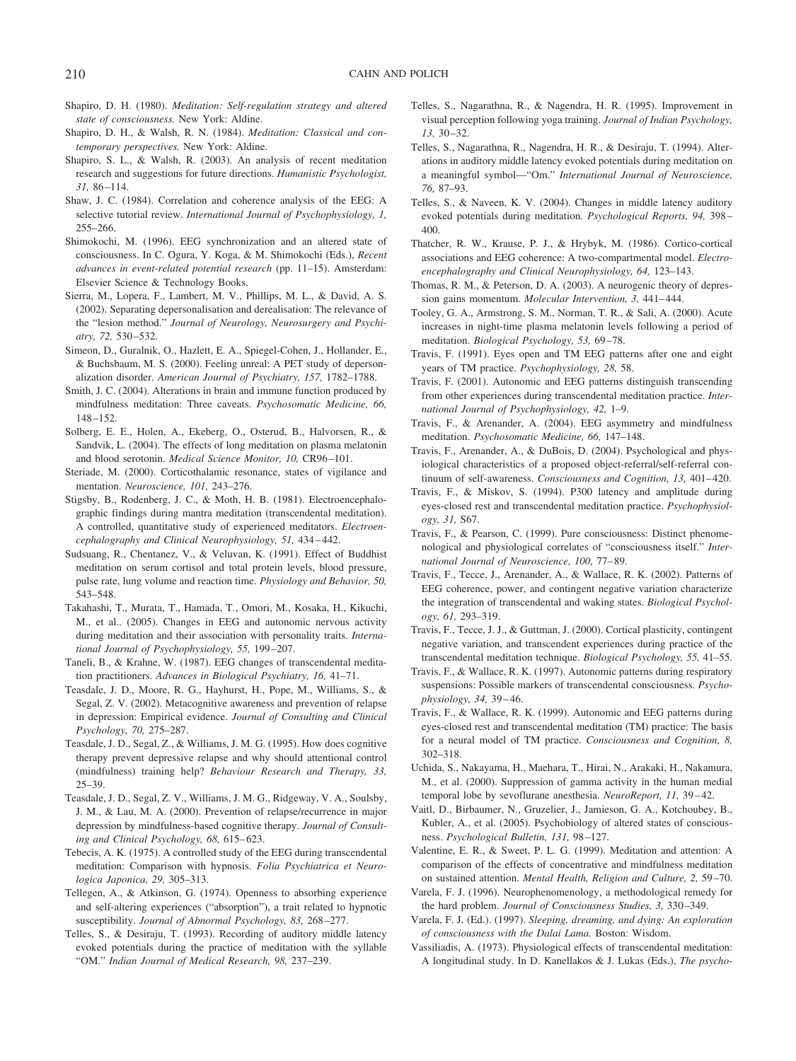Shapiro, D. H. (1980). *Meditation: Self-regulation strategy and altered state of consciousness.* New York: Aldine.

Shapiro, D. H., & Walsh, R. N. (1984). *Meditation: Classical and contemporary perspectives.* New York: Aldine.

Shapiro, S. L., & Walsh, R. (2003). An analysis of recent meditation research and suggestions for future directions. *Humanistic Psychologist, 31,* 86–114.

Shaw, J. C. (1984). Correlation and coherence analysis of the EEG: A selective tutorial review. *International Journal of Psychophysiology, 1,* 255–266.

Shimokochi, M. (1996). EEG synchronization and an altered state of consciousness. In C. Ogura, Y. Koga, & M. Shimokochi (Eds.), *Recent advances in event-related potential research* (pp. 11–15). Amsterdam: Elsevier Science & Technology Books.

Sierra, M., Lopera, F., Lambert, M. V., Phillips, M. L., & David, A. S. (2002). Separating depersonalisation and derealisation: The relevance of the "lesion method." *Journal of Neurology, Neurosurgery and Psychiatry, 72,* 530–532.

Simeon, D., Guralnik, O., Hazlett, E. A., Spiegel-Cohen, J., Hollander, E., & Buchsbaum, M. S. (2000). Feeling unreal: A PET study of depersonalization disorder. *American Journal of Psychiatry, 157,* 1782–1788.

Smith, J. C. (2004). Alterations in brain and immune function produced by mindfulness meditation: Three caveats. *Psychosomatic Medicine, 66,* 148–152.

Solberg, E. E., Holen, A., Ekeberg, O., Osterud, B., Halvorsen, R., & Sandvik, L. (2004). The effects of long meditation on plasma melatonin and blood serotonin. *Medical Science Monitor, 10,* CR96–101.

Steriade, M. (2000). Corticothalamic resonance, states of vigilance and mentation. *Neuroscience, 101,* 243–276.

Stigsby, B., Rodenberg, J. C., & Moth, H. B. (1981). Electroencephalographic findings during mantra meditation (transcendental meditation). A controlled, quantitative study of experienced meditators. *Electroencephalography and Clinical Neurophysiology, 51,* 434–442.

Sudsuang, R., Chentanez, V., & Veluvan, K. (1991). Effect of Buddhist meditation on serum cortisol and total protein levels, blood pressure, pulse rate, lung volume and reaction time. *Physiology and Behavior, 50,* 543–548.

Takahashi, T., Murata, T., Hamada, T., Omori, M., Kosaka, H., Kikuchi, M., et al.. (2005). Changes in EEG and autonomic nervous activity during meditation and their association with personality traits. *International Journal of Psychophysiology, 55,* 199–207.

Taneli, B., & Krahne, W. (1987). EEG changes of transcendental meditation practitioners. *Advances in Biological Psychiatry, 16,* 41–71.

Teasdale, J. D., Moore, R. G., Hayhurst, H., Pope, M., Williams, S., & Segal, Z. V. (2002). Metacognitive awareness and prevention of relapse in depression: Empirical evidence. *Journal of Consulting and Clinical Psychology, 70,* 275–287.

Teasdale, J. D., Segal, Z., & Williams, J. M. G. (1995). How does cognitive therapy prevent depressive relapse and why should attentional control (mindfulness) training help? *Behaviour Research and Therapy, 33,* 25–39.

Teasdale, J. D., Segal, Z. V., Williams, J. M. G., Ridgeway, V. A., Soulsby, J. M., & Lau, M. A. (2000). Prevention of relapse/recurrence in major depression by mindfulness-based cognitive therapy. *Journal of Consulting and Clinical Psychology, 68,* 615–623.

Tebecis, A. K. (1975). A controlled study of the EEG during transcendental meditation: Comparison with hypnosis. *Folia Psychiatrica et Neurologica Japonica, 29,* 305–313.

Tellegen, A., & Atkinson, G. (1974). Openness to absorbing experience and self-altering experiences ("absorption"), a trait related to hypnotic susceptibility. *Journal of Abnormal Psychology, 83,* 268–277.

Telles, S., & Desiraju, T. (1993). Recording of auditory middle latency evoked potentials during the practice of meditation with the syllable "OM." *Indian Journal of Medical Research, 98,* 237–239.

Telles, S., Nagarathna, R., & Nagendra, H. R. (1995). Improvement in visual perception following yoga training. *Journal of Indian Psychology, 13,* 30–32.

Telles, S., Nagarathna, R., Nagendra, H. R., & Desiraju, T. (1994). Alterations in auditory middle latency evoked potentials during meditation on a meaningful symbol—"Om." *International Journal of Neuroscience, 76,* 87–93.

Telles, S., & Naveen, K. V. (2004). Changes in middle latency auditory evoked potentials during meditation. *Psychological Reports, 94,* 398–400.

Thatcher, R. W., Krause, P. J., & Hrybyk, M. (1986). Cortico-cortical associations and EEG coherence: A two-compartmental model. *Electroencephalography and Clinical Neurophysiology, 64,* 123–143.

Thomas, R. M., & Peterson, D. A. (2003). A neurogenic theory of depression gains momentum. *Molecular Intervention, 3,* 441–444.

Tooley, G. A., Armstrong, S. M., Norman, T. R., & Sali, A. (2000). Acute increases in night-time plasma melatonin levels following a period of meditation. *Biological Psychology, 53,* 69–78.

Travis, F. (1991). Eyes open and TM EEG patterns after one and eight years of TM practice. *Psychophysiology, 28,* 58.

Travis, F. (2001). Autonomic and EEG patterns distinguish transcending from other experiences during transcendental meditation practice. *International Journal of Psychophysiology, 42,* 1–9.

Travis, F., & Arenander, A. (2004). EEG asymmetry and mindfulness meditation. *Psychosomatic Medicine, 66,* 147–148.

Travis, F., Arenander, A., & DuBois, D. (2004). Psychological and physiological characteristics of a proposed object-referral/self-referral continuum of self-awareness. *Consciousness and Cognition, 13,* 401–420.

Travis, F., & Miskov, S. (1994). P300 latency and amplitude during eyes-closed rest and transcendental meditation practice. *Psychophysiology, 31,* S67.

Travis, F., & Pearson, C. (1999). Pure consciousness: Distinct phenomenological and physiological correlates of "consciousness itself." *International Journal of Neuroscience, 100,* 77–89.

Travis, F., Tecce, J., Arenander, A., & Wallace, R. K. (2002). Patterns of EEG coherence, power, and contingent negative variation characterize the integration of transcendental and waking states. *Biological Psychology, 61,* 293–319.

Travis, F., Tecce, J. J., & Guttman, J. (2000). Cortical plasticity, contingent negative variation, and transcendent experiences during practice of the transcendental meditation technique. *Biological Psychology, 55,* 41–55.

Travis, F., & Wallace, R. K. (1997). Autonomic patterns during respiratory suspensions: Possible markers of transcendental consciousness. *Psychophysiology, 34,* 39–46.

Travis, F., & Wallace, R. K. (1999). Autonomic and EEG patterns during eyes-closed rest and transcendental meditation (TM) practice: The basis for a neural model of TM practice. *Consciousness and Cognition, 8,* 302–318.

Uchida, S., Nakayama, H., Maehara, T., Hirai, N., Arakaki, H., Nakamura, M., et al. (2000). Suppression of gamma activity in the human medial temporal lobe by sevoflurane anesthesia. *NeuroReport, 11,* 39–42.

Vaitl, D., Birbaumer, N., Gruzelier, J., Jamieson, G. A., Kotchoubey, B., Kubler, A., et al. (2005). Psychobiology of altered states of consciousness. *Psychological Bulletin, 131,* 98–127.

Valentine, E. R., & Sweet, P. L. G. (1999). Meditation and attention: A comparison of the effects of concentrative and mindfulness meditation on sustained attention. *Mental Health, Religion and Culture, 2,* 59–70.

Varela, F. J. (1996). Neurophenomenology, a methodological remedy for the hard problem. *Journal of Consciousness Studies, 3,* 330–349.

Varela, F. J. (Ed.). (1997). *Sleeping, dreaming, and dying: An exploration of consciousness with the Dalai Lama.* Boston: Wisdom.

Vassiliadis, A. (1973). Physiological effects of transcendental meditation: A longitudinal study. In D. Kanellakos & J. Lukas (Eds.), *The psycho-*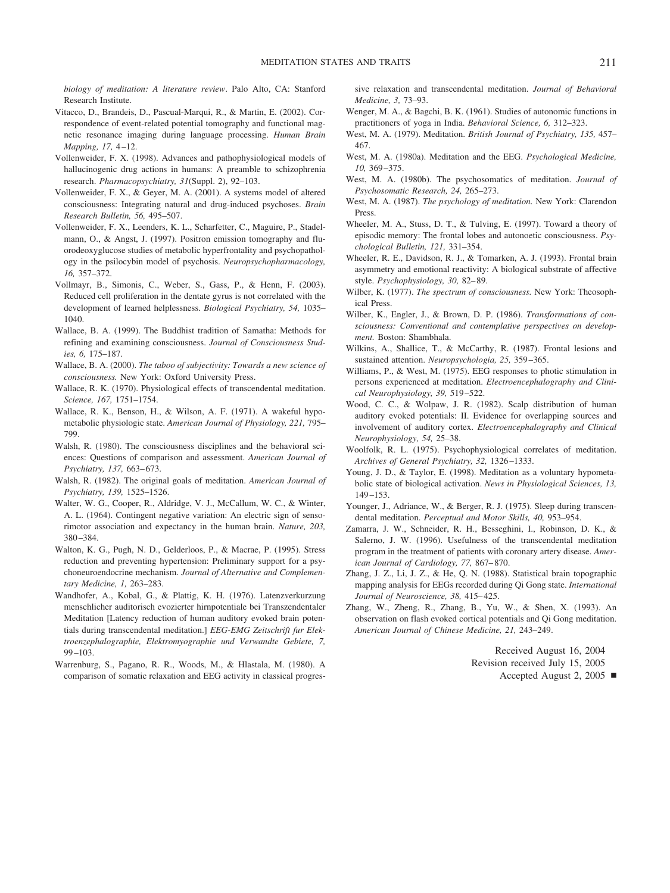*biology of meditation: A literature review*. Palo Alto, CA: Stanford Research Institute.

Vitacco, D., Brandeis, D., Pascual-Marqui, R., & Martin, E. (2002). Correspondence of event-related potential tomography and functional magnetic resonance imaging during language processing. *Human Brain Mapping, 17,* 4–12.

Vollenweider, F. X. (1998). Advances and pathophysiological models of hallucinogenic drug actions in humans: A preamble to schizophrenia research. *Pharmacopsychiatry, 31*(Suppl. 2), 92–103.

Vollenweider, F. X., & Geyer, M. A. (2001). A systems model of altered consciousness: Integrating natural and drug-induced psychoses. *Brain Research Bulletin, 56,* 495–507.

Vollenweider, F. X., Leenders, K. L., Scharfetter, C., Maguire, P., Stadelmann, O., & Angst, J. (1997). Positron emission tomography and fluorodeoxyglucose studies of metabolic hyperfrontality and psychopathology in the psilocybin model of psychosis. *Neuropsychopharmacology, 16,* 357–372.

Vollmayr, B., Simonis, C., Weber, S., Gass, P., & Henn, F. (2003). Reduced cell proliferation in the dentate gyrus is not correlated with the development of learned helplessness. *Biological Psychiatry, 54,* 1035–1040.

Wallace, B. A. (1999). The Buddhist tradition of Samatha: Methods for refining and examining consciousness. *Journal of Consciousness Studies, 6,* 175–187.

Wallace, B. A. (2000). *The taboo of subjectivity: Towards a new science of consciousness.* New York: Oxford University Press.

Wallace, R. K. (1970). Physiological effects of transcendental meditation. *Science, 167,* 1751–1754.

Wallace, R. K., Benson, H., & Wilson, A. F. (1971). A wakeful hypometabolic physiologic state. *American Journal of Physiology, 221,* 795–799.

Walsh, R. (1980). The consciousness disciplines and the behavioral sciences: Questions of comparison and assessment. *American Journal of Psychiatry, 137,* 663–673.

Walsh, R. (1982). The original goals of meditation. *American Journal of Psychiatry, 139,* 1525–1526.

Walter, W. G., Cooper, R., Aldridge, V. J., McCallum, W. C., & Winter, A. L. (1964). Contingent negative variation: An electric sign of sensorimotor association and expectancy in the human brain. *Nature, 203,* 380–384.

Walton, K. G., Pugh, N. D., Gelderloos, P., & Macrae, P. (1995). Stress reduction and preventing hypertension: Preliminary support for a psychoneuroendocrine mechanism. *Journal of Alternative and Complementary Medicine, 1,* 263–283.

Wandhofer, A., Kobal, G., & Plattig, K. H. (1976). Latenzverkurzung menschlicher auditorisch evozierter hirnpotentiale bei Transzendentaler Meditation [Latency reduction of human auditory evoked brain potentials during transcendental meditation.] *EEG-EMG Zeitschrift fur Elektroenzephalographie, Elektromyographie und Verwandte Gebiete, 7,* 99–103.

Warrenburg, S., Pagano, R. R., Woods, M., & Hlastala, M. (1980). A comparison of somatic relaxation and EEG activity in classical progressive relaxation and transcendental meditation. *Journal of Behavioral Medicine, 3,* 73–93.

Wenger, M. A., & Bagchi, B. K. (1961). Studies of autonomic functions in practitioners of yoga in India. *Behavioral Science, 6,* 312–323.

West, M. A. (1979). Meditation. *British Journal of Psychiatry, 135,* 457–467.

West, M. A. (1980a). Meditation and the EEG. *Psychological Medicine, 10,* 369–375.

West, M. A. (1980b). The psychosomatics of meditation. *Journal of Psychosomatic Research, 24,* 265–273.

West, M. A. (1987). *The psychology of meditation.* New York: Clarendon Press.

Wheeler, M. A., Stuss, D. T., & Tulving, E. (1997). Toward a theory of episodic memory: The frontal lobes and autonoetic consciousness. *Psychological Bulletin, 121,* 331–354.

Wheeler, R. E., Davidson, R. J., & Tomarken, A. J. (1993). Frontal brain asymmetry and emotional reactivity: A biological substrate of affective style. *Psychophysiology, 30,* 82–89.

Wilber, K. (1977). *The spectrum of consciousness.* New York: Theosophical Press.

Wilber, K., Engler, J., & Brown, D. P. (1986). *Transformations of consciousness: Conventional and contemplative perspectives on development.* Boston: Shambhala.

Wilkins, A., Shallice, T., & McCarthy, R. (1987). Frontal lesions and sustained attention. *Neuropsychologia, 25,* 359–365.

Williams, P., & West, M. (1975). EEG responses to photic stimulation in persons experienced at meditation. *Electroencephalography and Clinical Neurophysiology, 39,* 519–522.

Wood, C. C., & Wolpaw, J. R. (1982). Scalp distribution of human auditory evoked potentials: II. Evidence for overlapping sources and involvement of auditory cortex. *Electroencephalography and Clinical Neurophysiology, 54,* 25–38.

Woolfolk, R. L. (1975). Psychophysiological correlates of meditation. *Archives of General Psychiatry, 32,* 1326–1333.

Young, J. D., & Taylor, E. (1998). Meditation as a voluntary hypometabolic state of biological activation. *News in Physiological Sciences, 13,* 149–153.

Younger, J., Adriance, W., & Berger, R. J. (1975). Sleep during transcendental meditation. *Perceptual and Motor Skills, 40,* 953–954.

Zamarra, J. W., Schneider, R. H., Besseghini, I., Robinson, D. K., & Salerno, J. W. (1996). Usefulness of the transcendental meditation program in the treatment of patients with coronary artery disease. *American Journal of Cardiology, 77,* 867–870.

Zhang, J. Z., Li, J. Z., & He, Q. N. (1988). Statistical brain topographic mapping analysis for EEGs recorded during Qi Gong state. *International Journal of Neuroscience, 38,* 415–425.

Zhang, W., Zheng, R., Zhang, B., Yu, W., & Shen, X. (1993). An observation on flash evoked cortical potentials and Qi Gong meditation. *American Journal of Chinese Medicine, 21,* 243–249.

Received August 16, 2004
Revision received July 15, 2005
Accepted August 2, 2005 ■